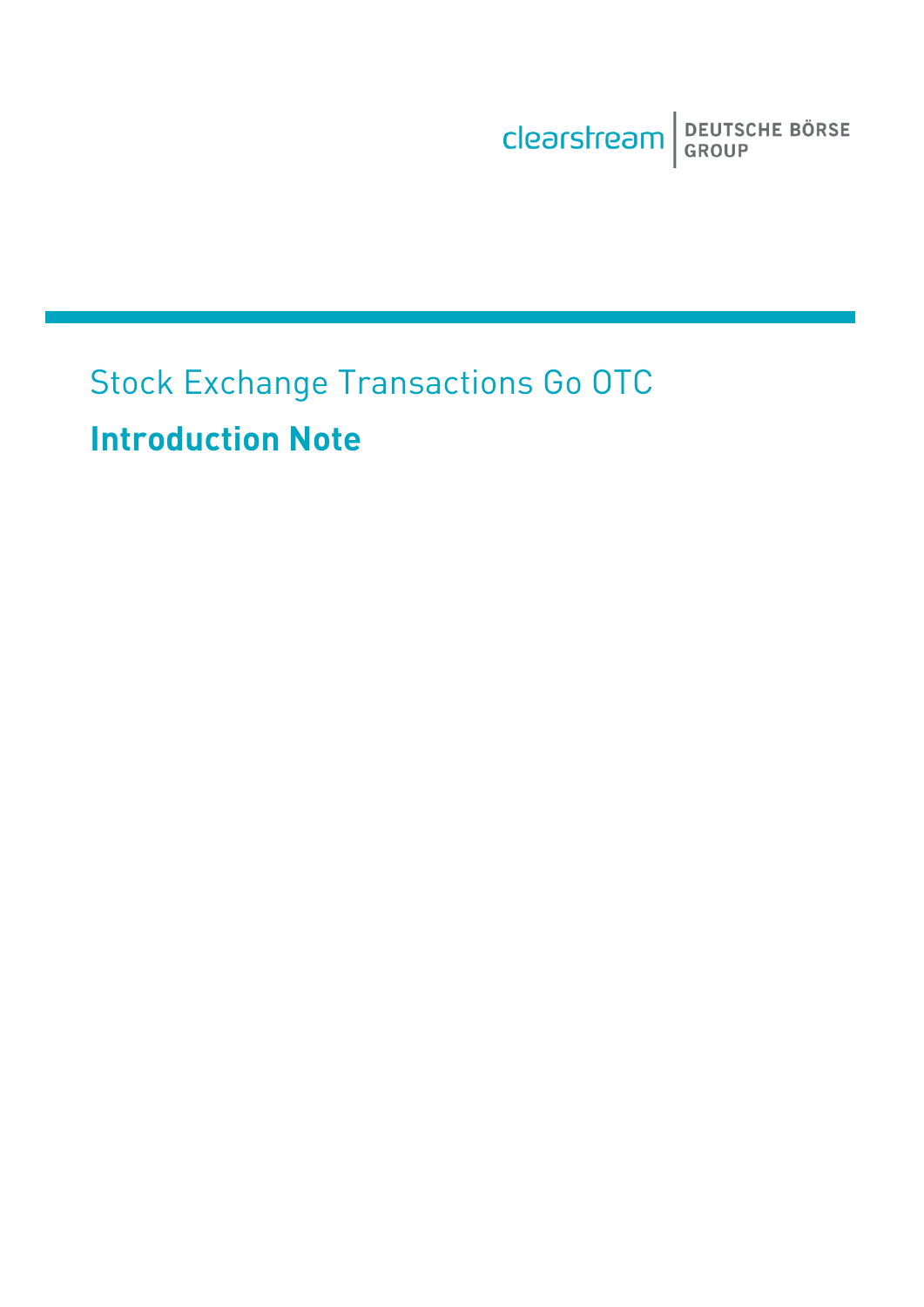clearstream | DEUTSCHE BÖRSE GROUP

# Stock Exchange Transactions Go OTC

## Introduction Note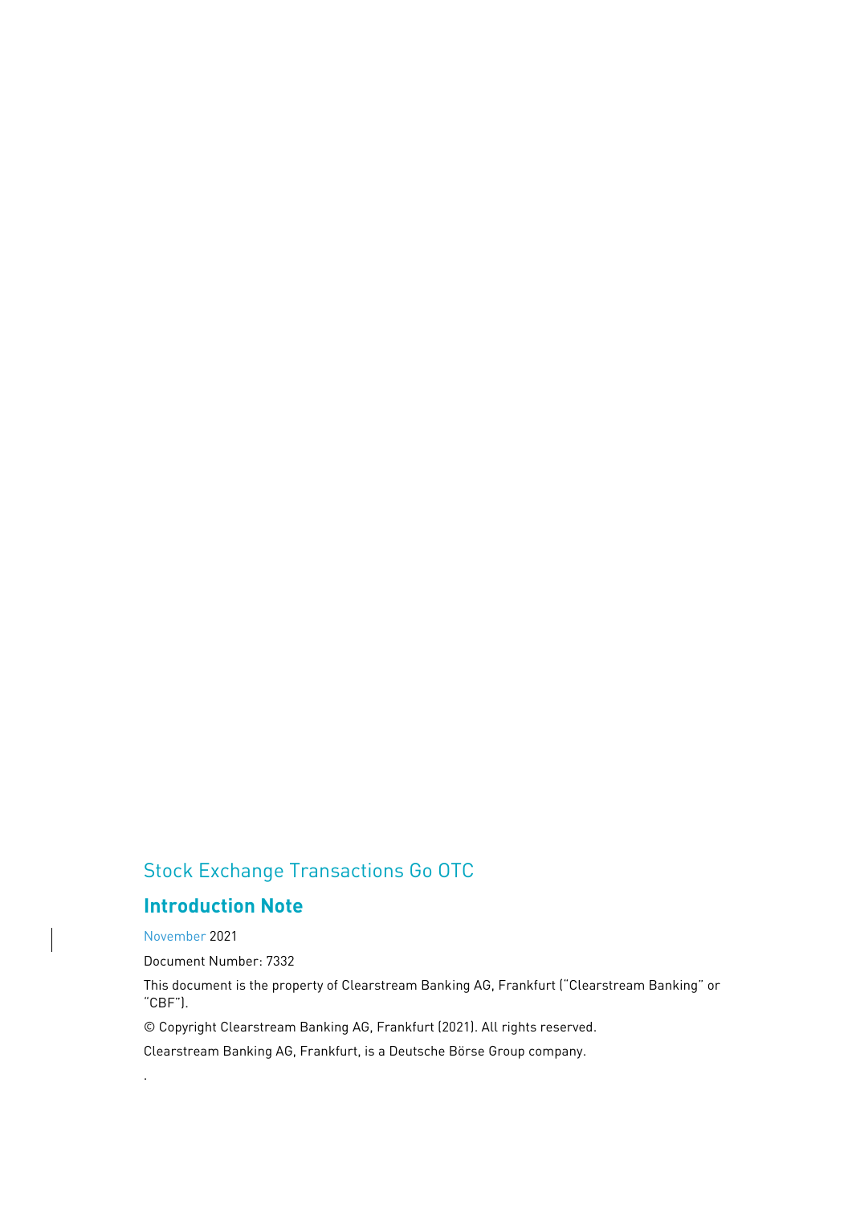Stock Exchange Transactions Go OTC

## Introduction Note

November 2021

Document Number: 7332

This document is the property of Clearstream Banking AG, Frankfurt ("Clearstream Banking" or "CBF").

© Copyright Clearstream Banking AG, Frankfurt (2021). All rights reserved.

Clearstream Banking AG, Frankfurt, is a Deutsche Börse Group company.

.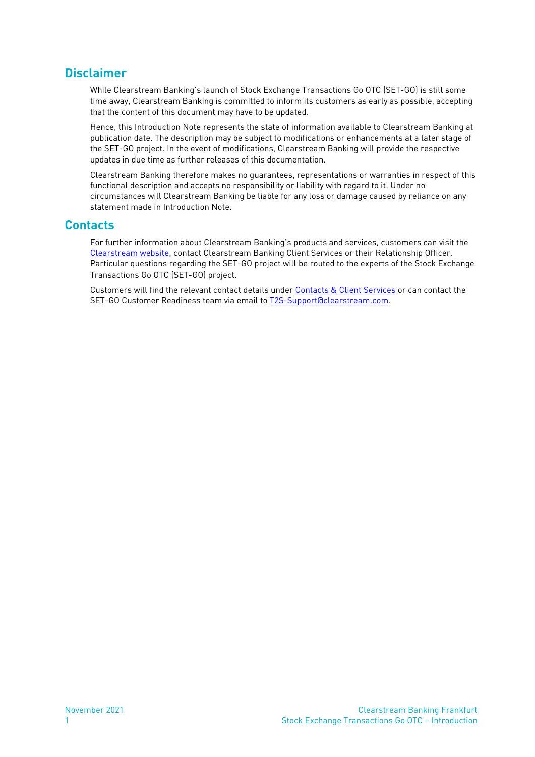## Disclaimer

While Clearstream Banking's launch of Stock Exchange Transactions Go OTC (SET-GO) is still some time away, Clearstream Banking is committed to inform its customers as early as possible, accepting that the content of this document may have to be updated.

Hence, this Introduction Note represents the state of information available to Clearstream Banking at publication date. The description may be subject to modifications or enhancements at a later stage of the SET-GO project. In the event of modifications, Clearstream Banking will provide the respective updates in due time as further releases of this documentation.

Clearstream Banking therefore makes no guarantees, representations or warranties in respect of this functional description and accepts no responsibility or liability with regard to it. Under no circumstances will Clearstream Banking be liable for any loss or damage caused by reliance on any statement made in Introduction Note.

## Contacts

For further information about Clearstream Banking's products and services, customers can visit the Clearstream website, contact Clearstream Banking Client Services or their Relationship Officer. Particular questions regarding the SET-GO project will be routed to the experts of the Stock Exchange Transactions Go OTC (SET-GO) project.

Customers will find the relevant contact details under Contacts & Client Services or can contact the SET-GO Customer Readiness team via email to T2S-Support@clearstream.com.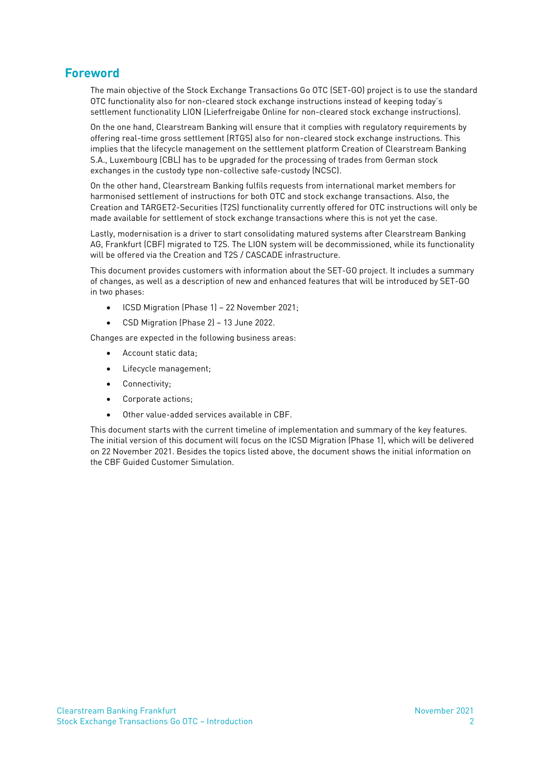# Foreword

The main objective of the Stock Exchange Transactions Go OTC (SET-GO) project is to use the standard OTC functionality also for non-cleared stock exchange instructions instead of keeping today's settlement functionality LION (Lieferfreigabe Online for non-cleared stock exchange instructions).

On the one hand, Clearstream Banking will ensure that it complies with regulatory requirements by offering real-time gross settlement (RTGS) also for non-cleared stock exchange instructions. This implies that the lifecycle management on the settlement platform Creation of Clearstream Banking S.A., Luxembourg (CBL) has to be upgraded for the processing of trades from German stock exchanges in the custody type non-collective safe-custody (NCSC).

On the other hand, Clearstream Banking fulfils requests from international market members for harmonised settlement of instructions for both OTC and stock exchange transactions. Also, the Creation and TARGET2-Securities (T2S) functionality currently offered for OTC instructions will only be made available for settlement of stock exchange transactions where this is not yet the case.

Lastly, modernisation is a driver to start consolidating matured systems after Clearstream Banking AG, Frankfurt (CBF) migrated to T2S. The LION system will be decommissioned, while its functionality will be offered via the Creation and T2S / CASCADE infrastructure.

This document provides customers with information about the SET-GO project. It includes a summary of changes, as well as a description of new and enhanced features that will be introduced by SET-GO in two phases:

- ICSD Migration (Phase 1) – 22 November 2021;
- CSD Migration (Phase 2) – 13 June 2022.

Changes are expected in the following business areas:

- Account static data;
- Lifecycle management;
- Connectivity;
- Corporate actions;
- Other value-added services available in CBF.

This document starts with the current timeline of implementation and summary of the key features. The initial version of this document will focus on the ICSD Migration (Phase 1), which will be delivered on 22 November 2021. Besides the topics listed above, the document shows the initial information on the CBF Guided Customer Simulation.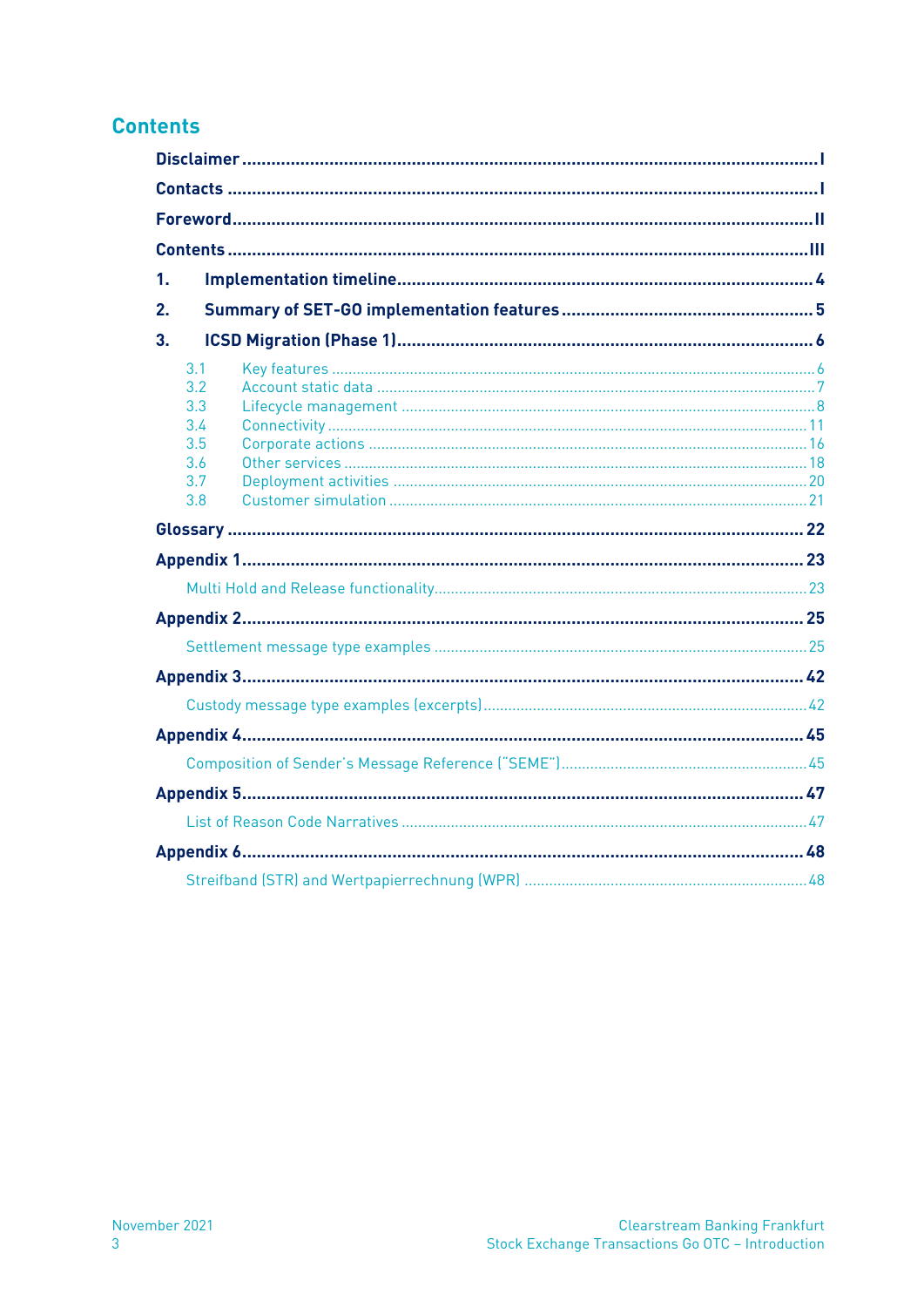## Contents

**Disclaimer** ........................................ I

**Contacts** ........................................ I

**Foreword** ........................................ II

**Contents** ........................................ III

**1. Implementation timeline** ........................................ 4

**2. Summary of SET-GO implementation features** ........................................ 5

**3. ICSD Migration (Phase 1)** ........................................ 6

- 3.1 Key features ........................................ 6
- 3.2 Account static data ........................................ 7
- 3.3 Lifecycle management ........................................ 8
- 3.4 Connectivity ........................................ 11
- 3.5 Corporate actions ........................................ 16
- 3.6 Other services ........................................ 18
- 3.7 Deployment activities ........................................ 20
- 3.8 Customer simulation ........................................ 21

**Glossary** ........................................ 22

**Appendix 1** ........................................ 23

Multi Hold and Release functionality ........................................ 23

**Appendix 2** ........................................ 25

Settlement message type examples ........................................ 25

**Appendix 3** ........................................ 42

Custody message type examples (excerpts) ........................................ 42

**Appendix 4** ........................................ 45

Composition of Sender's Message Reference ("SEME") ........................................ 45

**Appendix 5** ........................................ 47

List of Reason Code Narratives ........................................ 47

**Appendix 6** ........................................ 48

Streifband (STR) and Wertpapierrechnung (WPR) ........................................ 48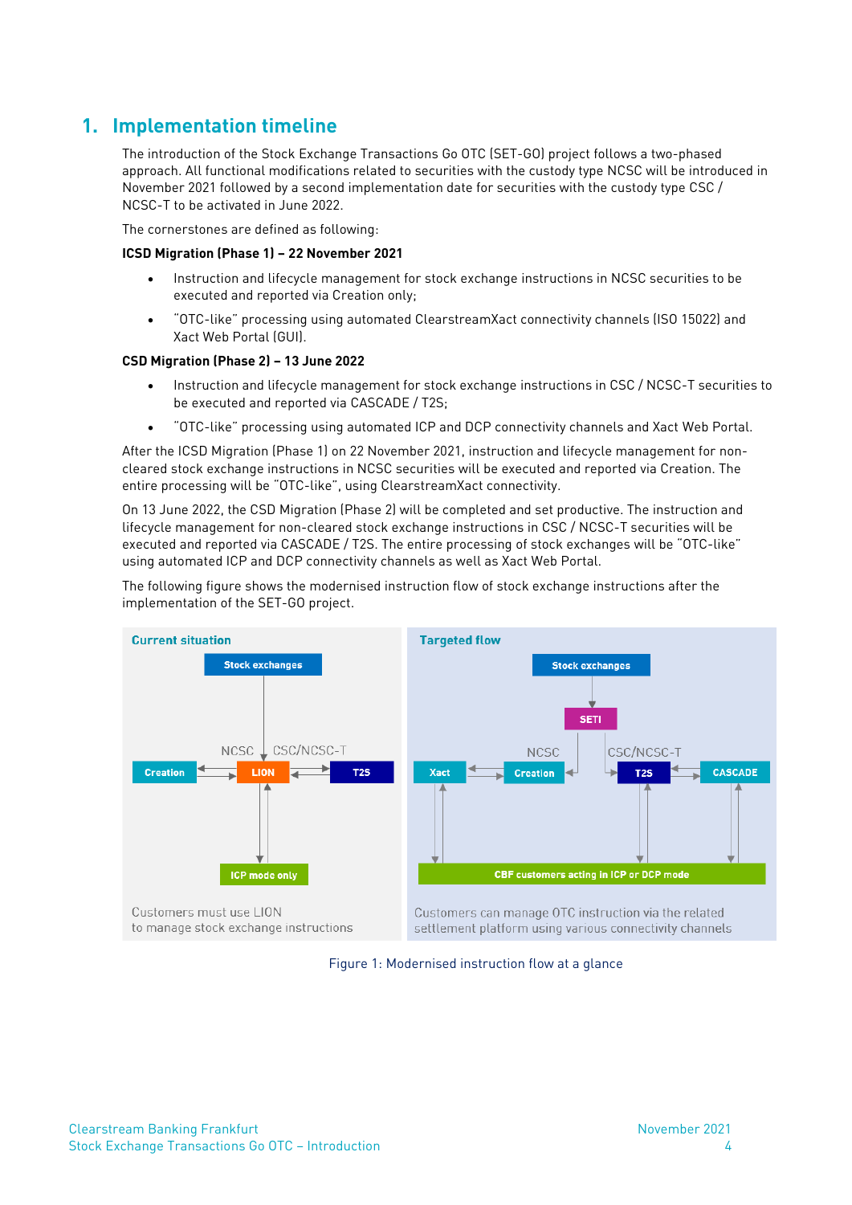## 1. Implementation timeline

The introduction of the Stock Exchange Transactions Go OTC (SET-GO) project follows a two-phased approach. All functional modifications related to securities with the custody type NCSC will be introduced in November 2021 followed by a second implementation date for securities with the custody type CSC / NCSC-T to be activated in June 2022.

The cornerstones are defined as following:

**ICSD Migration (Phase 1) – 22 November 2021**

- Instruction and lifecycle management for stock exchange instructions in NCSC securities to be executed and reported via Creation only;
- "OTC-like" processing using automated ClearstreamXact connectivity channels (ISO 15022) and Xact Web Portal (GUI).

**CSD Migration (Phase 2) – 13 June 2022**

- Instruction and lifecycle management for stock exchange instructions in CSC / NCSC-T securities to be executed and reported via CASCADE / T2S;
- "OTC-like" processing using automated ICP and DCP connectivity channels and Xact Web Portal.

After the ICSD Migration (Phase 1) on 22 November 2021, instruction and lifecycle management for non-cleared stock exchange instructions in NCSC securities will be executed and reported via Creation. The entire processing will be "OTC-like", using ClearstreamXact connectivity.

On 13 June 2022, the CSD Migration (Phase 2) will be completed and set productive. The instruction and lifecycle management for non-cleared stock exchange instructions in CSC / NCSC-T securities will be executed and reported via CASCADE / T2S. The entire processing of stock exchanges will be "OTC-like" using automated ICP and DCP connectivity channels as well as Xact Web Portal.

The following figure shows the modernised instruction flow of stock exchange instructions after the implementation of the SET-GO project.

Current situation

Stock exchanges
NCSC
CSC/NCSC-T
Creation
LION
T2S
ICP mode only

Customers must use LION
to manage stock exchange instructions

Targeted flow

Stock exchanges
SETI
NCSC
CSC/NCSC-T
Xact
Creation
T2S
CASCADE
CBF customers acting in ICP or DCP mode

Customers can manage OTC instruction via the related
settlement platform using various connectivity channels

Figure 1: Modernised instruction flow at a glance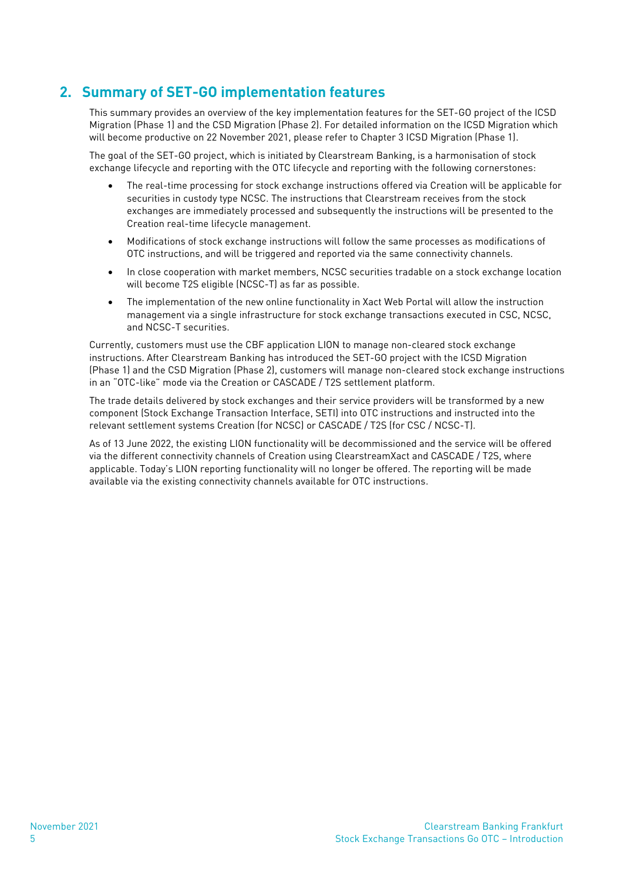## 2. Summary of SET-GO implementation features

This summary provides an overview of the key implementation features for the SET-GO project of the ICSD Migration (Phase 1) and the CSD Migration (Phase 2). For detailed information on the ICSD Migration which will become productive on 22 November 2021, please refer to Chapter 3 ICSD Migration (Phase 1).

The goal of the SET-GO project, which is initiated by Clearstream Banking, is a harmonisation of stock exchange lifecycle and reporting with the OTC lifecycle and reporting with the following cornerstones:

- The real-time processing for stock exchange instructions offered via Creation will be applicable for securities in custody type NCSC. The instructions that Clearstream receives from the stock exchanges are immediately processed and subsequently the instructions will be presented to the Creation real-time lifecycle management.
- Modifications of stock exchange instructions will follow the same processes as modifications of OTC instructions, and will be triggered and reported via the same connectivity channels.
- In close cooperation with market members, NCSC securities tradable on a stock exchange location will become T2S eligible (NCSC-T) as far as possible.
- The implementation of the new online functionality in Xact Web Portal will allow the instruction management via a single infrastructure for stock exchange transactions executed in CSC, NCSC, and NCSC-T securities.

Currently, customers must use the CBF application LION to manage non-cleared stock exchange instructions. After Clearstream Banking has introduced the SET-GO project with the ICSD Migration (Phase 1) and the CSD Migration (Phase 2), customers will manage non-cleared stock exchange instructions in an "OTC-like" mode via the Creation or CASCADE / T2S settlement platform.

The trade details delivered by stock exchanges and their service providers will be transformed by a new component (Stock Exchange Transaction Interface, SETI) into OTC instructions and instructed into the relevant settlement systems Creation (for NCSC) or CASCADE / T2S (for CSC / NCSC-T).

As of 13 June 2022, the existing LION functionality will be decommissioned and the service will be offered via the different connectivity channels of Creation using ClearstreamXact and CASCADE / T2S, where applicable. Today's LION reporting functionality will no longer be offered. The reporting will be made available via the existing connectivity channels available for OTC instructions.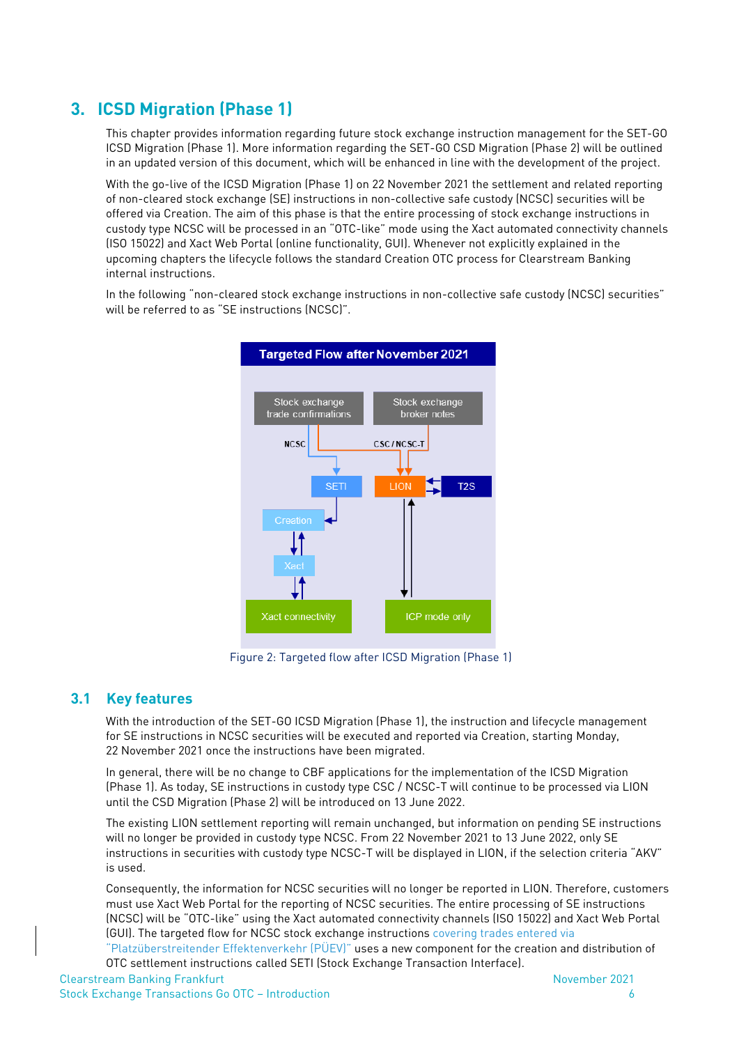# 3. ICSD Migration (Phase 1)

This chapter provides information regarding future stock exchange instruction management for the SET-GO ICSD Migration (Phase 1). More information regarding the SET-GO CSD Migration (Phase 2) will be outlined in an updated version of this document, which will be enhanced in line with the development of the project.

With the go-live of the ICSD Migration (Phase 1) on 22 November 2021 the settlement and related reporting of non-cleared stock exchange (SE) instructions in non-collective safe custody (NCSC) securities will be offered via Creation. The aim of this phase is that the entire processing of stock exchange instructions in custody type NCSC will be processed in an "OTC-like" mode using the Xact automated connectivity channels (ISO 15022) and Xact Web Portal (online functionality, GUI). Whenever not explicitly explained in the upcoming chapters the lifecycle follows the standard Creation OTC process for Clearstream Banking internal instructions.

In the following "non-cleared stock exchange instructions in non-collective safe custody (NCSC) securities" will be referred to as "SE instructions (NCSC)".

Targeted Flow after November 2021

Stock exchange trade confirmations

Stock exchange broker notes

NCSC

CSC / NCSC-T

SETI

LION

T2S

Creation

Xact

Xact connectivity

ICP mode only

Figure 2: Targeted flow after ICSD Migration (Phase 1)

## 3.1 Key features

With the introduction of the SET-GO ICSD Migration (Phase 1), the instruction and lifecycle management for SE instructions in NCSC securities will be executed and reported via Creation, starting Monday, 22 November 2021 once the instructions have been migrated.

In general, there will be no change to CBF applications for the implementation of the ICSD Migration (Phase 1). As today, SE instructions in custody type CSC / NCSC-T will continue to be processed via LION until the CSD Migration (Phase 2) will be introduced on 13 June 2022.

The existing LION settlement reporting will remain unchanged, but information on pending SE instructions will no longer be provided in custody type NCSC. From 22 November 2021 to 13 June 2022, only SE instructions in securities with custody type NCSC-T will be displayed in LION, if the selection criteria "AKV" is used.

Consequently, the information for NCSC securities will no longer be reported in LION. Therefore, customers must use Xact Web Portal for the reporting of NCSC securities. The entire processing of SE instructions (NCSC) will be "OTC-like" using the Xact automated connectivity channels (ISO 15022) and Xact Web Portal (GUI). The targeted flow for NCSC stock exchange instructions covering trades entered via "Platzüberstreitender Effektenverkehr (PÜEV)" uses a new component for the creation and distribution of OTC settlement instructions called SETI (Stock Exchange Transaction Interface).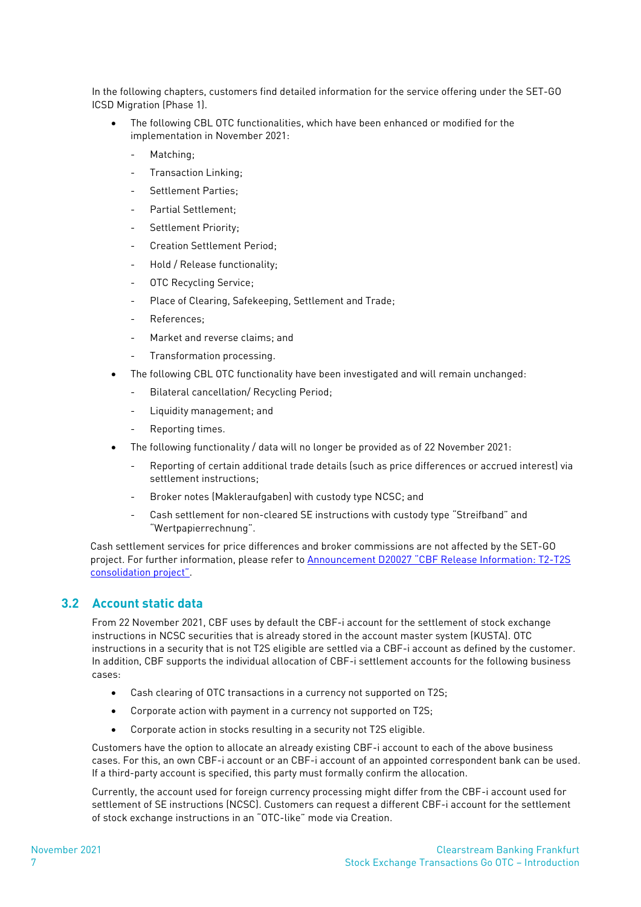In the following chapters, customers find detailed information for the service offering under the SET-GO ICSD Migration (Phase 1).

- The following CBL OTC functionalities, which have been enhanced or modified for the implementation in November 2021:
  - Matching;
  - Transaction Linking;
  - Settlement Parties;
  - Partial Settlement;
  - Settlement Priority;
  - Creation Settlement Period;
  - Hold / Release functionality;
  - OTC Recycling Service;
  - Place of Clearing, Safekeeping, Settlement and Trade;
  - References;
  - Market and reverse claims; and
  - Transformation processing.
- The following CBL OTC functionality have been investigated and will remain unchanged:
  - Bilateral cancellation/ Recycling Period;
  - Liquidity management; and
  - Reporting times.
- The following functionality / data will no longer be provided as of 22 November 2021:
  - Reporting of certain additional trade details (such as price differences or accrued interest) via settlement instructions;
  - Broker notes (Makleraufgaben) with custody type NCSC; and
  - Cash settlement for non-cleared SE instructions with custody type "Streifband" and "Wertpapierrechnung".

Cash settlement services for price differences and broker commissions are not affected by the SET-GO project. For further information, please refer to [Announcement D20027 "CBF Release Information: T2-T2S consolidation project"](#).

## 3.2 Account static data

From 22 November 2021, CBF uses by default the CBF-i account for the settlement of stock exchange instructions in NCSC securities that is already stored in the account master system (KUSTA). OTC instructions in a security that is not T2S eligible are settled via a CBF-i account as defined by the customer. In addition, CBF supports the individual allocation of CBF-i settlement accounts for the following business cases:

- Cash clearing of OTC transactions in a currency not supported on T2S;
- Corporate action with payment in a currency not supported on T2S;
- Corporate action in stocks resulting in a security not T2S eligible.

Customers have the option to allocate an already existing CBF-i account to each of the above business cases. For this, an own CBF-i account or an CBF-i account of an appointed correspondent bank can be used. If a third-party account is specified, this party must formally confirm the allocation.

Currently, the account used for foreign currency processing might differ from the CBF-i account used for settlement of SE instructions (NCSC). Customers can request a different CBF-i account for the settlement of stock exchange instructions in an "OTC-like" mode via Creation.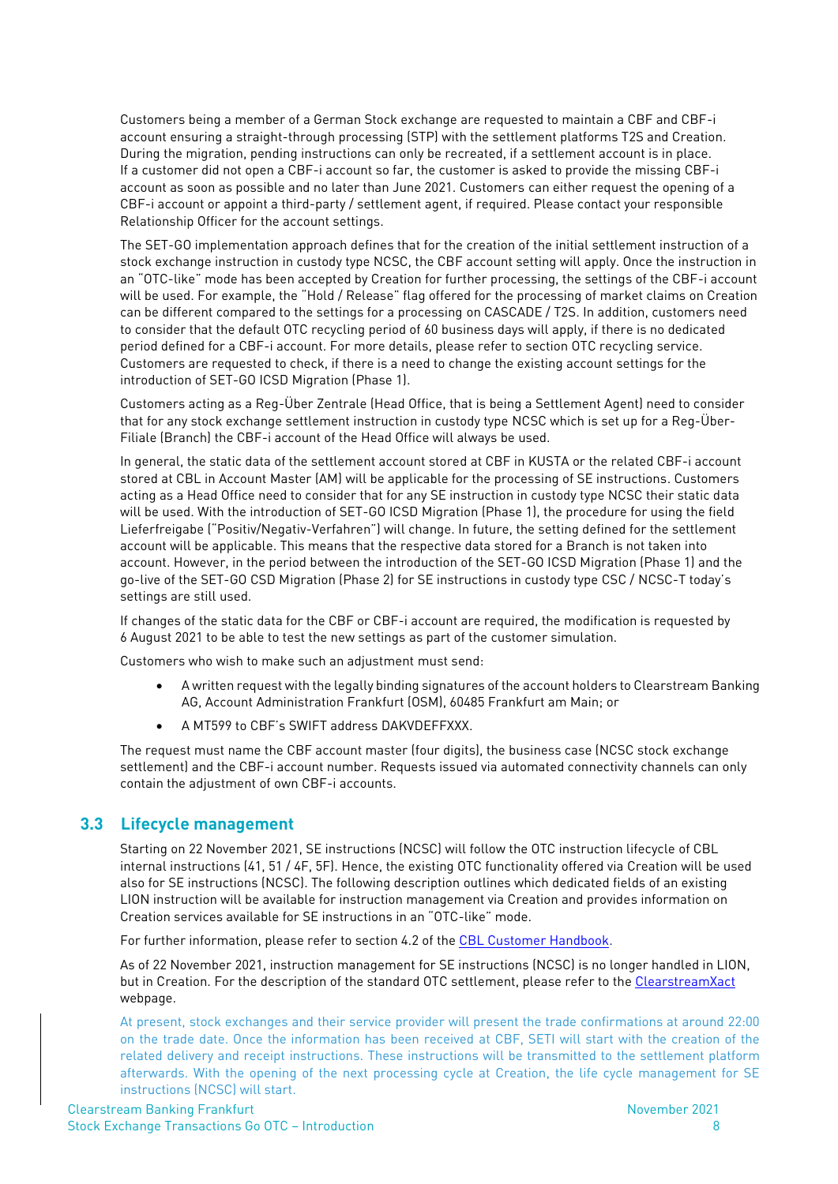Customers being a member of a German Stock exchange are requested to maintain a CBF and CBF-i account ensuring a straight-through processing (STP) with the settlement platforms T2S and Creation. During the migration, pending instructions can only be recreated, if a settlement account is in place. If a customer did not open a CBF-i account so far, the customer is asked to provide the missing CBF-i account as soon as possible and no later than June 2021. Customers can either request the opening of a CBF-i account or appoint a third-party / settlement agent, if required. Please contact your responsible Relationship Officer for the account settings.

The SET-GO implementation approach defines that for the creation of the initial settlement instruction of a stock exchange instruction in custody type NCSC, the CBF account setting will apply. Once the instruction in an "OTC-like" mode has been accepted by Creation for further processing, the settings of the CBF-i account will be used. For example, the "Hold / Release" flag offered for the processing of market claims on Creation can be different compared to the settings for a processing on CASCADE / T2S. In addition, customers need to consider that the default OTC recycling period of 60 business days will apply, if there is no dedicated period defined for a CBF-i account. For more details, please refer to section OTC recycling service. Customers are requested to check, if there is a need to change the existing account settings for the introduction of SET-GO ICSD Migration (Phase 1).

Customers acting as a Reg-Über Zentrale (Head Office, that is being a Settlement Agent) need to consider that for any stock exchange settlement instruction in custody type NCSC which is set up for a Reg-Über-Filiale (Branch) the CBF-i account of the Head Office will always be used.

In general, the static data of the settlement account stored at CBF in KUSTA or the related CBF-i account stored at CBL in Account Master (AM) will be applicable for the processing of SE instructions. Customers acting as a Head Office need to consider that for any SE instruction in custody type NCSC their static data will be used. With the introduction of SET-GO ICSD Migration (Phase 1), the procedure for using the field Lieferfreigabe ("Positiv/Negativ-Verfahren") will change. In future, the setting defined for the settlement account will be applicable. This means that the respective data stored for a Branch is not taken into account. However, in the period between the introduction of the SET-GO ICSD Migration (Phase 1) and the go-live of the SET-GO CSD Migration (Phase 2) for SE instructions in custody type CSC / NCSC-T today's settings are still used.

If changes of the static data for the CBF or CBF-i account are required, the modification is requested by 6 August 2021 to be able to test the new settings as part of the customer simulation.

Customers who wish to make such an adjustment must send:

- A written request with the legally binding signatures of the account holders to Clearstream Banking AG, Account Administration Frankfurt (OSM), 60485 Frankfurt am Main; or
- A MT599 to CBF's SWIFT address DAKVDEFFXXX.

The request must name the CBF account master (four digits), the business case (NCSC stock exchange settlement) and the CBF-i account number. Requests issued via automated connectivity channels can only contain the adjustment of own CBF-i accounts.

## 3.3 Lifecycle management

Starting on 22 November 2021, SE instructions (NCSC) will follow the OTC instruction lifecycle of CBL internal instructions (41, 51 / 4F, 5F). Hence, the existing OTC functionality offered via Creation will be used also for SE instructions (NCSC). The following description outlines which dedicated fields of an existing LION instruction will be available for instruction management via Creation and provides information on Creation services available for SE instructions in an "OTC-like" mode.

For further information, please refer to section 4.2 of the CBL Customer Handbook.

As of 22 November 2021, instruction management for SE instructions (NCSC) is no longer handled in LION, but in Creation. For the description of the standard OTC settlement, please refer to the ClearstreamXact webpage.

At present, stock exchanges and their service provider will present the trade confirmations at around 22:00 on the trade date. Once the information has been received at CBF, SETI will start with the creation of the related delivery and receipt instructions. These instructions will be transmitted to the settlement platform afterwards. With the opening of the next processing cycle at Creation, the life cycle management for SE instructions (NCSC) will start.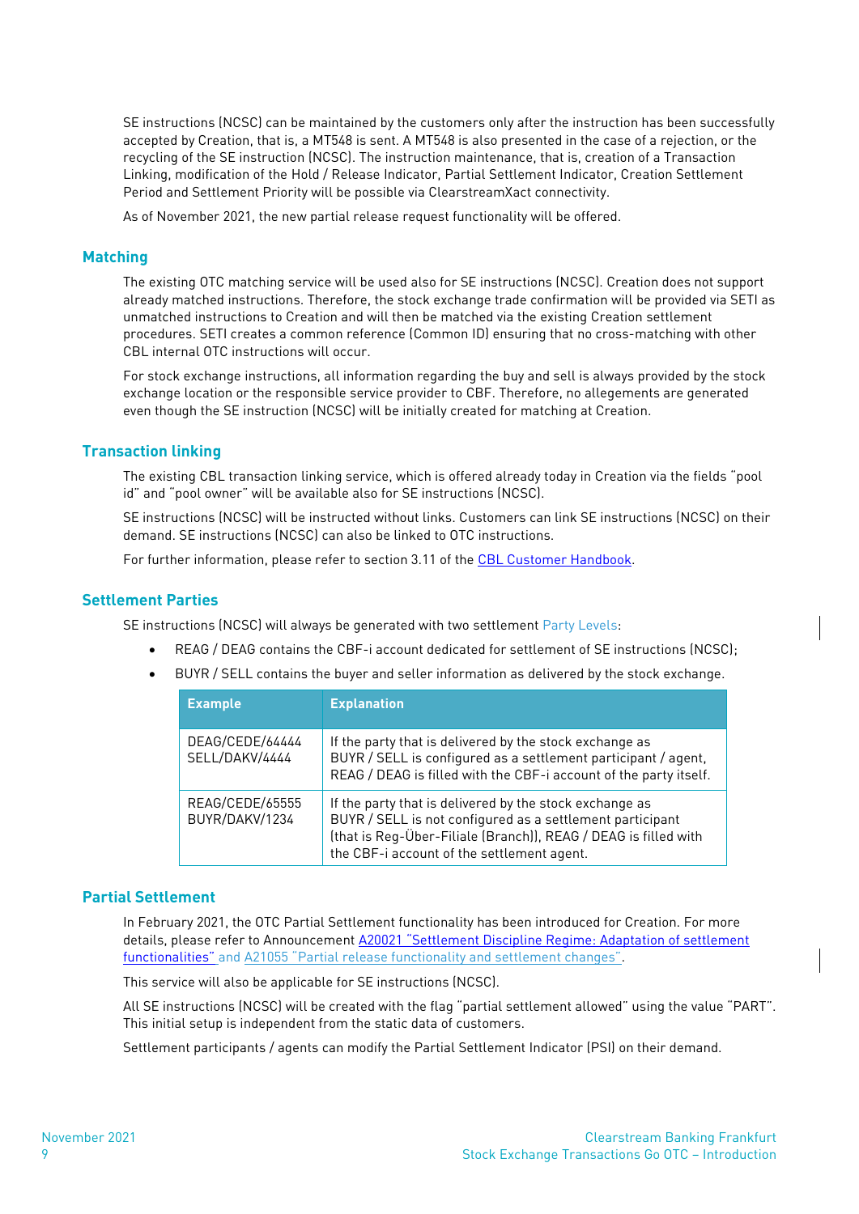SE instructions (NCSC) can be maintained by the customers only after the instruction has been successfully accepted by Creation, that is, a MT548 is sent. A MT548 is also presented in the case of a rejection, or the recycling of the SE instruction (NCSC). The instruction maintenance, that is, creation of a Transaction Linking, modification of the Hold / Release Indicator, Partial Settlement Indicator, Creation Settlement Period and Settlement Priority will be possible via ClearstreamXact connectivity.

As of November 2021, the new partial release request functionality will be offered.

## Matching

The existing OTC matching service will be used also for SE instructions (NCSC). Creation does not support already matched instructions. Therefore, the stock exchange trade confirmation will be provided via SETI as unmatched instructions to Creation and will then be matched via the existing Creation settlement procedures. SETI creates a common reference (Common ID) ensuring that no cross-matching with other CBL internal OTC instructions will occur.

For stock exchange instructions, all information regarding the buy and sell is always provided by the stock exchange location or the responsible service provider to CBF. Therefore, no allegements are generated even though the SE instruction (NCSC) will be initially created for matching at Creation.

## Transaction linking

The existing CBL transaction linking service, which is offered already today in Creation via the fields "pool id" and "pool owner" will be available also for SE instructions (NCSC).

SE instructions (NCSC) will be instructed without links. Customers can link SE instructions (NCSC) on their demand. SE instructions (NCSC) can also be linked to OTC instructions.

For further information, please refer to section 3.11 of the CBL Customer Handbook.

## Settlement Parties

SE instructions (NCSC) will always be generated with two settlement Party Levels:

- REAG / DEAG contains the CBF-i account dedicated for settlement of SE instructions (NCSC);
- BUYR / SELL contains the buyer and seller information as delivered by the stock exchange.

| Example | Explanation |
| --- | --- |
| DEAG/CEDE/64444<br>SELL/DAKV/4444 | If the party that is delivered by the stock exchange as BUYR / SELL is configured as a settlement participant / agent, REAG / DEAG is filled with the CBF-i account of the party itself. |
| REAG/CEDE/65555<br>BUYR/DAKV/1234 | If the party that is delivered by the stock exchange as BUYR / SELL is not configured as a settlement participant (that is Reg-Über-Filiale (Branch)), REAG / DEAG is filled with the CBF-i account of the settlement agent. |

## Partial Settlement

In February 2021, the OTC Partial Settlement functionality has been introduced for Creation. For more details, please refer to Announcement A20021 "Settlement Discipline Regime: Adaptation of settlement functionalities" and A21055 "Partial release functionality and settlement changes".

This service will also be applicable for SE instructions (NCSC).

All SE instructions (NCSC) will be created with the flag "partial settlement allowed" using the value "PART". This initial setup is independent from the static data of customers.

Settlement participants / agents can modify the Partial Settlement Indicator (PSI) on their demand.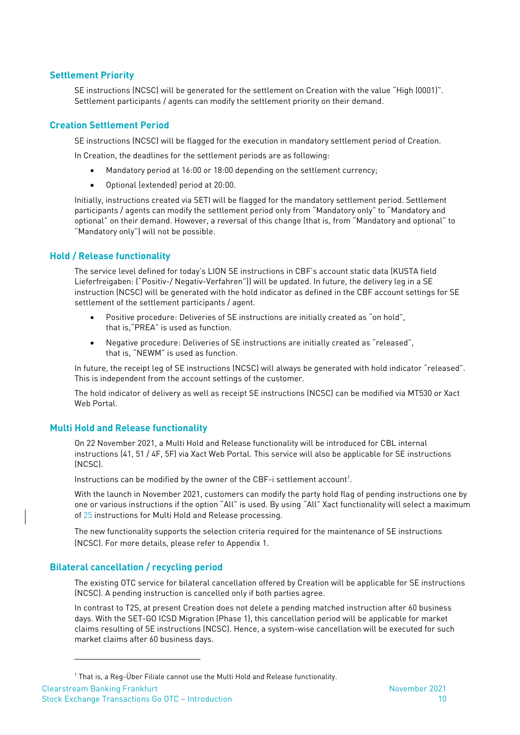### Settlement Priority

SE instructions (NCSC) will be generated for the settlement on Creation with the value "High (0001)". Settlement participants / agents can modify the settlement priority on their demand.

### Creation Settlement Period

SE instructions (NCSC) will be flagged for the execution in mandatory settlement period of Creation.

In Creation, the deadlines for the settlement periods are as following:

- Mandatory period at 16:00 or 18:00 depending on the settlement currency;
- Optional (extended) period at 20:00.

Initially, instructions created via SETI will be flagged for the mandatory settlement period. Settlement participants / agents can modify the settlement period only from "Mandatory only" to "Mandatory and optional" on their demand. However, a reversal of this change (that is, from "Mandatory and optional" to "Mandatory only") will not be possible.

### Hold / Release functionality

The service level defined for today's LION SE instructions in CBF's account static data (KUSTA field Lieferfreigaben: ("Positiv-/ Negativ-Verfahren")) will be updated. In future, the delivery leg in a SE instruction (NCSC) will be generated with the hold indicator as defined in the CBF account settings for SE settlement of the settlement participants / agent.

- Positive procedure: Deliveries of SE instructions are initially created as "on hold", that is,"PREA" is used as function.
- Negative procedure: Deliveries of SE instructions are initially created as "released", that is, "NEWM" is used as function.

In future, the receipt leg of SE instructions (NCSC) will always be generated with hold indicator "released". This is independent from the account settings of the customer.

The hold indicator of delivery as well as receipt SE instructions (NCSC) can be modified via MT530 or Xact Web Portal.

### Multi Hold and Release functionality

On 22 November 2021, a Multi Hold and Release functionality will be introduced for CBL internal instructions (41, 51 / 4F, 5F) via Xact Web Portal. This service will also be applicable for SE instructions (NCSC).

Instructions can be modified by the owner of the CBF-i settlement account[1].

With the launch in November 2021, customers can modify the party hold flag of pending instructions one by one or various instructions if the option "All" is used. By using "All" Xact functionality will select a maximum of 25 instructions for Multi Hold and Release processing.

The new functionality supports the selection criteria required for the maintenance of SE instructions (NCSC). For more details, please refer to Appendix 1.

### Bilateral cancellation / recycling period

The existing OTC service for bilateral cancellation offered by Creation will be applicable for SE instructions (NCSC). A pending instruction is cancelled only if both parties agree.

In contrast to T2S, at present Creation does not delete a pending matched instruction after 60 business days. With the SET-GO ICSD Migration (Phase 1), this cancellation period will be applicable for market claims resulting of SE instructions (NCSC). Hence, a system-wise cancellation will be executed for such market claims after 60 business days.

[1] That is, a Reg-Über Filiale cannot use the Multi Hold and Release functionality.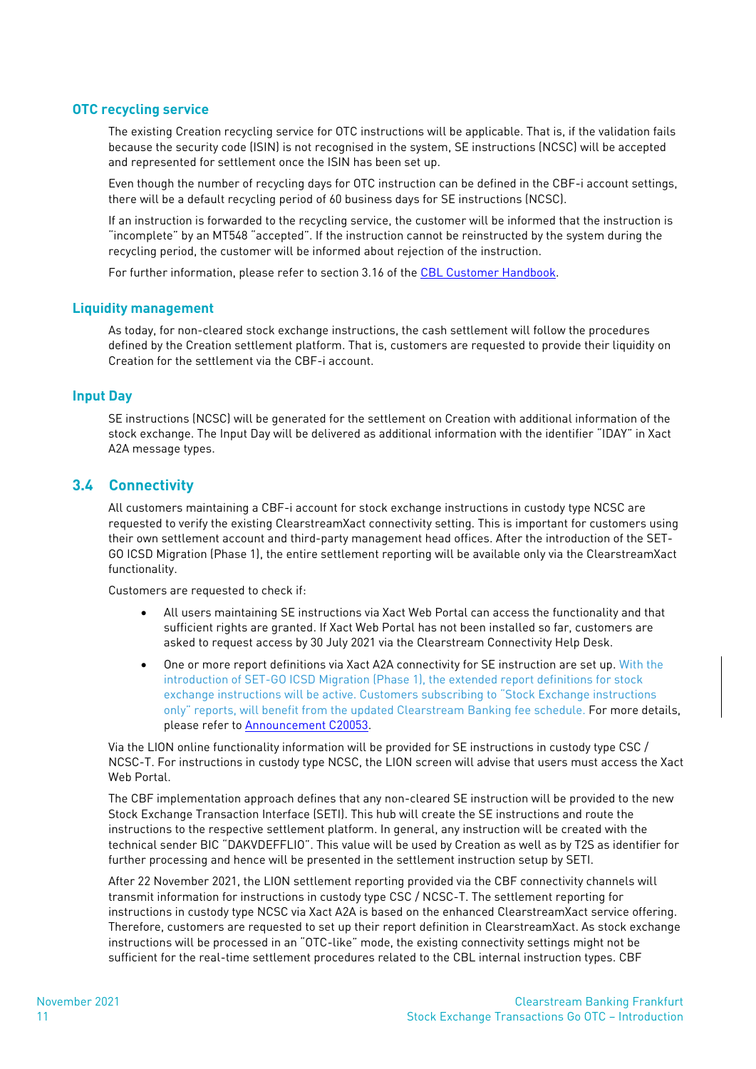### OTC recycling service

The existing Creation recycling service for OTC instructions will be applicable. That is, if the validation fails because the security code (ISIN) is not recognised in the system, SE instructions (NCSC) will be accepted and represented for settlement once the ISIN has been set up.

Even though the number of recycling days for OTC instruction can be defined in the CBF-i account settings, there will be a default recycling period of 60 business days for SE instructions (NCSC).

If an instruction is forwarded to the recycling service, the customer will be informed that the instruction is "incomplete" by an MT548 "accepted". If the instruction cannot be reinstructed by the system during the recycling period, the customer will be informed about rejection of the instruction.

For further information, please refer to section 3.16 of the CBL Customer Handbook.

### Liquidity management

As today, for non-cleared stock exchange instructions, the cash settlement will follow the procedures defined by the Creation settlement platform. That is, customers are requested to provide their liquidity on Creation for the settlement via the CBF-i account.

### Input Day

SE instructions (NCSC) will be generated for the settlement on Creation with additional information of the stock exchange. The Input Day will be delivered as additional information with the identifier "IDAY" in Xact A2A message types.

## 3.4 Connectivity

All customers maintaining a CBF-i account for stock exchange instructions in custody type NCSC are requested to verify the existing ClearstreamXact connectivity setting. This is important for customers using their own settlement account and third-party management head offices. After the introduction of the SET-GO ICSD Migration (Phase 1), the entire settlement reporting will be available only via the ClearstreamXact functionality.

Customers are requested to check if:

- All users maintaining SE instructions via Xact Web Portal can access the functionality and that sufficient rights are granted. If Xact Web Portal has not been installed so far, customers are asked to request access by 30 July 2021 via the Clearstream Connectivity Help Desk.
- One or more report definitions via Xact A2A connectivity for SE instruction are set up. With the introduction of SET-GO ICSD Migration (Phase 1), the extended report definitions for stock exchange instructions will be active. Customers subscribing to "Stock Exchange instructions only" reports, will benefit from the updated Clearstream Banking fee schedule. For more details, please refer to Announcement C20053.

Via the LION online functionality information will be provided for SE instructions in custody type CSC / NCSC-T. For instructions in custody type NCSC, the LION screen will advise that users must access the Xact Web Portal.

The CBF implementation approach defines that any non-cleared SE instruction will be provided to the new Stock Exchange Transaction Interface (SETI). This hub will create the SE instructions and route the instructions to the respective settlement platform. In general, any instruction will be created with the technical sender BIC "DAKVDEFFLIO". This value will be used by Creation as well as by T2S as identifier for further processing and hence will be presented in the settlement instruction setup by SETI.

After 22 November 2021, the LION settlement reporting provided via the CBF connectivity channels will transmit information for instructions in custody type CSC / NCSC-T. The settlement reporting for instructions in custody type NCSC via Xact A2A is based on the enhanced ClearstreamXact service offering. Therefore, customers are requested to set up their report definition in ClearstreamXact. As stock exchange instructions will be processed in an "OTC-like" mode, the existing connectivity settings might not be sufficient for the real-time settlement procedures related to the CBL internal instruction types. CBF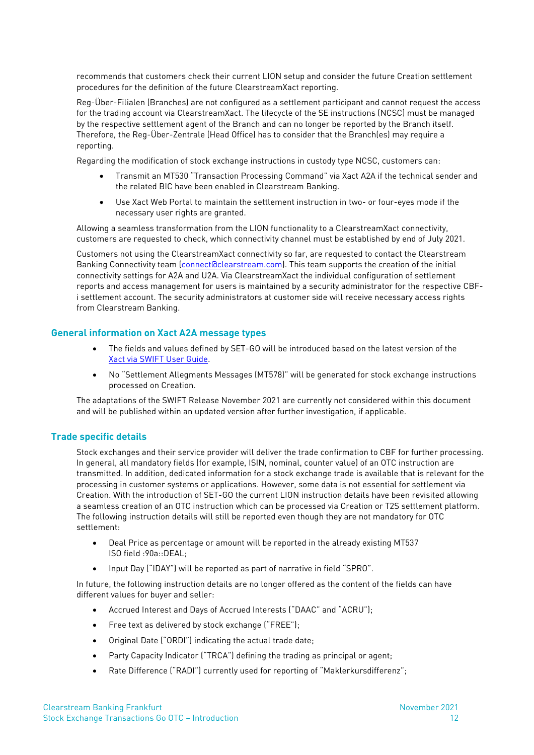recommends that customers check their current LION setup and consider the future Creation settlement procedures for the definition of the future ClearstreamXact reporting.

Reg-Über-Filialen (Branches) are not configured as a settlement participant and cannot request the access for the trading account via ClearstreamXact. The lifecycle of the SE instructions (NCSC) must be managed by the respective settlement agent of the Branch and can no longer be reported by the Branch itself. Therefore, the Reg-Über-Zentrale (Head Office) has to consider that the Branch(es) may require a reporting.

Regarding the modification of stock exchange instructions in custody type NCSC, customers can:

- Transmit an MT530 "Transaction Processing Command" via Xact A2A if the technical sender and the related BIC have been enabled in Clearstream Banking.
- Use Xact Web Portal to maintain the settlement instruction in two- or four-eyes mode if the necessary user rights are granted.

Allowing a seamless transformation from the LION functionality to a ClearstreamXact connectivity, customers are requested to check, which connectivity channel must be established by end of July 2021.

Customers not using the ClearstreamXact connectivity so far, are requested to contact the Clearstream Banking Connectivity team (connect@clearstream.com). This team supports the creation of the initial connectivity settings for A2A and U2A. Via ClearstreamXact the individual configuration of settlement reports and access management for users is maintained by a security administrator for the respective CBF-i settlement account. The security administrators at customer side will receive necessary access rights from Clearstream Banking.

## General information on Xact A2A message types

- The fields and values defined by SET-GO will be introduced based on the latest version of the Xact via SWIFT User Guide.
- No "Settlement Allegments Messages (MT578)" will be generated for stock exchange instructions processed on Creation.

The adaptations of the SWIFT Release November 2021 are currently not considered within this document and will be published within an updated version after further investigation, if applicable.

## Trade specific details

Stock exchanges and their service provider will deliver the trade confirmation to CBF for further processing. In general, all mandatory fields (for example, ISIN, nominal, counter value) of an OTC instruction are transmitted. In addition, dedicated information for a stock exchange trade is available that is relevant for the processing in customer systems or applications. However, some data is not essential for settlement via Creation. With the introduction of SET-GO the current LION instruction details have been revisited allowing a seamless creation of an OTC instruction which can be processed via Creation or T2S settlement platform. The following instruction details will still be reported even though they are not mandatory for OTC settlement:

- Deal Price as percentage or amount will be reported in the already existing MT537 ISO field :90a::DEAL;
- Input Day ("IDAY") will be reported as part of narrative in field "SPRO".

In future, the following instruction details are no longer offered as the content of the fields can have different values for buyer and seller:

- Accrued Interest and Days of Accrued Interests ("DAAC" and "ACRU");
- Free text as delivered by stock exchange ("FREE");
- Original Date ("ORDI") indicating the actual trade date;
- Party Capacity Indicator ("TRCA") defining the trading as principal or agent;
- Rate Difference ("RADI") currently used for reporting of "Maklerkursdifferenz";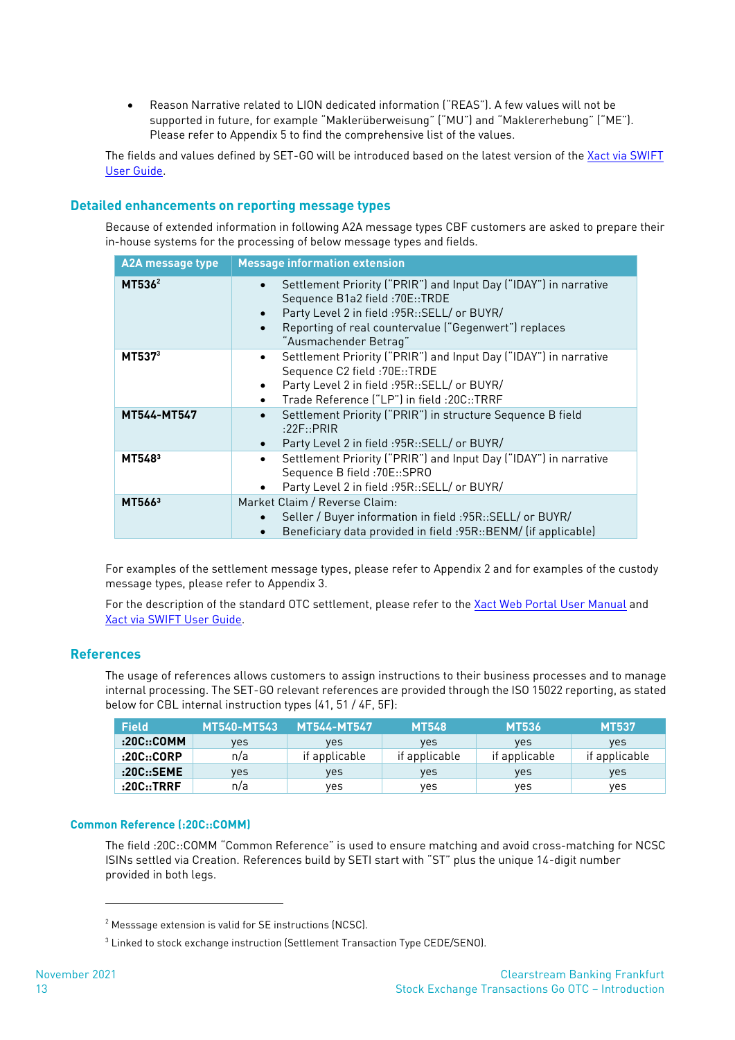- Reason Narrative related to LION dedicated information ("REAS"). A few values will not be supported in future, for example "Maklerüberweisung" ("MU") and "Maklererhebung" ("ME"). Please refer to Appendix 5 to find the comprehensive list of the values.

The fields and values defined by SET-GO will be introduced based on the latest version of the Xact via SWIFT User Guide.

## Detailed enhancements on reporting message types

Because of extended information in following A2A message types CBF customers are asked to prepare their in-house systems for the processing of below message types and fields.

| A2A message type | Message information extension |
|---|---|
| **MT536**[2] | • Settlement Priority ("PRIR") and Input Day ("IDAY") in narrative Sequence B1a2 field :70E::TRDE<br>• Party Level 2 in field :95R::SELL/ or BUYR/<br>• Reporting of real countervalue ("Gegenwert") replaces "Ausmachender Betrag" |
| **MT537**[3] | • Settlement Priority ("PRIR") and Input Day ("IDAY") in narrative Sequence C2 field :70E::TRDE<br>• Party Level 2 in field :95R::SELL/ or BUYR/<br>• Trade Reference ("LP") in field :20C::TRRF |
| **MT544-MT547** | • Settlement Priority ("PRIR") in structure Sequence B field :22F::PRIR<br>• Party Level 2 in field :95R::SELL/ or BUYR/ |
| **MT548**[3] | • Settlement Priority ("PRIR") and Input Day ("IDAY") in narrative Sequence B field :70E::SPRO<br>• Party Level 2 in field :95R::SELL/ or BUYR/ |
| **MT566**[3] | Market Claim / Reverse Claim:<br>• Seller / Buyer information in field :95R::SELL/ or BUYR/<br>• Beneficiary data provided in field :95R::BENM/ (if applicable) |

For examples of the settlement message types, please refer to Appendix 2 and for examples of the custody message types, please refer to Appendix 3.

For the description of the standard OTC settlement, please refer to the Xact Web Portal User Manual and Xact via SWIFT User Guide.

## References

The usage of references allows customers to assign instructions to their business processes and to manage internal processing. The SET-GO relevant references are provided through the ISO 15022 reporting, as stated below for CBL internal instruction types (41, 51 / 4F, 5F):

| Field | MT540-MT543 | MT544-MT547 | MT548 | MT536 | MT537 |
|---|---|---|---|---|---|
| **:20C::COMM** | yes | yes | yes | yes | yes |
| **:20C::CORP** | n/a | if applicable | if applicable | if applicable | if applicable |
| **:20C::SEME** | yes | yes | yes | yes | yes |
| **:20C::TRRF** | n/a | yes | yes | yes | yes |

### Common Reference (:20C::COMM)

The field :20C::COMM "Common Reference" is used to ensure matching and avoid cross-matching for NCSC ISINs settled via Creation. References build by SETI start with "ST" plus the unique 14-digit number provided in both legs.

---

[2] Messsage extension is valid for SE instructions (NCSC).

[3] Linked to stock exchange instruction (Settlement Transaction Type CEDE/SENO).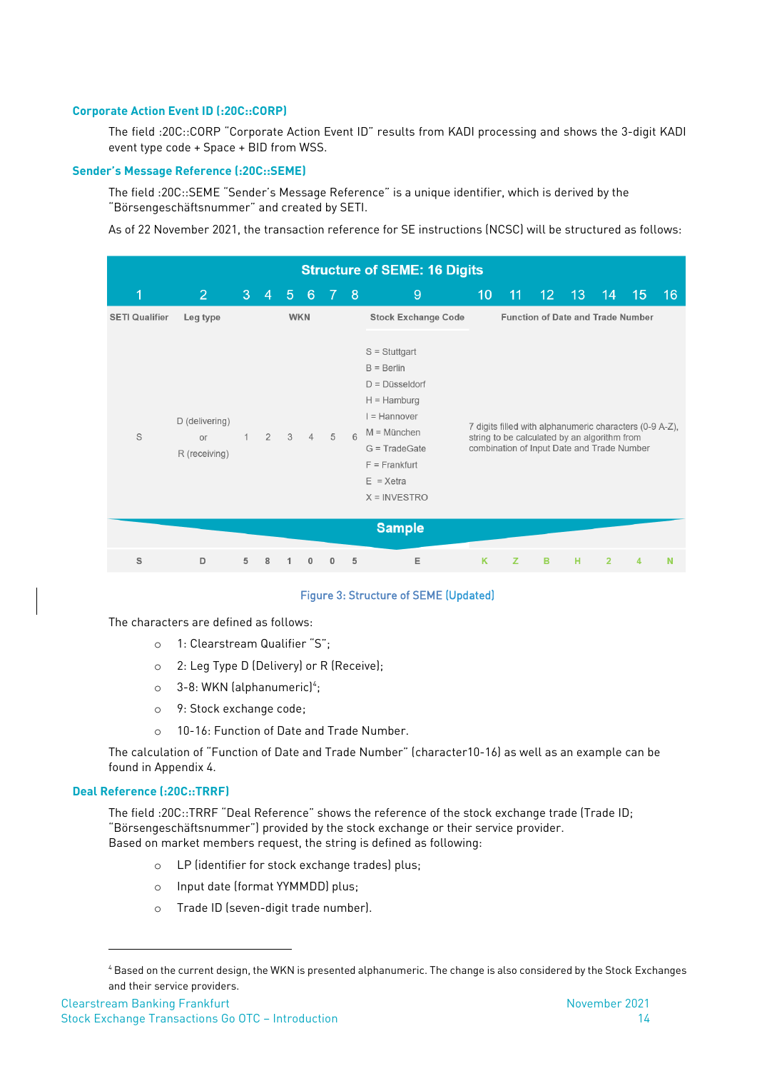### Corporate Action Event ID (:20C::CORP)

The field :20C::CORP "Corporate Action Event ID" results from KADI processing and shows the 3-digit KADI event type code + Space + BID from WSS.

### Sender's Message Reference (:20C::SEME)

The field :20C::SEME "Sender's Message Reference" is a unique identifier, which is derived by the "Börsengeschäftsnummer" and created by SETI.

As of 22 November 2021, the transaction reference for SE instructions (NCSC) will be structured as follows:

| Structure of SEME: 16 Digits | | | | | | | | | | | | | | | |
|---|---|---|---|---|---|---|---|---|---|---|---|---|---|---|---|
| 1 | 2 | 3 | 4 | 5 | 6 | 7 | 8 | 9 | 10 | 11 | 12 | 13 | 14 | 15 | 16 |
| SETI Qualifier | Leg type | WKN | | | | | | Stock Exchange Code | Function of Date and Trade Number | | | | | | |
| S | D (delivering) or R (receiving) | 1 | 2 | 3 | 4 | 5 | 6 | S = Stuttgart<br>B = Berlin<br>D = Düsseldorf<br>H = Hamburg<br>I = Hannover<br>M = München<br>G = TradeGate<br>F = Frankfurt<br>E = Xetra<br>X = INVESTRO | 7 digits filled with alphanumeric characters (0-9 A-Z), string to be calculated by an algorithm from combination of Input Date and Trade Number | | | | | | |
| **Sample** | | | | | | | | | | | | | | | |
| S | D | 5 | 8 | 1 | 0 | 0 | 5 | E | K | Z | B | H | 2 | 4 | N |

Figure 3: Structure of SEME (Updated)

The characters are defined as follows:

- 1: Clearstream Qualifier "S";
- 2: Leg Type D (Delivery) or R (Receive);
- 3-8: WKN (alphanumeric)[4];
- 9: Stock exchange code;
- 10-16: Function of Date and Trade Number.

The calculation of "Function of Date and Trade Number" (character10-16) as well as an example can be found in Appendix 4.

### Deal Reference (:20C::TRRF)

The field :20C::TRRF "Deal Reference" shows the reference of the stock exchange trade (Trade ID; "Börsengeschäftsnummer") provided by the stock exchange or their service provider.
Based on market members request, the string is defined as following:

- LP (identifier for stock exchange trades) plus;
- Input date (format YYMMDD) plus;
- Trade ID (seven-digit trade number).

[4] Based on the current design, the WKN is presented alphanumeric. The change is also considered by the Stock Exchanges and their service providers.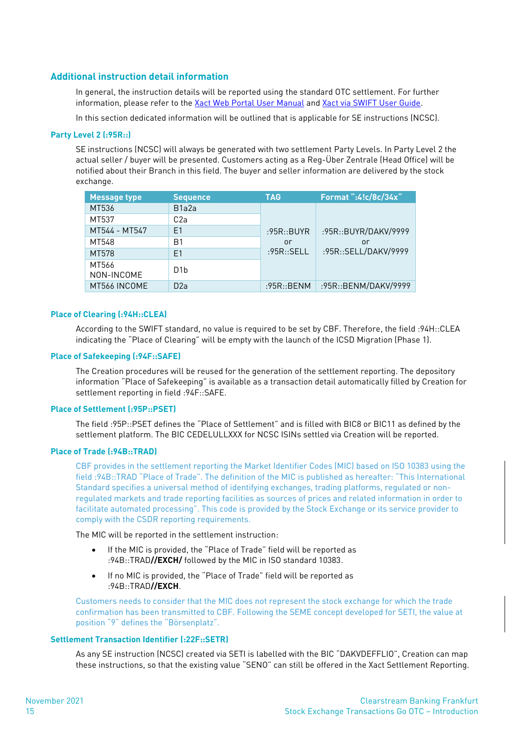## Additional instruction detail information

In general, the instruction details will be reported using the standard OTC settlement. For further information, please refer to the Xact Web Portal User Manual and Xact via SWIFT User Guide.

In this section dedicated information will be outlined that is applicable for SE instructions (NCSC).

### Party Level 2 (:95R::)

SE instructions (NCSC) will always be generated with two settlement Party Levels. In Party Level 2 the actual seller / buyer will be presented. Customers acting as a Reg-Über Zentrale (Head Office) will be notified about their Branch in this field. The buyer and seller information are delivered by the stock exchange.

| Message type | Sequence | TAG | Format ":4!c/8c/34x" |
|---|---|---|---|
| MT536 | B1a2a | :95R::BUYR or :95R::SELL | :95R::BUYR/DAKV/9999 or :95R::SELL/DAKV/9999 |
| MT537 | C2a | | |
| MT544 - MT547 | E1 | | |
| MT548 | B1 | | |
| MT578 | E1 | | |
| MT566 NON-INCOME | D1b | | |
| MT566 INCOME | D2a | :95R::BENM | :95R::BENM/DAKV/9999 |

### Place of Clearing (:94H::CLEA)

According to the SWIFT standard, no value is required to be set by CBF. Therefore, the field :94H::CLEA indicating the "Place of Clearing" will be empty with the launch of the ICSD Migration (Phase 1).

### Place of Safekeeping (:94F::SAFE)

The Creation procedures will be reused for the generation of the settlement reporting. The depository information "Place of Safekeeping" is available as a transaction detail automatically filled by Creation for settlement reporting in field :94F::SAFE.

### Place of Settlement (:95P::PSET)

The field :95P::PSET defines the "Place of Settlement" and is filled with BIC8 or BIC11 as defined by the settlement platform. The BIC CEDELULLXXX for NCSC ISINs settled via Creation will be reported.

### Place of Trade (:94B::TRAD)

CBF provides in the settlement reporting the Market Identifier Codes (MIC) based on ISO 10383 using the field :94B::TRAD "Place of Trade". The definition of the MIC is published as hereafter: "This International Standard specifies a universal method of identifying exchanges, trading platforms, regulated or non-regulated markets and trade reporting facilities as sources of prices and related information in order to facilitate automated processing". This code is provided by the Stock Exchange or its service provider to comply with the CSDR reporting requirements.

The MIC will be reported in the settlement instruction:

- If the MIC is provided, the "Place of Trade" field will be reported as :94B::TRAD**//EXCH/** followed by the MIC in ISO standard 10383.
- If no MIC is provided, the "Place of Trade" field will be reported as :94B::TRAD**//EXCH**.

Customers needs to consider that the MIC does not represent the stock exchange for which the trade confirmation has been transmitted to CBF. Following the SEME concept developed for SETI, the value at position "9" defines the "Börsenplatz".

### Settlement Transaction Identifier (:22F::SETR)

As any SE instruction (NCSC) created via SETI is labelled with the BIC "DAKVDEFFLIO", Creation can map these instructions, so that the existing value "SENO" can still be offered in the Xact Settlement Reporting.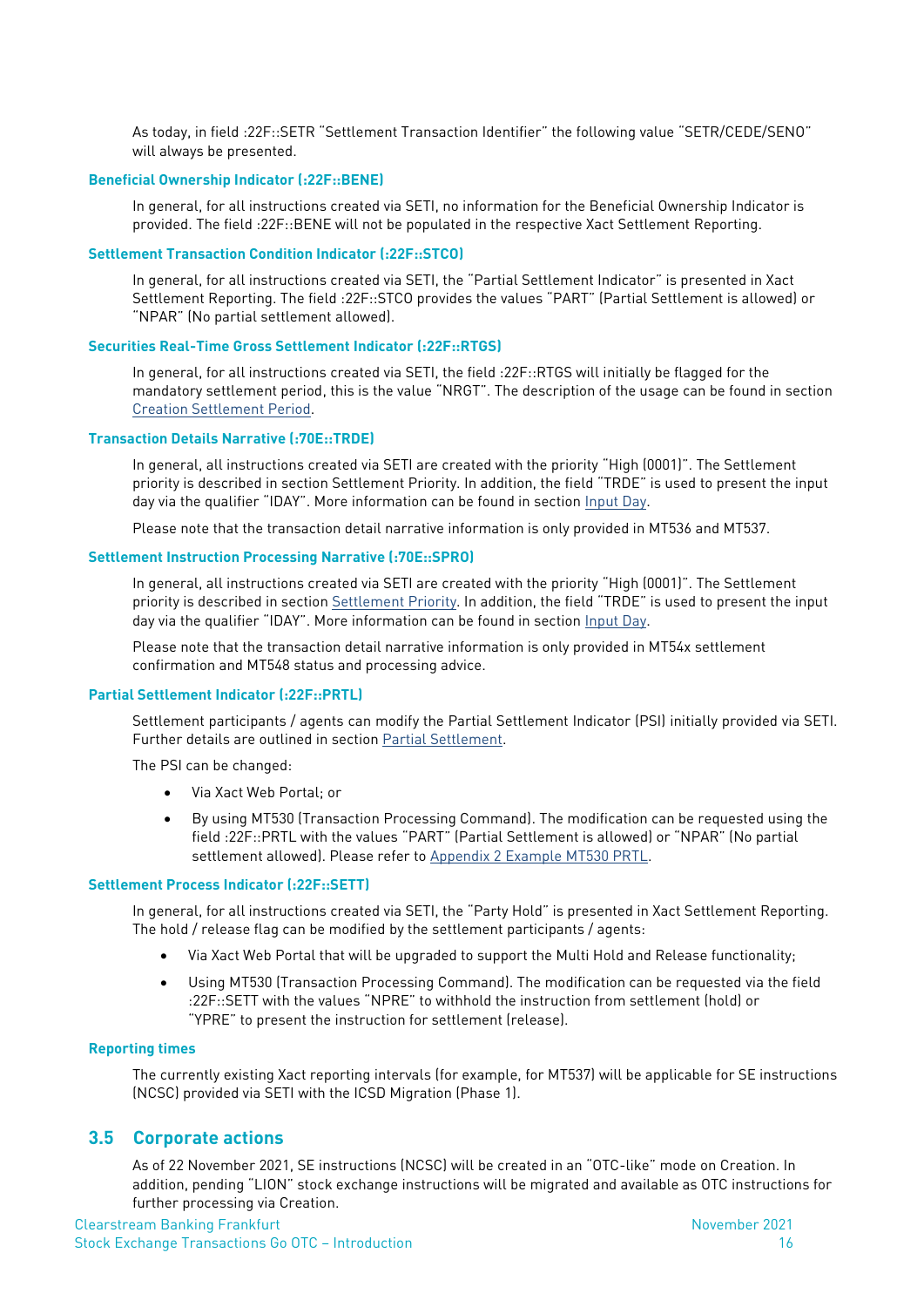As today, in field :22F::SETR "Settlement Transaction Identifier" the following value "SETR/CEDE/SENO" will always be presented.

#### Beneficial Ownership Indicator (:22F::BENE)

In general, for all instructions created via SETI, no information for the Beneficial Ownership Indicator is provided. The field :22F::BENE will not be populated in the respective Xact Settlement Reporting.

#### Settlement Transaction Condition Indicator (:22F::STCO)

In general, for all instructions created via SETI, the "Partial Settlement Indicator" is presented in Xact Settlement Reporting. The field :22F::STCO provides the values "PART" (Partial Settlement is allowed) or "NPAR" (No partial settlement allowed).

#### Securities Real-Time Gross Settlement Indicator (:22F::RTGS)

In general, for all instructions created via SETI, the field :22F::RTGS will initially be flagged for the mandatory settlement period, this is the value "NRGT". The description of the usage can be found in section Creation Settlement Period.

#### Transaction Details Narrative (:70E::TRDE)

In general, all instructions created via SETI are created with the priority "High (0001)". The Settlement priority is described in section Settlement Priority. In addition, the field "TRDE" is used to present the input day via the qualifier "IDAY". More information can be found in section Input Day.

Please note that the transaction detail narrative information is only provided in MT536 and MT537.

#### Settlement Instruction Processing Narrative (:70E::SPRO)

In general, all instructions created via SETI are created with the priority "High (0001)". The Settlement priority is described in section Settlement Priority. In addition, the field "TRDE" is used to present the input day via the qualifier "IDAY". More information can be found in section Input Day.

Please note that the transaction detail narrative information is only provided in MT54x settlement confirmation and MT548 status and processing advice.

#### Partial Settlement Indicator (:22F::PRTL)

Settlement participants / agents can modify the Partial Settlement Indicator (PSI) initially provided via SETI. Further details are outlined in section Partial Settlement.

The PSI can be changed:

- Via Xact Web Portal; or
- By using MT530 (Transaction Processing Command). The modification can be requested using the field :22F::PRTL with the values "PART" (Partial Settlement is allowed) or "NPAR" (No partial settlement allowed). Please refer to Appendix 2 Example MT530 PRTL.

#### Settlement Process Indicator (:22F::SETT)

In general, for all instructions created via SETI, the "Party Hold" is presented in Xact Settlement Reporting. The hold / release flag can be modified by the settlement participants / agents:

- Via Xact Web Portal that will be upgraded to support the Multi Hold and Release functionality;
- Using MT530 (Transaction Processing Command). The modification can be requested via the field :22F::SETT with the values "NPRE" to withhold the instruction from settlement (hold) or "YPRE" to present the instruction for settlement (release).

#### Reporting times

The currently existing Xact reporting intervals (for example, for MT537) will be applicable for SE instructions (NCSC) provided via SETI with the ICSD Migration (Phase 1).

## 3.5 Corporate actions

As of 22 November 2021, SE instructions (NCSC) will be created in an "OTC-like" mode on Creation. In addition, pending "LION" stock exchange instructions will be migrated and available as OTC instructions for further processing via Creation.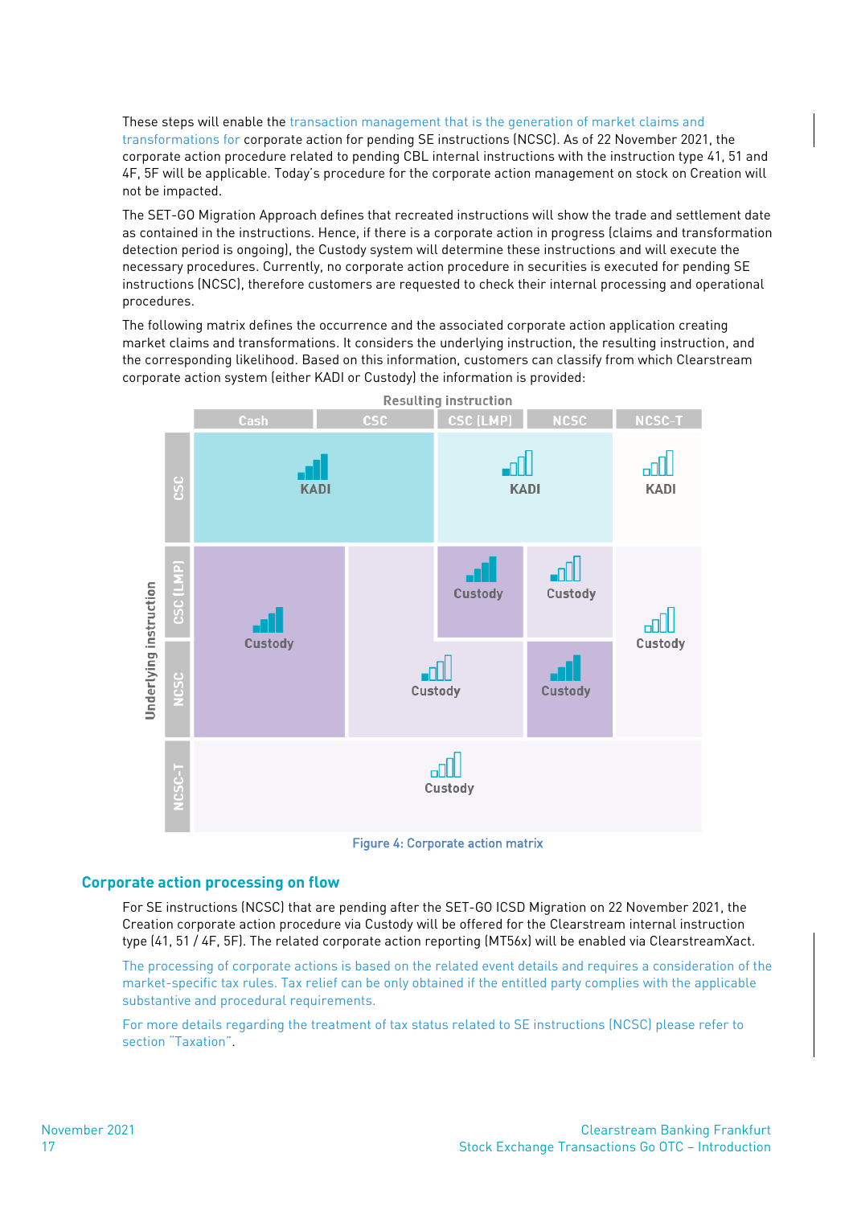These steps will enable the transaction management that is the generation of market claims and transformations for corporate action for pending SE instructions (NCSC). As of 22 November 2021, the corporate action procedure related to pending CBL internal instructions with the instruction type 41, 51 and 4F, 5F will be applicable. Today's procedure for the corporate action management on stock on Creation will not be impacted.

The SET-GO Migration Approach defines that recreated instructions will show the trade and settlement date as contained in the instructions. Hence, if there is a corporate action in progress (claims and transformation detection period is ongoing), the Custody system will determine these instructions and will execute the necessary procedures. Currently, no corporate action procedure in securities is executed for pending SE instructions (NCSC), therefore customers are requested to check their internal processing and operational procedures.

The following matrix defines the occurrence and the associated corporate action application creating market claims and transformations. It considers the underlying instruction, the resulting instruction, and the corresponding likelihood. Based on this information, customers can classify from which Clearstream corporate action system (either KADI or Custody) the information is provided:

Resulting instruction

Cash
CSC
CSC (LMP)
NCSC
NCSC-T

Underlying instruction

CSC
CSC (LMP)
NCSC
NCSC-T

KADI
KADI
KADI
Custody
Custody
Custody
Custody
Custody
Custody
Custody

Figure 4: Corporate action matrix

## Corporate action processing on flow

For SE instructions (NCSC) that are pending after the SET-GO ICSD Migration on 22 November 2021, the Creation corporate action procedure via Custody will be offered for the Clearstream internal instruction type (41, 51 / 4F, 5F). The related corporate action reporting (MT56x) will be enabled via ClearstreamXact.

The processing of corporate actions is based on the related event details and requires a consideration of the market-specific tax rules. Tax relief can be only obtained if the entitled party complies with the applicable substantive and procedural requirements.

For more details regarding the treatment of tax status related to SE instructions (NCSC) please refer to section "Taxation".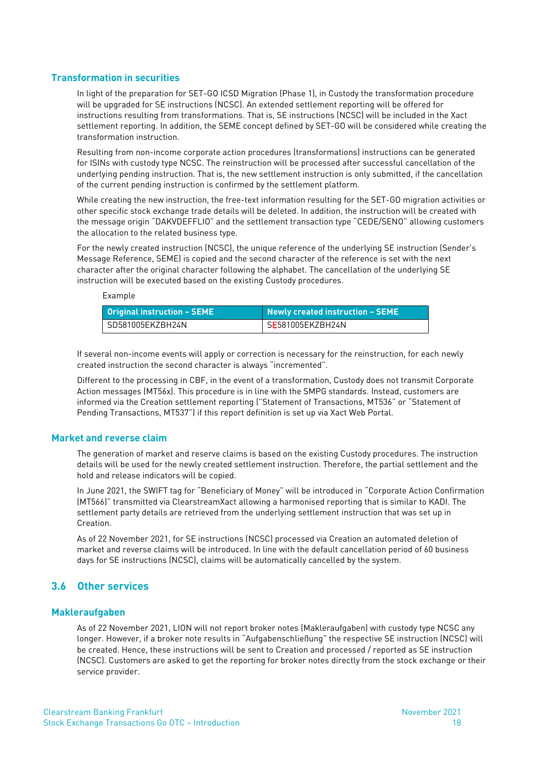### Transformation in securities

In light of the preparation for SET-GO ICSD Migration (Phase 1), in Custody the transformation procedure will be upgraded for SE instructions (NCSC). An extended settlement reporting will be offered for instructions resulting from transformations. That is, SE instructions (NCSC) will be included in the Xact settlement reporting. In addition, the SEME concept defined by SET-GO will be considered while creating the transformation instruction.

Resulting from non-income corporate action procedures (transformations) instructions can be generated for ISINs with custody type NCSC. The reinstruction will be processed after successful cancellation of the underlying pending instruction. That is, the new settlement instruction is only submitted, if the cancellation of the current pending instruction is confirmed by the settlement platform.

While creating the new instruction, the free-text information resulting for the SET-GO migration activities or other specific stock exchange trade details will be deleted. In addition, the instruction will be created with the message origin "DAKVDEFFLIO" and the settlement transaction type "CEDE/SENO" allowing customers the allocation to the related business type.

For the newly created instruction (NCSC), the unique reference of the underlying SE instruction (Sender's Message Reference, SEME) is copied and the second character of the reference is set with the next character after the original character following the alphabet. The cancellation of the underlying SE instruction will be executed based on the existing Custody procedures.

Example

| Original instruction – SEME | Newly created instruction – SEME |
|---|---|
| SD581005EKZBH24N | SE581005EKZBH24N |

If several non-income events will apply or correction is necessary for the reinstruction, for each newly created instruction the second character is always "incremented".

Different to the processing in CBF, in the event of a transformation, Custody does not transmit Corporate Action messages (MT56x). This procedure is in line with the SMPG standards. Instead, customers are informed via the Creation settlement reporting ("Statement of Transactions, MT536" or "Statement of Pending Transactions, MT537") if this report definition is set up via Xact Web Portal.

### Market and reverse claim

The generation of market and reserve claims is based on the existing Custody procedures. The instruction details will be used for the newly created settlement instruction. Therefore, the partial settlement and the hold and release indicators will be copied.

In June 2021, the SWIFT tag for "Beneficiary of Money" will be introduced in "Corporate Action Confirmation (MT566)" transmitted via ClearstreamXact allowing a harmonised reporting that is similar to KADI. The settlement party details are retrieved from the underlying settlement instruction that was set up in Creation.

As of 22 November 2021, for SE instructions (NCSC) processed via Creation an automated deletion of market and reverse claims will be introduced. In line with the default cancellation period of 60 business days for SE instructions (NCSC), claims will be automatically cancelled by the system.

## 3.6 Other services

### Makleraufgaben

As of 22 November 2021, LION will not report broker notes (Makleraufgaben) with custody type NCSC any longer. However, if a broker note results in "Aufgabenschließung" the respective SE instruction (NCSC) will be created. Hence, these instructions will be sent to Creation and processed / reported as SE instruction (NCSC). Customers are asked to get the reporting for broker notes directly from the stock exchange or their service provider.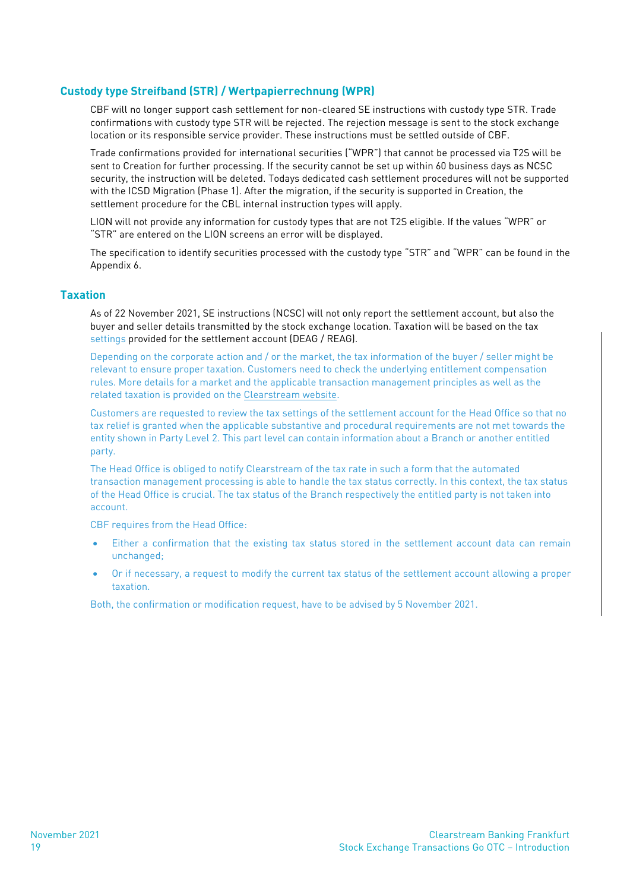## Custody type Streifband (STR) / Wertpapierrechnung (WPR)

CBF will no longer support cash settlement for non-cleared SE instructions with custody type STR. Trade confirmations with custody type STR will be rejected. The rejection message is sent to the stock exchange location or its responsible service provider. These instructions must be settled outside of CBF.

Trade confirmations provided for international securities ("WPR") that cannot be processed via T2S will be sent to Creation for further processing. If the security cannot be set up within 60 business days as NCSC security, the instruction will be deleted. Todays dedicated cash settlement procedures will not be supported with the ICSD Migration (Phase 1). After the migration, if the security is supported in Creation, the settlement procedure for the CBL internal instruction types will apply.

LION will not provide any information for custody types that are not T2S eligible. If the values "WPR" or "STR" are entered on the LION screens an error will be displayed.

The specification to identify securities processed with the custody type "STR" and "WPR" can be found in the Appendix 6.

## Taxation

As of 22 November 2021, SE instructions (NCSC) will not only report the settlement account, but also the buyer and seller details transmitted by the stock exchange location. Taxation will be based on the tax settings provided for the settlement account (DEAG / REAG).

Depending on the corporate action and / or the market, the tax information of the buyer / seller might be relevant to ensure proper taxation. Customers need to check the underlying entitlement compensation rules. More details for a market and the applicable transaction management principles as well as the related taxation is provided on the Clearstream website.

Customers are requested to review the tax settings of the settlement account for the Head Office so that no tax relief is granted when the applicable substantive and procedural requirements are not met towards the entity shown in Party Level 2. This part level can contain information about a Branch or another entitled party.

The Head Office is obliged to notify Clearstream of the tax rate in such a form that the automated transaction management processing is able to handle the tax status correctly. In this context, the tax status of the Head Office is crucial. The tax status of the Branch respectively the entitled party is not taken into account.

CBF requires from the Head Office:

- Either a confirmation that the existing tax status stored in the settlement account data can remain unchanged;
- Or if necessary, a request to modify the current tax status of the settlement account allowing a proper taxation.

Both, the confirmation or modification request, have to be advised by 5 November 2021.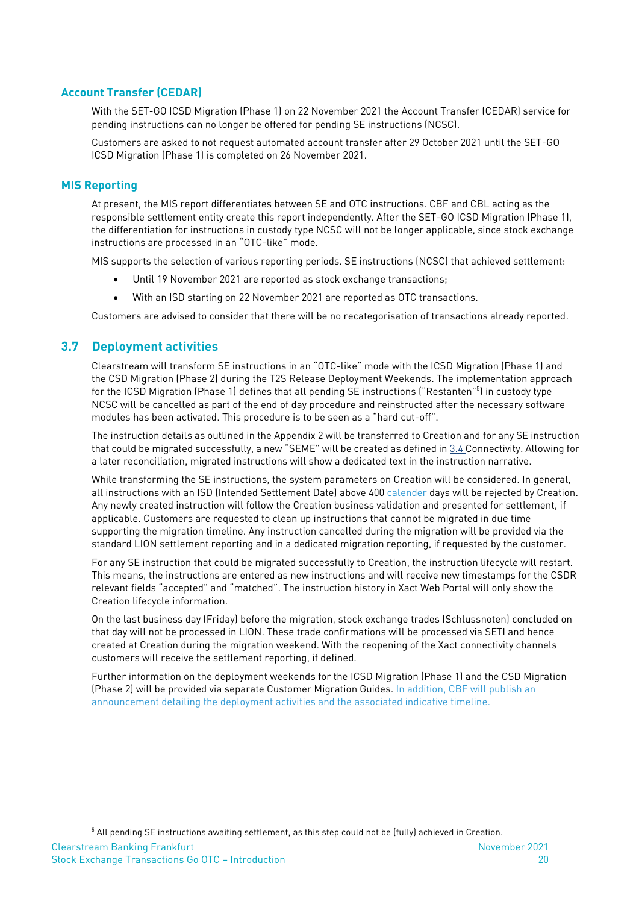### Account Transfer (CEDAR)

With the SET-GO ICSD Migration (Phase 1) on 22 November 2021 the Account Transfer (CEDAR) service for pending instructions can no longer be offered for pending SE instructions (NCSC).

Customers are asked to not request automated account transfer after 29 October 2021 until the SET-GO ICSD Migration (Phase 1) is completed on 26 November 2021.

### MIS Reporting

At present, the MIS report differentiates between SE and OTC instructions. CBF and CBL acting as the responsible settlement entity create this report independently. After the SET-GO ICSD Migration (Phase 1), the differentiation for instructions in custody type NCSC will not be longer applicable, since stock exchange instructions are processed in an "OTC-like" mode.

MIS supports the selection of various reporting periods. SE instructions (NCSC) that achieved settlement:

- Until 19 November 2021 are reported as stock exchange transactions;
- With an ISD starting on 22 November 2021 are reported as OTC transactions.

Customers are advised to consider that there will be no recategorisation of transactions already reported.

## 3.7 Deployment activities

Clearstream will transform SE instructions in an "OTC-like" mode with the ICSD Migration (Phase 1) and the CSD Migration (Phase 2) during the T2S Release Deployment Weekends. The implementation approach for the ICSD Migration (Phase 1) defines that all pending SE instructions ("Restanten"[5]) in custody type NCSC will be cancelled as part of the end of day procedure and reinstructed after the necessary software modules has been activated. This procedure is to be seen as a "hard cut-off".

The instruction details as outlined in the Appendix 2 will be transferred to Creation and for any SE instruction that could be migrated successfully, a new "SEME" will be created as defined in 3.4 Connectivity. Allowing for a later reconciliation, migrated instructions will show a dedicated text in the instruction narrative.

While transforming the SE instructions, the system parameters on Creation will be considered. In general, all instructions with an ISD (Intended Settlement Date) above 400 calender days will be rejected by Creation. Any newly created instruction will follow the Creation business validation and presented for settlement, if applicable. Customers are requested to clean up instructions that cannot be migrated in due time supporting the migration timeline. Any instruction cancelled during the migration will be provided via the standard LION settlement reporting and in a dedicated migration reporting, if requested by the customer.

For any SE instruction that could be migrated successfully to Creation, the instruction lifecycle will restart. This means, the instructions are entered as new instructions and will receive new timestamps for the CSDR relevant fields "accepted" and "matched". The instruction history in Xact Web Portal will only show the Creation lifecycle information.

On the last business day (Friday) before the migration, stock exchange trades (Schlussnoten) concluded on that day will not be processed in LION. These trade confirmations will be processed via SETI and hence created at Creation during the migration weekend. With the reopening of the Xact connectivity channels customers will receive the settlement reporting, if defined.

Further information on the deployment weekends for the ICSD Migration (Phase 1) and the CSD Migration (Phase 2) will be provided via separate Customer Migration Guides. In addition, CBF will publish an announcement detailing the deployment activities and the associated indicative timeline.

[5] All pending SE instructions awaiting settlement, as this step could not be (fully) achieved in Creation.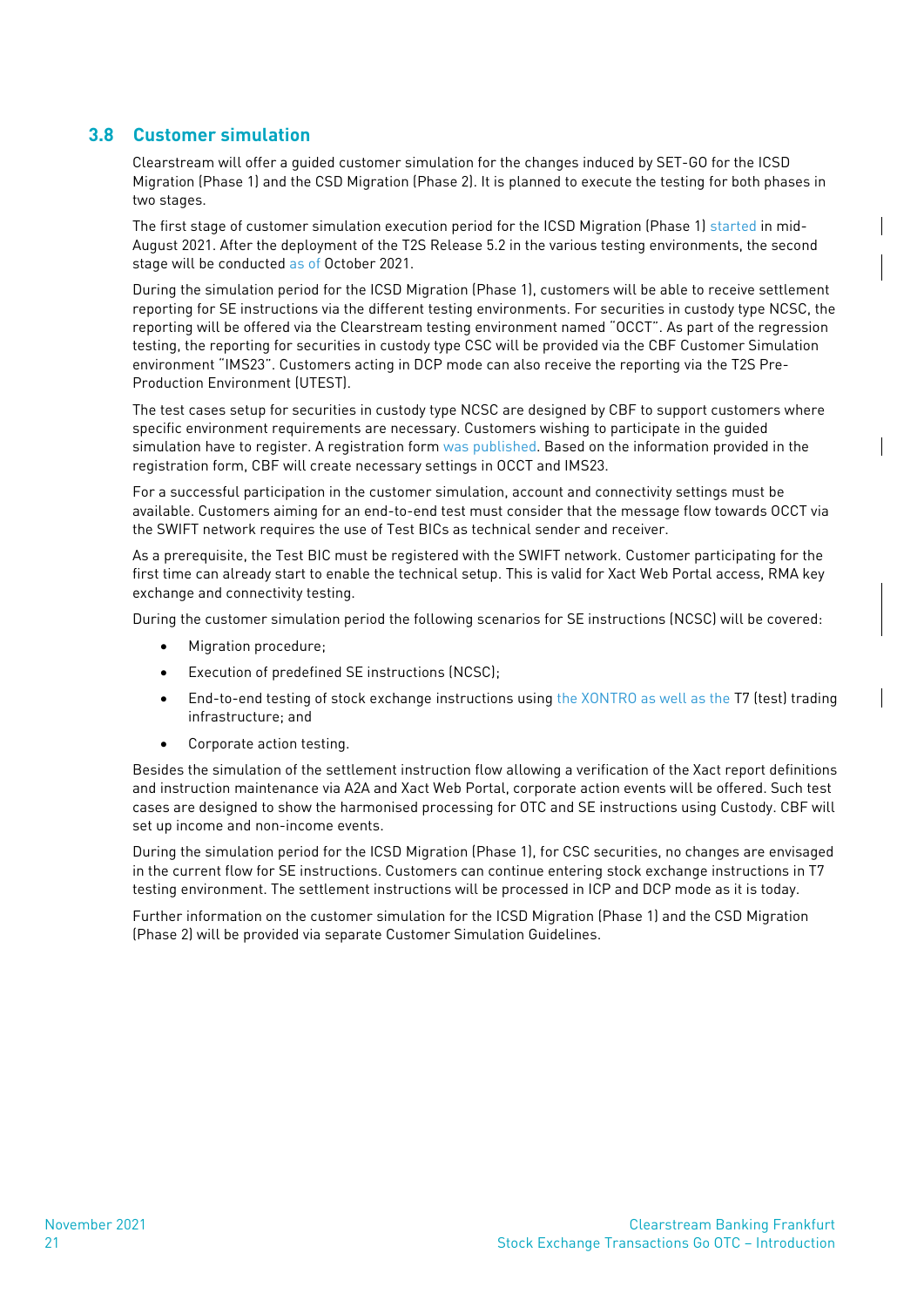## 3.8 Customer simulation

Clearstream will offer a guided customer simulation for the changes induced by SET-GO for the ICSD Migration (Phase 1) and the CSD Migration (Phase 2). It is planned to execute the testing for both phases in two stages.

The first stage of customer simulation execution period for the ICSD Migration (Phase 1) started in mid-August 2021. After the deployment of the T2S Release 5.2 in the various testing environments, the second stage will be conducted as of October 2021.

During the simulation period for the ICSD Migration (Phase 1), customers will be able to receive settlement reporting for SE instructions via the different testing environments. For securities in custody type NCSC, the reporting will be offered via the Clearstream testing environment named "OCCT". As part of the regression testing, the reporting for securities in custody type CSC will be provided via the CBF Customer Simulation environment "IMS23". Customers acting in DCP mode can also receive the reporting via the T2S Pre-Production Environment (UTEST).

The test cases setup for securities in custody type NCSC are designed by CBF to support customers where specific environment requirements are necessary. Customers wishing to participate in the guided simulation have to register. A registration form was published. Based on the information provided in the registration form, CBF will create necessary settings in OCCT and IMS23.

For a successful participation in the customer simulation, account and connectivity settings must be available. Customers aiming for an end-to-end test must consider that the message flow towards OCCT via the SWIFT network requires the use of Test BICs as technical sender and receiver.

As a prerequisite, the Test BIC must be registered with the SWIFT network. Customer participating for the first time can already start to enable the technical setup. This is valid for Xact Web Portal access, RMA key exchange and connectivity testing.

During the customer simulation period the following scenarios for SE instructions (NCSC) will be covered:

- Migration procedure;
- Execution of predefined SE instructions (NCSC);
- End-to-end testing of stock exchange instructions using the XONTRO as well as the T7 (test) trading infrastructure; and
- Corporate action testing.

Besides the simulation of the settlement instruction flow allowing a verification of the Xact report definitions and instruction maintenance via A2A and Xact Web Portal, corporate action events will be offered. Such test cases are designed to show the harmonised processing for OTC and SE instructions using Custody. CBF will set up income and non-income events.

During the simulation period for the ICSD Migration (Phase 1), for CSC securities, no changes are envisaged in the current flow for SE instructions. Customers can continue entering stock exchange instructions in T7 testing environment. The settlement instructions will be processed in ICP and DCP mode as it is today.

Further information on the customer simulation for the ICSD Migration (Phase 1) and the CSD Migration (Phase 2) will be provided via separate Customer Simulation Guidelines.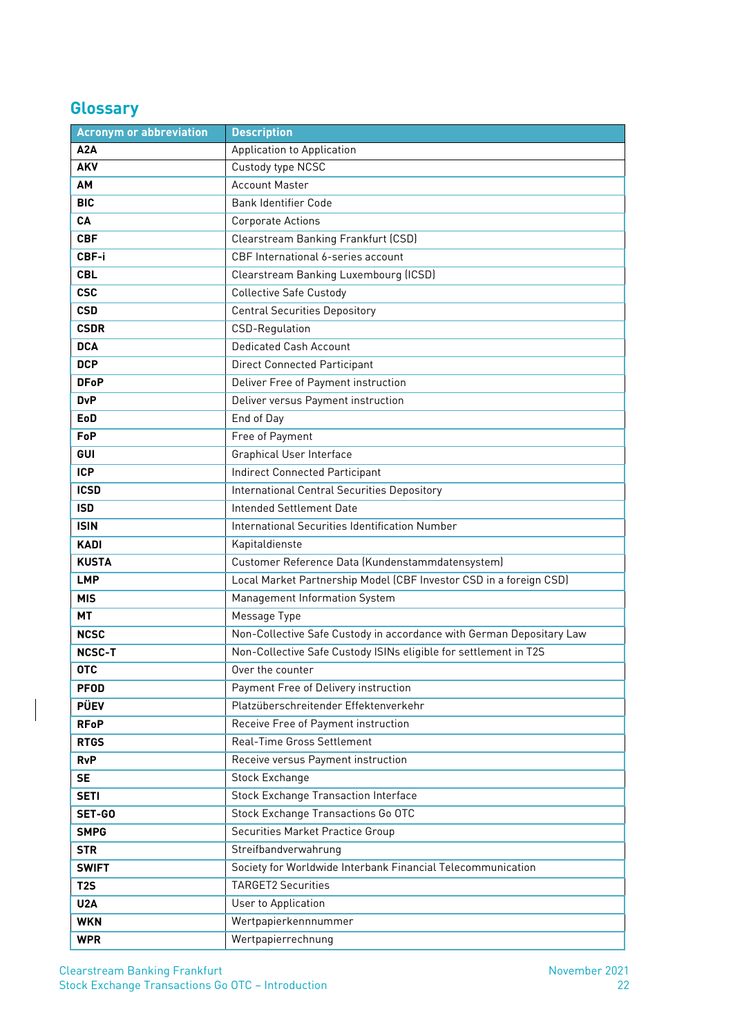## Glossary

| Acronym or abbreviation | Description |
|---|---|
| **A2A** | Application to Application |
| **AKV** | Custody type NCSC |
| **AM** | Account Master |
| **BIC** | Bank Identifier Code |
| **CA** | Corporate Actions |
| **CBF** | Clearstream Banking Frankfurt (CSD) |
| **CBF-i** | CBF International 6-series account |
| **CBL** | Clearstream Banking Luxembourg (ICSD) |
| **CSC** | Collective Safe Custody |
| **CSD** | Central Securities Depository |
| **CSDR** | CSD-Regulation |
| **DCA** | Dedicated Cash Account |
| **DCP** | Direct Connected Participant |
| **DFoP** | Deliver Free of Payment instruction |
| **DvP** | Deliver versus Payment instruction |
| **EoD** | End of Day |
| **FoP** | Free of Payment |
| **GUI** | Graphical User Interface |
| **ICP** | Indirect Connected Participant |
| **ICSD** | International Central Securities Depository |
| **ISD** | Intended Settlement Date |
| **ISIN** | International Securities Identification Number |
| **KADI** | Kapitaldienste |
| **KUSTA** | Customer Reference Data (Kundenstammdatensystem) |
| **LMP** | Local Market Partnership Model (CBF Investor CSD in a foreign CSD) |
| **MIS** | Management Information System |
| **MT** | Message Type |
| **NCSC** | Non-Collective Safe Custody in accordance with German Depositary Law |
| **NCSC-T** | Non-Collective Safe Custody ISINs eligible for settlement in T2S |
| **OTC** | Over the counter |
| **PFOD** | Payment Free of Delivery instruction |
| **PÜEV** | Platzüberschreitender Effektenverkehr |
| **RFoP** | Receive Free of Payment instruction |
| **RTGS** | Real-Time Gross Settlement |
| **RvP** | Receive versus Payment instruction |
| **SE** | Stock Exchange |
| **SETI** | Stock Exchange Transaction Interface |
| **SET-GO** | Stock Exchange Transactions Go OTC |
| **SMPG** | Securities Market Practice Group |
| **STR** | Streifbandverwahrung |
| **SWIFT** | Society for Worldwide Interbank Financial Telecommunication |
| **T2S** | TARGET2 Securities |
| **U2A** | User to Application |
| **WKN** | Wertpapierkennnummer |
| **WPR** | Wertpapierrechnung |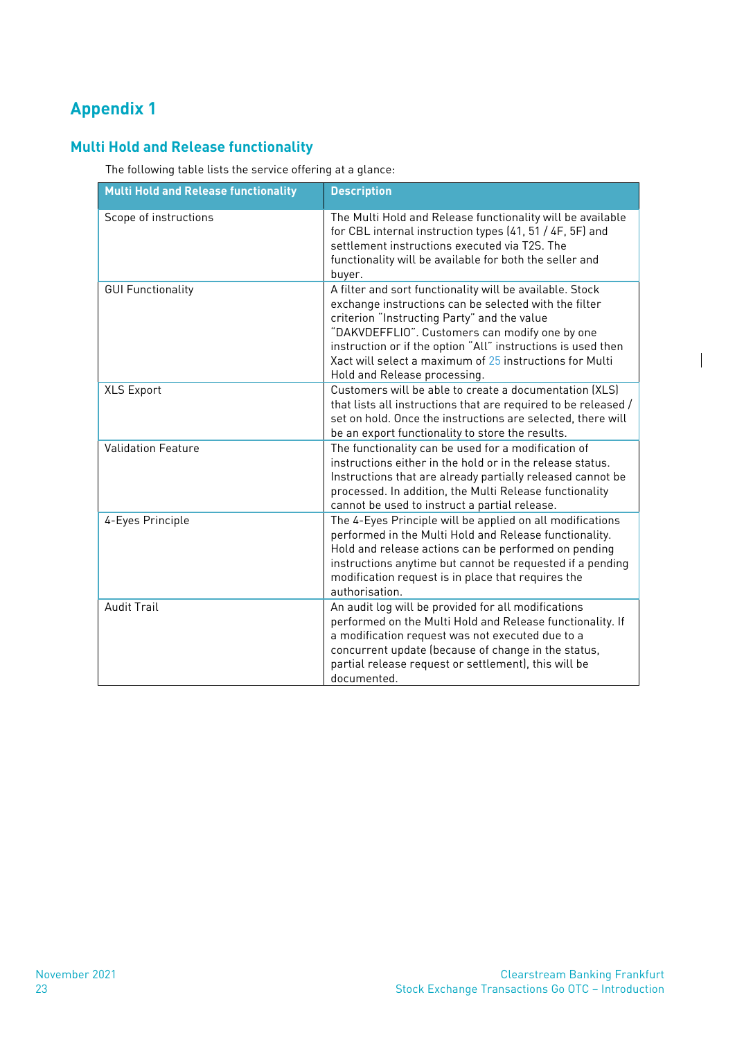# Appendix 1

## Multi Hold and Release functionality

The following table lists the service offering at a glance:

| Multi Hold and Release functionality | Description |
| --- | --- |
| Scope of instructions | The Multi Hold and Release functionality will be available for CBL internal instruction types (41, 51 / 4F, 5F) and settlement instructions executed via T2S. The functionality will be available for both the seller and buyer. |
| GUI Functionality | A filter and sort functionality will be available. Stock exchange instructions can be selected with the filter criterion "Instructing Party" and the value "DAKVDEFFLIO". Customers can modify one by one instruction or if the option "All" instructions is used then Xact will select a maximum of 25 instructions for Multi Hold and Release processing. |
| XLS Export | Customers will be able to create a documentation (XLS) that lists all instructions that are required to be released / set on hold. Once the instructions are selected, there will be an export functionality to store the results. |
| Validation Feature | The functionality can be used for a modification of instructions either in the hold or in the release status. Instructions that are already partially released cannot be processed. In addition, the Multi Release functionality cannot be used to instruct a partial release. |
| 4-Eyes Principle | The 4-Eyes Principle will be applied on all modifications performed in the Multi Hold and Release functionality. Hold and release actions can be performed on pending instructions anytime but cannot be requested if a pending modification request is in place that requires the authorisation. |
| Audit Trail | An audit log will be provided for all modifications performed on the Multi Hold and Release functionality. If a modification request was not executed due to a concurrent update (because of change in the status, partial release request or settlement), this will be documented. |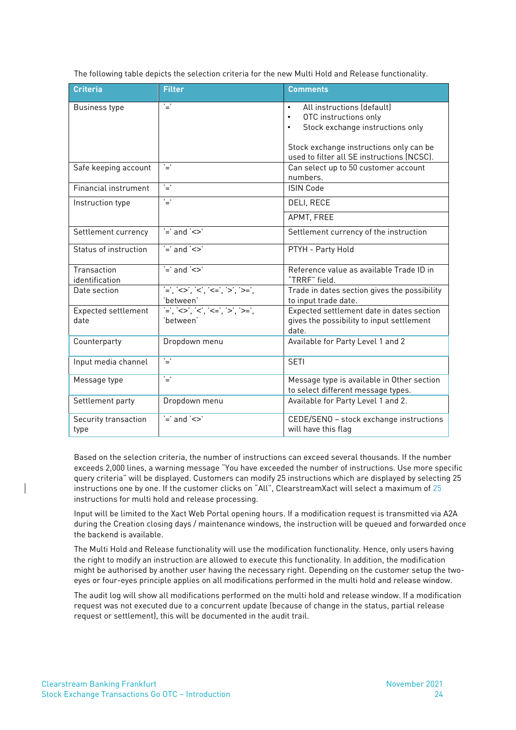The following table depicts the selection criteria for the new Multi Hold and Release functionality.

| Criteria | Filter | Comments |
|---|---|---|
| Business type | '=' | • All instructions (default)<br>• OTC instructions only<br>• Stock exchange instructions only<br><br>Stock exchange instructions only can be used to filter all SE instructions (NCSC). |
| Safe keeping account | '=' | Can select up to 50 customer account numbers. |
| Financial instrument | '=' | ISIN Code |
| Instruction type | '=' | DELI, RECE<br>APMT, FREE |
| Settlement currency | '=' and '<>' | Settlement currency of the instruction |
| Status of instruction | '=' and '<>' | PTYH - Party Hold |
| Transaction identification | '=' and '<>' | Reference value as available Trade ID in "TRRF" field. |
| Date section | '=', '<>', '<', '<=', '>', '>=', 'between' | Trade in dates section gives the possibility to input trade date. |
| Expected settlement date | '=', '<>', '<', '<=', '>', '>=', 'between' | Expected settlement date in dates section gives the possibility to input settlement date. |
| Counterparty | Dropdown menu | Available for Party Level 1 and 2 |
| Input media channel | '=' | SETI |
| Message type | '=' | Message type is available in Other section to select different message types. |
| Settlement party | Dropdown menu | Available for Party Level 1 and 2. |
| Security transaction type | '=' and '<>' | CEDE/SENO – stock exchange instructions will have this flag |

Based on the selection criteria, the number of instructions can exceed several thousands. If the number exceeds 2,000 lines, a warning message "You have exceeded the number of instructions. Use more specific query criteria" will be displayed. Customers can modify 25 instructions which are displayed by selecting 25 instructions one by one. If the customer clicks on "All", ClearstreamXact will select a maximum of 25 instructions for multi hold and release processing.

Input will be limited to the Xact Web Portal opening hours. If a modification request is transmitted via A2A during the Creation closing days / maintenance windows, the instruction will be queued and forwarded once the backend is available.

The Multi Hold and Release functionality will use the modification functionality. Hence, only users having the right to modify an instruction are allowed to execute this functionality. In addition, the modification might be authorised by another user having the necessary right. Depending on the customer setup the two-eyes or four-eyes principle applies on all modifications performed in the multi hold and release window.

The audit log will show all modifications performed on the multi hold and release window. If a modification request was not executed due to a concurrent update (because of change in the status, partial release request or settlement), this will be documented in the audit trail.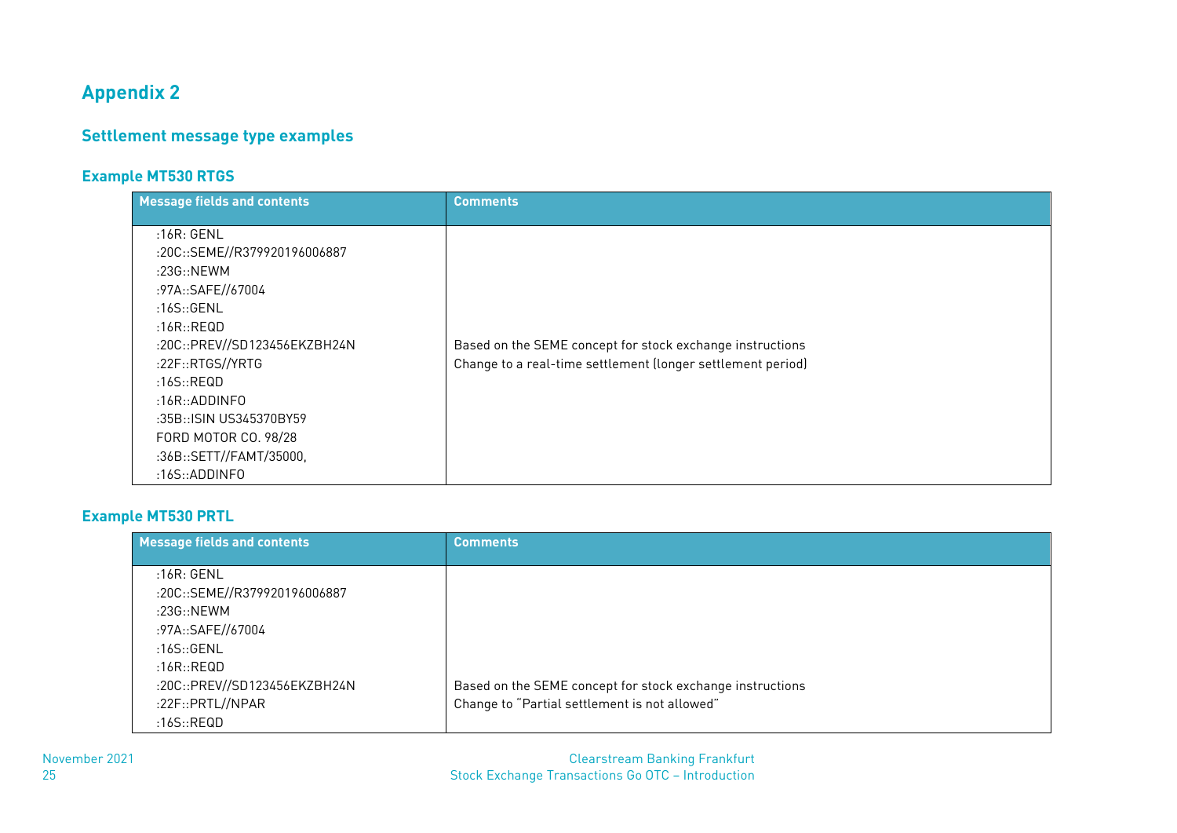# Appendix 2

## Settlement message type examples

### Example MT530 RTGS

| Message fields and contents | Comments |
|---|---|
| :16R: GENL | |
| :20C::SEME//R379920196006887 | |
| :23G::NEWM | |
| :97A::SAFE//67004 | |
| :16S::GENL | |
| :16R::REQD | |
| :20C::PREV//SD123456EKZBH24N | Based on the SEME concept for stock exchange instructions |
| :22F::RTGS//YRTG | Change to a real-time settlement (longer settlement period) |
| :16S::REQD | |
| :16R::ADDINFO | |
| :35B::ISIN US345370BY59 | |
| FORD MOTOR CO. 98/28 | |
| :36B::SETT//FAMT/35000, | |
| :16S::ADDINFO | |

### Example MT530 PRTL

| Message fields and contents | Comments |
|---|---|
| :16R: GENL | |
| :20C::SEME//R379920196006887 | |
| :23G::NEWM | |
| :97A::SAFE//67004 | |
| :16S::GENL | |
| :16R::REQD | |
| :20C::PREV//SD123456EKZBH24N | Based on the SEME concept for stock exchange instructions |
| :22F::PRTL//NPAR | Change to "Partial settlement is not allowed" |
| :16S::REQD | |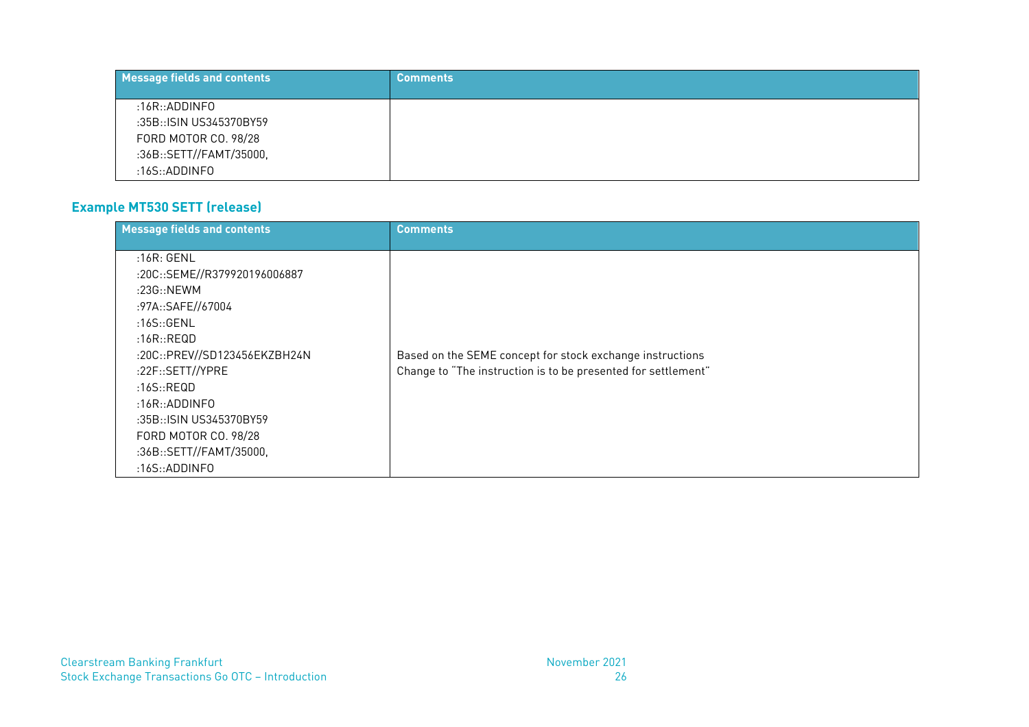| Message fields and contents | Comments |
|---|---|
| :16R::ADDINFO | |
| :35B::ISIN US345370BY59 | |
| FORD MOTOR CO. 98/28 | |
| :36B::SETT//FAMT/35000, | |
| :16S::ADDINFO | |

### Example MT530 SETT (release)

| Message fields and contents | Comments |
|---|---|
| :16R: GENL | |
| :20C::SEME//R379920196006887 | |
| :23G::NEWM | |
| :97A::SAFE//67004 | |
| :16S::GENL | |
| :16R::REQD | |
| :20C::PREV//SD123456EKZBH24N | Based on the SEME concept for stock exchange instructions |
| :22F::SETT//YPRE | Change to "The instruction is to be presented for settlement" |
| :16S::REQD | |
| :16R::ADDINFO | |
| :35B::ISIN US345370BY59 | |
| FORD MOTOR CO. 98/28 | |
| :36B::SETT//FAMT/35000, | |
| :16S::ADDINFO | |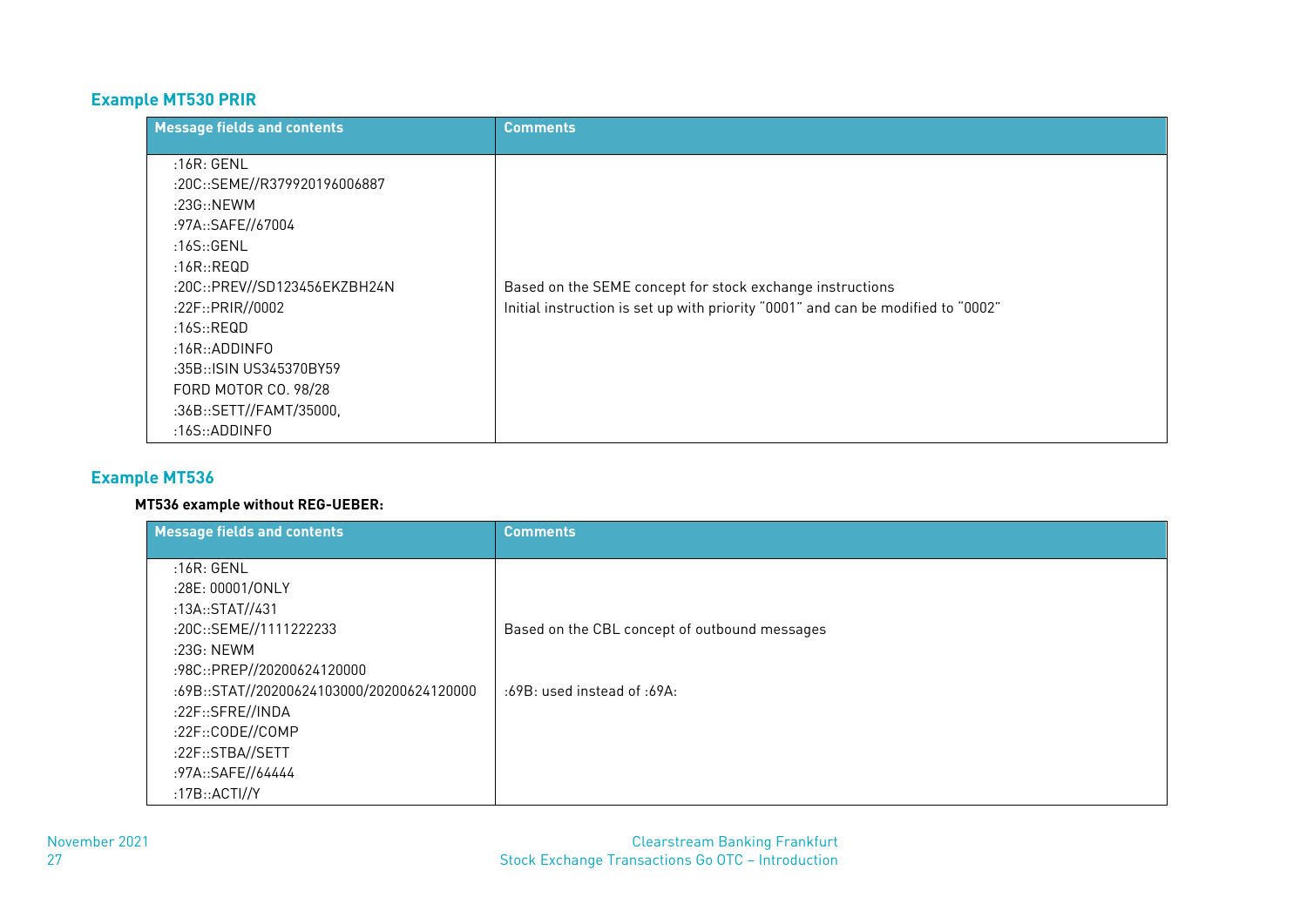### Example MT530 PRIR

| Message fields and contents | Comments |
|---|---|
| :16R: GENL | |
| :20C::SEME//R379920196006887 | |
| :23G::NEWM | |
| :97A::SAFE//67004 | |
| :16S::GENL | |
| :16R::REQD | |
| :20C::PREV//SD123456EKZBH24N | Based on the SEME concept for stock exchange instructions |
| :22F::PRIR//0002 | Initial instruction is set up with priority "0001" and can be modified to "0002" |
| :16S::REQD | |
| :16R::ADDINFO | |
| :35B::ISIN US345370BY59 | |
| FORD MOTOR CO. 98/28 | |
| :36B::SETT//FAMT/35000, | |
| :16S::ADDINFO | |

### Example MT536

**MT536 example without REG-UEBER:**

| Message fields and contents | Comments |
|---|---|
| :16R: GENL | |
| :28E: 00001/ONLY | |
| :13A::STAT//431 | |
| :20C::SEME//1111222233 | Based on the CBL concept of outbound messages |
| :23G: NEWM | |
| :98C::PREP//20200624120000 | |
| :69B::STAT//20200624103000/20200624120000 | :69B: used instead of :69A: |
| :22F::SFRE//INDA | |
| :22F::CODE//COMP | |
| :22F::STBA//SETT | |
| :97A::SAFE//64444 | |
| :17B::ACTI//Y | |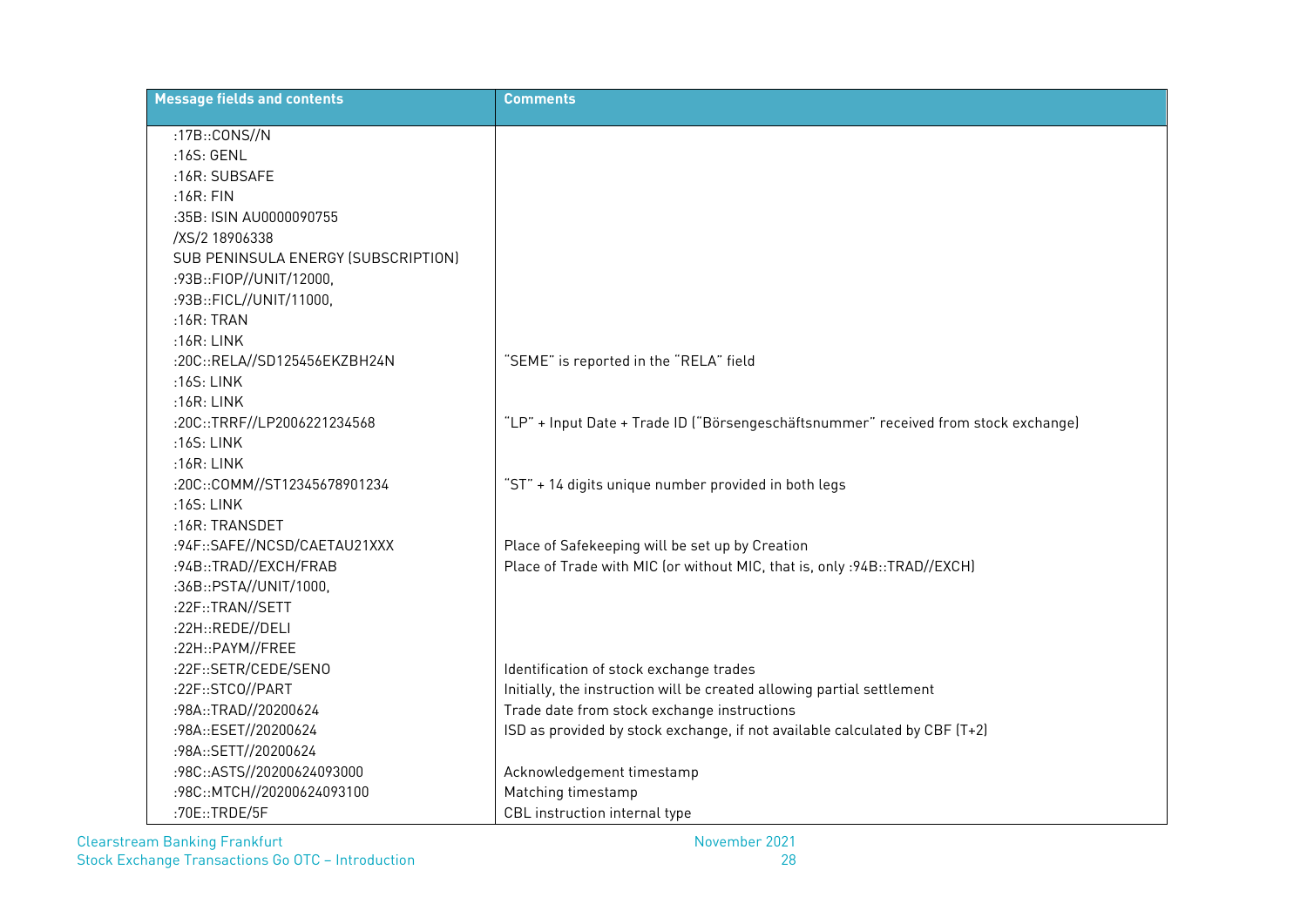| Message fields and contents | Comments |
|---|---|
| :17B::CONS//N | |
| :16S: GENL | |
| :16R: SUBSAFE | |
| :16R: FIN | |
| :35B: ISIN AU0000090755 | |
| /XS/2 18906338 | |
| SUB PENINSULA ENERGY (SUBSCRIPTION) | |
| :93B::FIOP//UNIT/12000, | |
| :93B::FICL//UNIT/11000, | |
| :16R: TRAN | |
| :16R: LINK | |
| :20C::RELA//SD125456EKZBH24N | "SEME" is reported in the "RELA" field |
| :16S: LINK | |
| :16R: LINK | |
| :20C::TRRF//LP2006221234568 | "LP" + Input Date + Trade ID ("Börsengeschäftsnummer" received from stock exchange) |
| :16S: LINK | |
| :16R: LINK | |
| :20C::COMM//ST12345678901234 | "ST" + 14 digits unique number provided in both legs |
| :16S: LINK | |
| :16R: TRANSDET | |
| :94F::SAFE//NCSD/CAETAU21XXX | Place of Safekeeping will be set up by Creation |
| :94B::TRAD//EXCH/FRAB | Place of Trade with MIC (or without MIC, that is, only :94B::TRAD//EXCH) |
| :36B::PSTA//UNIT/1000, | |
| :22F::TRAN//SETT | |
| :22H::REDE//DELI | |
| :22H::PAYM//FREE | |
| :22F::SETR/CEDE/SENO | Identification of stock exchange trades |
| :22F::STCO//PART | Initially, the instruction will be created allowing partial settlement |
| :98A::TRAD//20200624 | Trade date from stock exchange instructions |
| :98A::ESET//20200624 | ISD as provided by stock exchange, if not available calculated by CBF (T+2) |
| :98A::SETT//20200624 | |
| :98C::ASTS//20200624093000 | Acknowledgement timestamp |
| :98C::MTCH//20200624093100 | Matching timestamp |
| :70E::TRDE/5F | CBL instruction internal type |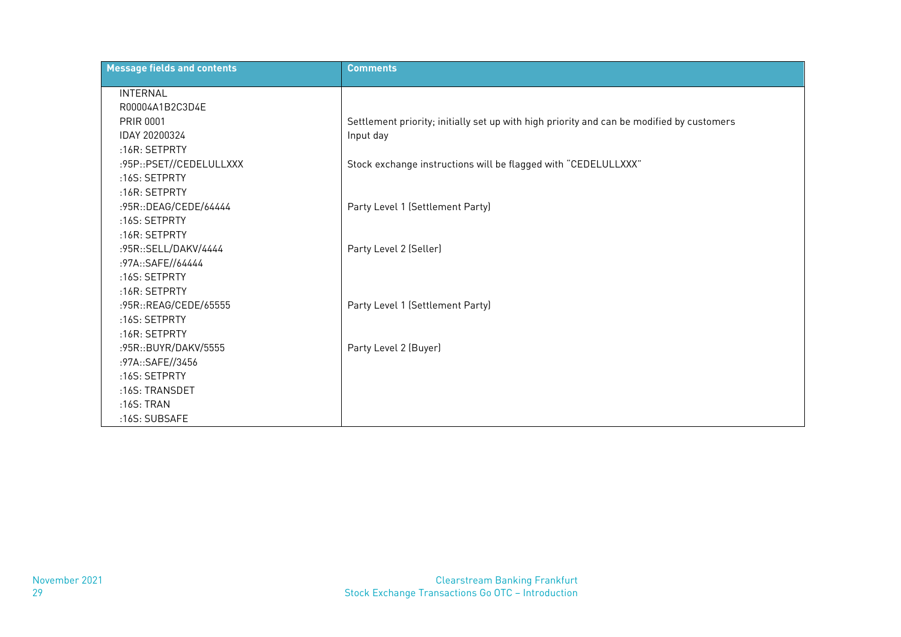| Message fields and contents | Comments |
|---|---|
| INTERNAL | |
| R00004A1B2C3D4E | |
| PRIR 0001 | Settlement priority; initially set up with high priority and can be modified by customers |
| IDAY 20200324 | Input day |
| :16R: SETPRTY | |
| :95P::PSET//CEDELULLXXX | Stock exchange instructions will be flagged with "CEDELULLXXX" |
| :16S: SETPRTY | |
| :16R: SETPRTY | |
| :95R::DEAG/CEDE/64444 | Party Level 1 (Settlement Party) |
| :16S: SETPRTY | |
| :16R: SETPRTY | |
| :95R::SELL/DAKV/4444 | Party Level 2 (Seller) |
| :97A::SAFE//64444 | |
| :16S: SETPRTY | |
| :16R: SETPRTY | |
| :95R::REAG/CEDE/65555 | Party Level 1 (Settlement Party) |
| :16S: SETPRTY | |
| :16R: SETPRTY | |
| :95R::BUYR/DAKV/5555 | Party Level 2 (Buyer) |
| :97A::SAFE//3456 | |
| :16S: SETPRTY | |
| :16S: TRANSDET | |
| :16S: TRAN | |
| :16S: SUBSAFE | |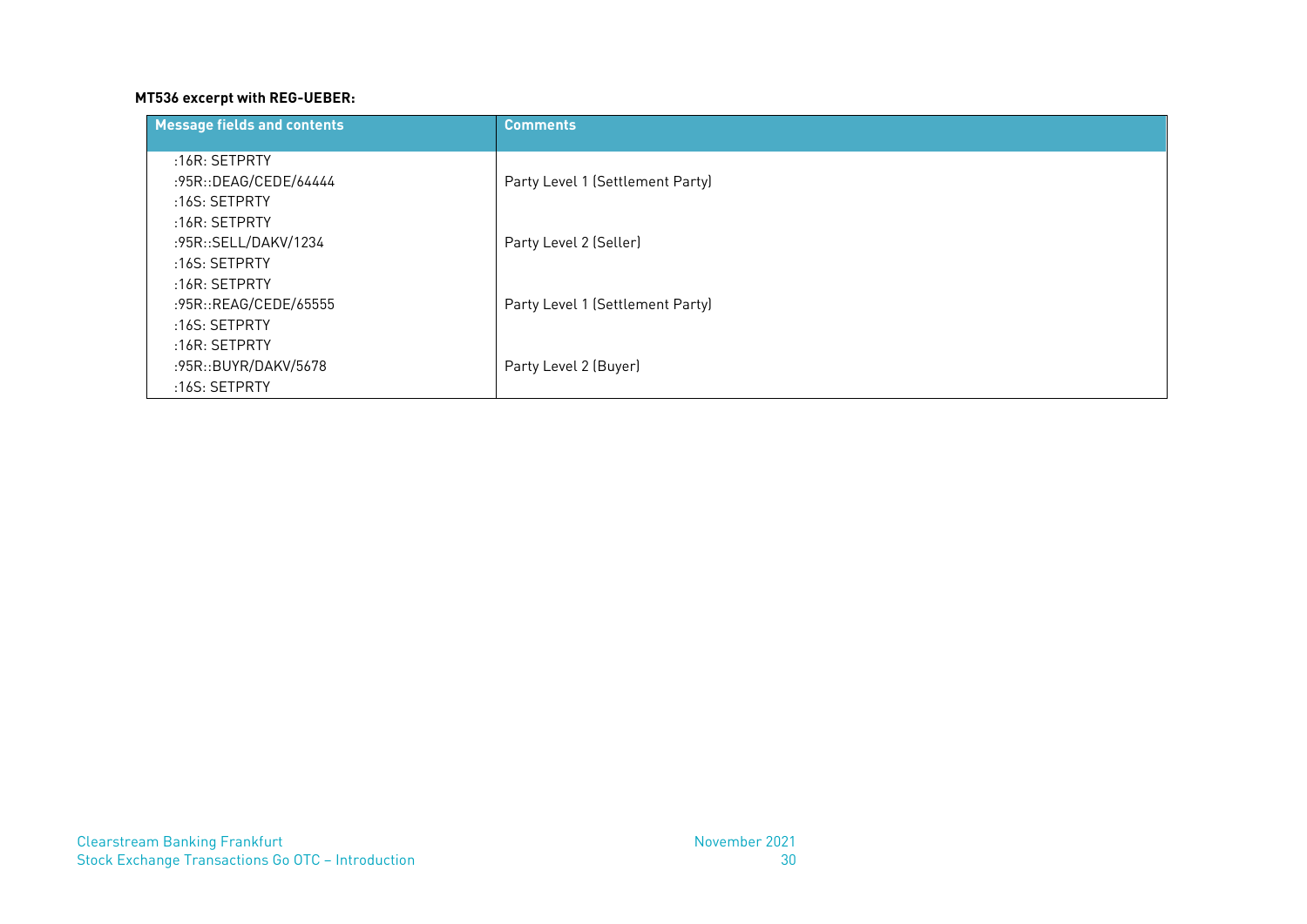**MT536 excerpt with REG-UEBER:**

| Message fields and contents | Comments |
|---|---|
| :16R: SETPRTY | |
| :95R::DEAG/CEDE/64444 | Party Level 1 (Settlement Party) |
| :16S: SETPRTY | |
| :16R: SETPRTY | |
| :95R::SELL/DAKV/1234 | Party Level 2 (Seller) |
| :16S: SETPRTY | |
| :16R: SETPRTY | |
| :95R::REAG/CEDE/65555 | Party Level 1 (Settlement Party) |
| :16S: SETPRTY | |
| :16R: SETPRTY | |
| :95R::BUYR/DAKV/5678 | Party Level 2 (Buyer) |
| :16S: SETPRTY | |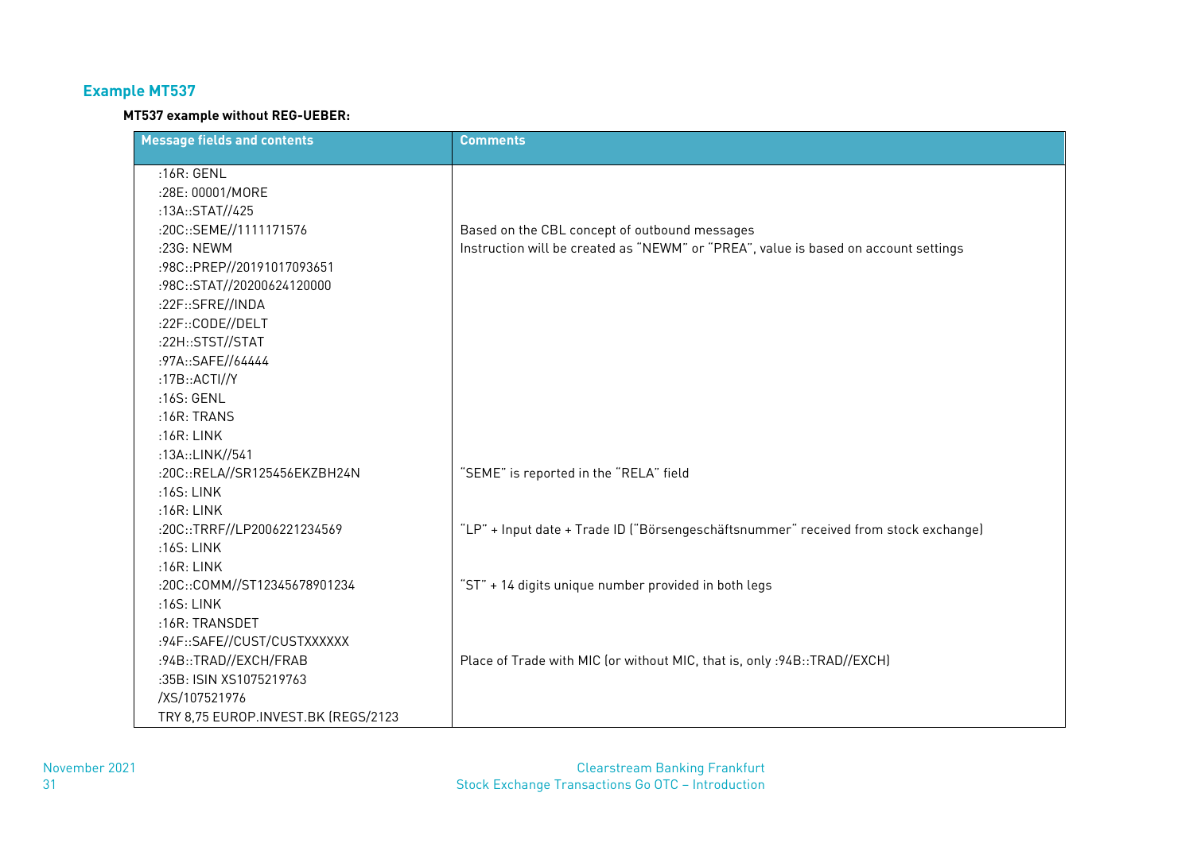## Example MT537

**MT537 example without REG-UEBER:**

| Message fields and contents | Comments |
|---|---|
| :16R: GENL | |
| :28E: 00001/MORE | |
| :13A::STAT//425 | |
| :20C::SEME//1111171576 | Based on the CBL concept of outbound messages |
| :23G: NEWM | Instruction will be created as "NEWM" or "PREA", value is based on account settings |
| :98C::PREP//20191017093651 | |
| :98C::STAT//20200624120000 | |
| :22F::SFRE//INDA | |
| :22F::CODE//DELT | |
| :22H::STST//STAT | |
| :97A::SAFE//64444 | |
| :17B::ACTI//Y | |
| :16S: GENL | |
| :16R: TRANS | |
| :16R: LINK | |
| :13A::LINK//541 | |
| :20C::RELA//SR125456EKZBH24N | "SEME" is reported in the "RELA" field |
| :16S: LINK | |
| :16R: LINK | |
| :20C::TRRF//LP2006221234569 | "LP" + Input date + Trade ID ("Börsengeschäftsnummer" received from stock exchange) |
| :16S: LINK | |
| :16R: LINK | |
| :20C::COMM//ST12345678901234 | "ST" + 14 digits unique number provided in both legs |
| :16S: LINK | |
| :16R: TRANSDET | |
| :94F::SAFE//CUST/CUSTXXXXXX | |
| :94B::TRAD//EXCH/FRAB | Place of Trade with MIC (or without MIC, that is, only :94B::TRAD//EXCH) |
| :35B: ISIN XS1075219763 | |
| /XS/107521976 | |
| TRY 8,75 EUROP.INVEST.BK (REGS/2123 | |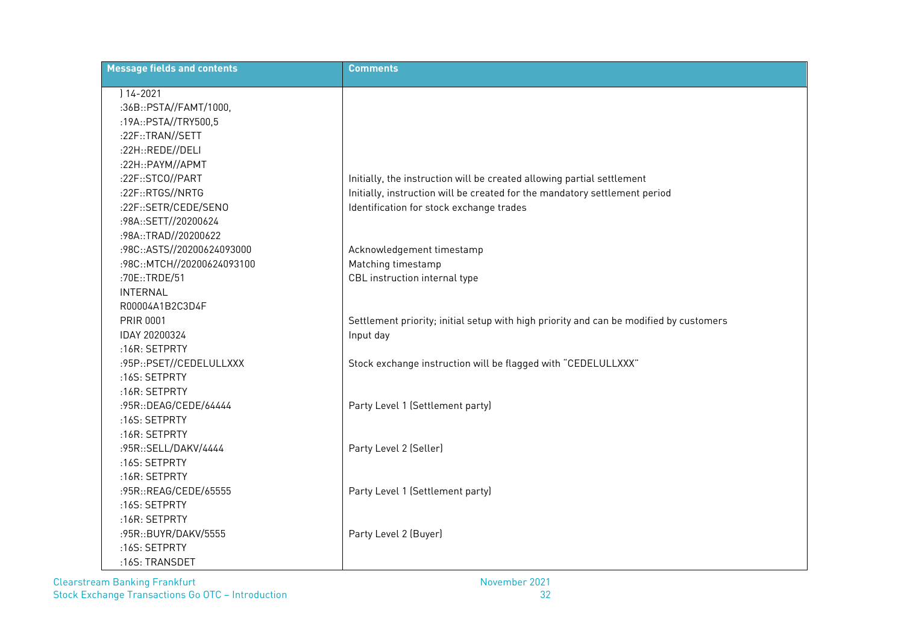| Message fields and contents | Comments |
|---|---|
| ) 14-2021 | |
| :36B::PSTA//FAMT/1000, | |
| :19A::PSTA//TRY500,5 | |
| :22F::TRAN//SETT | |
| :22H::REDE//DELI | |
| :22H::PAYM//APMT | |
| :22F::STCO//PART | Initially, the instruction will be created allowing partial settlement |
| :22F::RTGS//NRTG | Initially, instruction will be created for the mandatory settlement period |
| :22F::SETR/CEDE/SENO | Identification for stock exchange trades |
| :98A::SETT//20200624 | |
| :98A::TRAD//20200622 | |
| :98C::ASTS//20200624093000 | Acknowledgement timestamp |
| :98C::MTCH//20200624093100 | Matching timestamp |
| :70E::TRDE/51 | CBL instruction internal type |
| INTERNAL | |
| R00004A1B2C3D4F | |
| PRIR 0001 | Settlement priority; initial setup with high priority and can be modified by customers |
| IDAY 20200324 | Input day |
| :16R: SETPRTY | |
| :95P::PSET//CEDELULLXXX | Stock exchange instruction will be flagged with "CEDELULLXXX" |
| :16S: SETPRTY | |
| :16R: SETPRTY | |
| :95R::DEAG/CEDE/64444 | Party Level 1 (Settlement party) |
| :16S: SETPRTY | |
| :16R: SETPRTY | |
| :95R::SELL/DAKV/4444 | Party Level 2 (Seller) |
| :16S: SETPRTY | |
| :16R: SETPRTY | |
| :95R::REAG/CEDE/65555 | Party Level 1 (Settlement party) |
| :16S: SETPRTY | |
| :16R: SETPRTY | |
| :95R::BUYR/DAKV/5555 | Party Level 2 (Buyer) |
| :16S: SETPRTY | |
| :16S: TRANSDET | |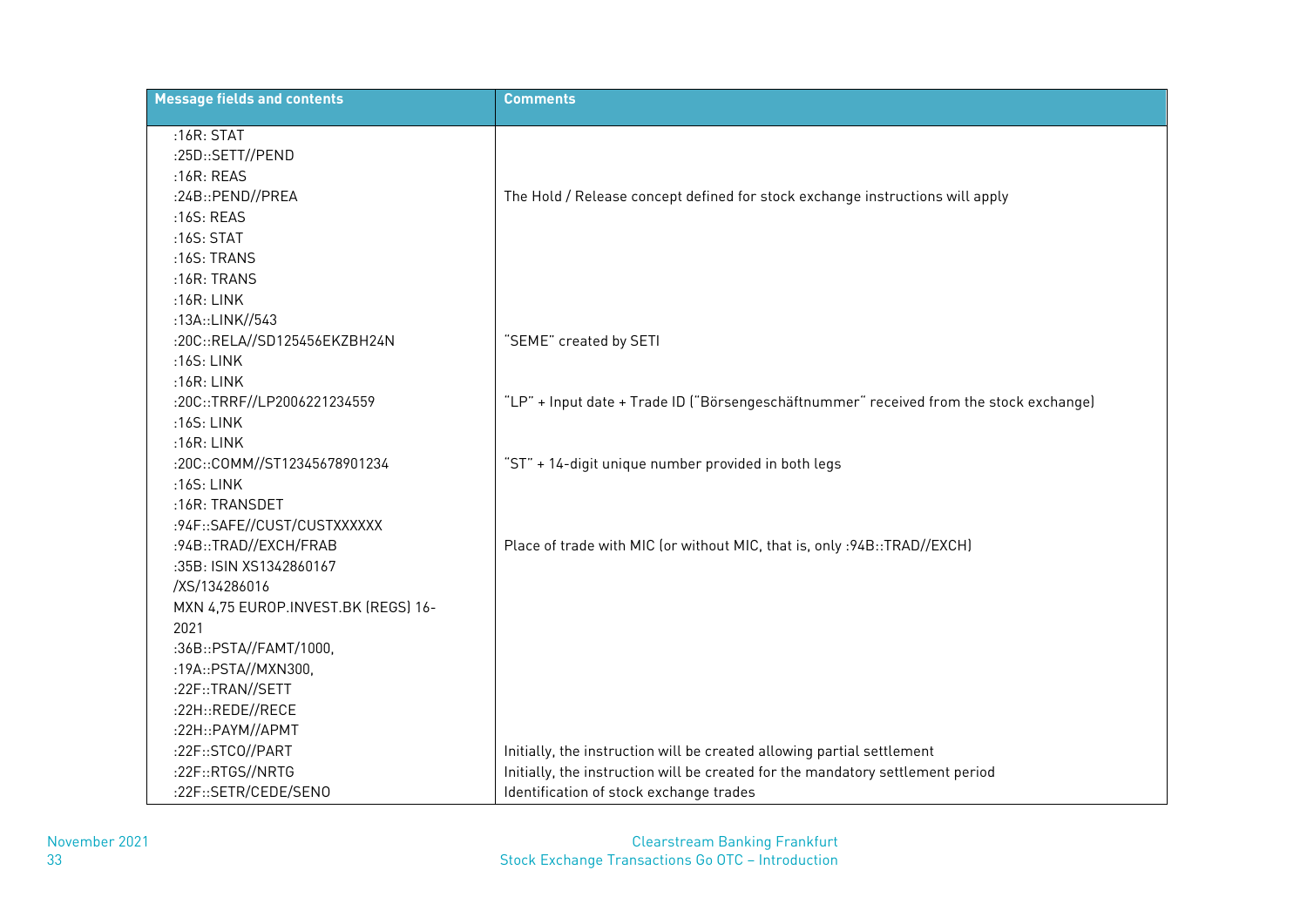| Message fields and contents | Comments |
|---|---|
| :16R: STAT | |
| :25D::SETT//PEND | |
| :16R: REAS | |
| :24B::PEND//PREA | The Hold / Release concept defined for stock exchange instructions will apply |
| :16S: REAS | |
| :16S: STAT | |
| :16S: TRANS | |
| :16R: TRANS | |
| :16R: LINK | |
| :13A::LINK//543 | |
| :20C::RELA//SD125456EKZBH24N | "SEME" created by SETI |
| :16S: LINK | |
| :16R: LINK | |
| :20C::TRRF//LP2006221234559 | "LP" + Input date + Trade ID ("Börsengeschäftnummer" received from the stock exchange) |
| :16S: LINK | |
| :16R: LINK | |
| :20C::COMM//ST12345678901234 | "ST" + 14-digit unique number provided in both legs |
| :16S: LINK | |
| :16R: TRANSDET | |
| :94F::SAFE//CUST/CUSTXXXXXX | |
| :94B::TRAD//EXCH/FRAB | Place of trade with MIC (or without MIC, that is, only :94B::TRAD//EXCH) |
| :35B: ISIN XS1342860167 /XS/134286016 MXN 4,75 EUROP.INVEST.BK (REGS) 16-2021 | |
| :36B::PSTA//FAMT/1000, | |
| :19A::PSTA//MXN300, | |
| :22F::TRAN//SETT | |
| :22H::REDE//RECE | |
| :22H::PAYM//APMT | |
| :22F::STCO//PART | Initially, the instruction will be created allowing partial settlement |
| :22F::RTGS//NRTG | Initially, the instruction will be created for the mandatory settlement period |
| :22F::SETR/CEDE/SENO | Identification of stock exchange trades |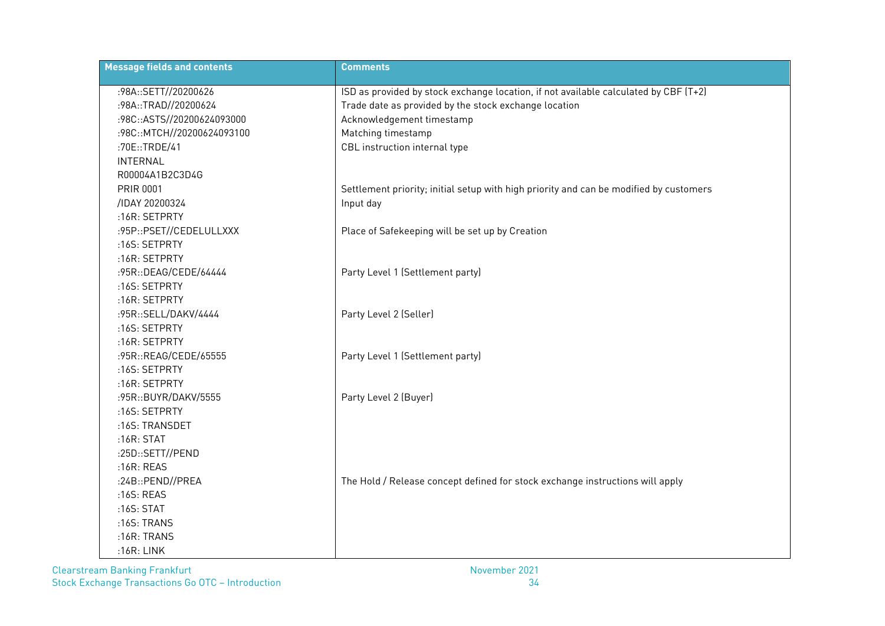| Message fields and contents | Comments |
|---|---|
| :98A::SETT//20200626 | ISD as provided by stock exchange location, if not available calculated by CBF (T+2) |
| :98A::TRAD//20200624 | Trade date as provided by the stock exchange location |
| :98C::ASTS//20200624093000 | Acknowledgement timestamp |
| :98C::MTCH//20200624093100 | Matching timestamp |
| :70E::TRDE/41 | CBL instruction internal type |
| INTERNAL | |
| R00004A1B2C3D4G | |
| PRIR 0001 | Settlement priority; initial setup with high priority and can be modified by customers |
| /IDAY 20200324 | Input day |
| :16R: SETPRTY | |
| :95P::PSET//CEDELULLXXX | Place of Safekeeping will be set up by Creation |
| :16S: SETPRTY | |
| :16R: SETPRTY | |
| :95R::DEAG/CEDE/64444 | Party Level 1 (Settlement party) |
| :16S: SETPRTY | |
| :16R: SETPRTY | |
| :95R::SELL/DAKV/4444 | Party Level 2 (Seller) |
| :16S: SETPRTY | |
| :16R: SETPRTY | |
| :95R::REAG/CEDE/65555 | Party Level 1 (Settlement party) |
| :16S: SETPRTY | |
| :16R: SETPRTY | |
| :95R::BUYR/DAKV/5555 | Party Level 2 (Buyer) |
| :16S: SETPRTY | |
| :16S: TRANSDET | |
| :16R: STAT | |
| :25D::SETT//PEND | |
| :16R: REAS | |
| :24B::PEND//PREA | The Hold / Release concept defined for stock exchange instructions will apply |
| :16S: REAS | |
| :16S: STAT | |
| :16S: TRANS | |
| :16R: TRANS | |
| :16R: LINK | |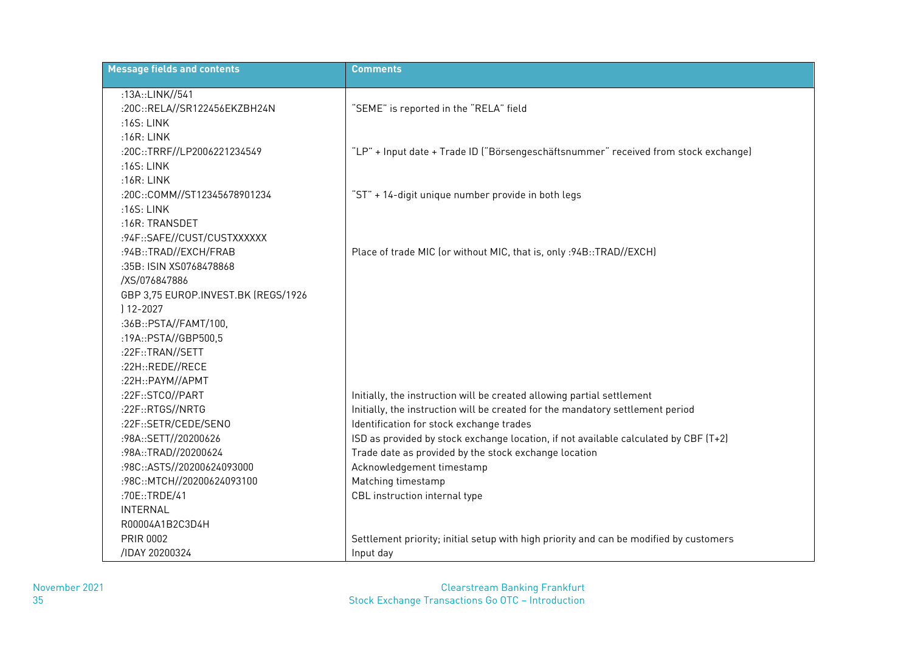| Message fields and contents | Comments |
|---|---|
| :13A::LINK//541 | |
| :20C::RELA//SR122456EKZBH24N | "SEME" is reported in the "RELA" field |
| :16S: LINK | |
| :16R: LINK | |
| :20C::TRRF//LP2006221234549 | "LP" + Input date + Trade ID ("Börsengeschäftsnummer" received from stock exchange) |
| :16S: LINK | |
| :16R: LINK | |
| :20C::COMM//ST12345678901234 | "ST" + 14-digit unique number provide in both legs |
| :16S: LINK | |
| :16R: TRANSDET | |
| :94F::SAFE//CUST/CUSTXXXXXX | |
| :94B::TRAD//EXCH/FRAB | Place of trade MIC (or without MIC, that is, only :94B::TRAD//EXCH) |
| :35B: ISIN XS0768478868 | |
| /XS/076847886 | |
| GBP 3,75 EUROP.INVEST.BK (REGS/1926 | |
| ) 12-2027 | |
| :36B::PSTA//FAMT/100, | |
| :19A::PSTA//GBP500,5 | |
| :22F::TRAN//SETT | |
| :22H::REDE//RECE | |
| :22H::PAYM//APMT | |
| :22F::STCO//PART | Initially, the instruction will be created allowing partial settlement |
| :22F::RTGS//NRTG | Initially, the instruction will be created for the mandatory settlement period |
| :22F::SETR/CEDE/SENO | Identification for stock exchange trades |
| :98A::SETT//20200626 | ISD as provided by stock exchange location, if not available calculated by CBF (T+2) |
| :98A::TRAD//20200624 | Trade date as provided by the stock exchange location |
| :98C::ASTS//20200624093000 | Acknowledgement timestamp |
| :98C::MTCH//20200624093100 | Matching timestamp |
| :70E::TRDE/41 | CBL instruction internal type |
| INTERNAL | |
| R00004A1B2C3D4H | |
| PRIR 0002 | Settlement priority; initial setup with high priority and can be modified by customers |
| /IDAY 20200324 | Input day |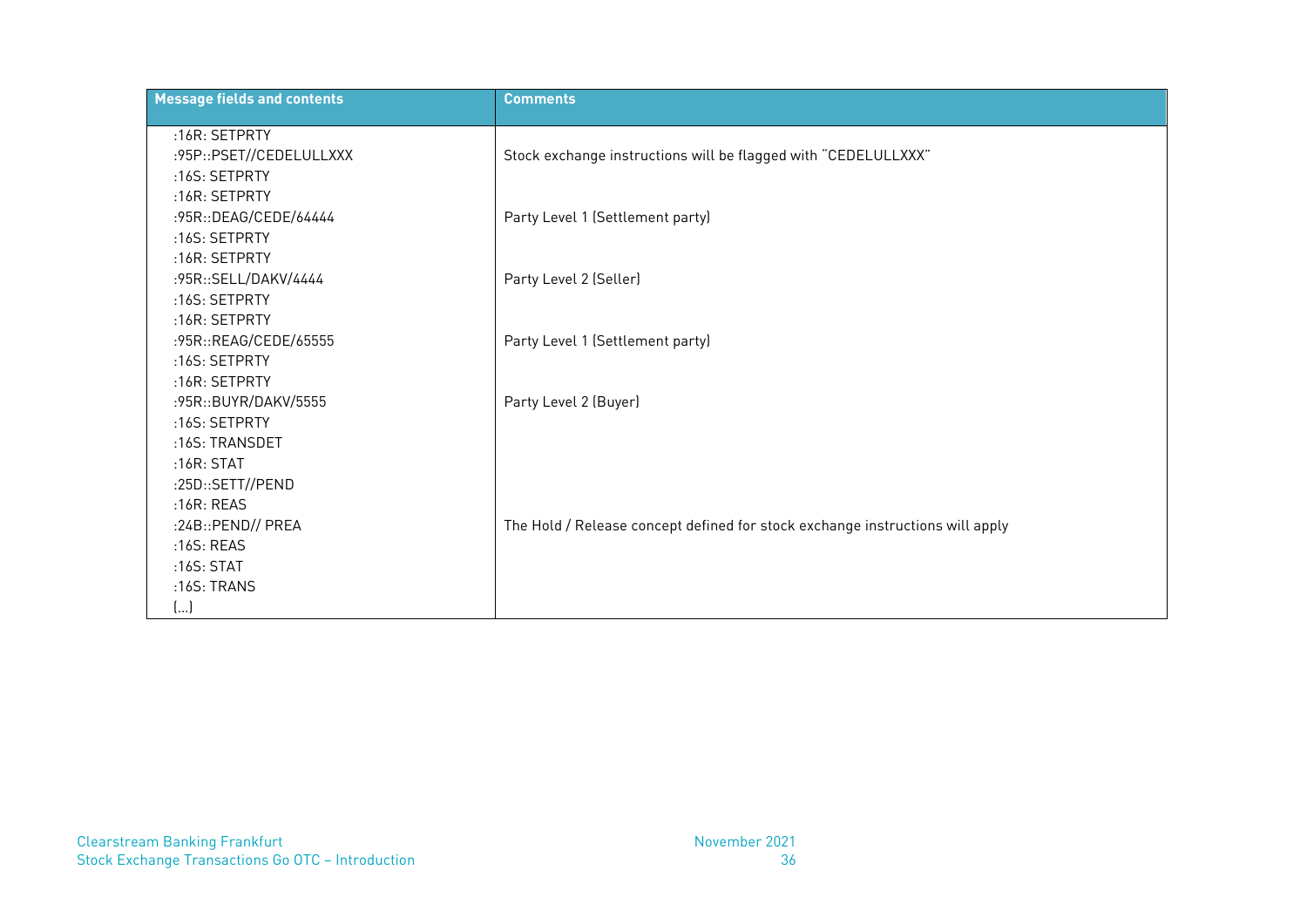| Message fields and contents | Comments |
| --- | --- |
| :16R: SETPRTY | |
| :95P::PSET//CEDELULLXXX | Stock exchange instructions will be flagged with "CEDELULLXXX" |
| :16S: SETPRTY | |
| :16R: SETPRTY | |
| :95R::DEAG/CEDE/64444 | Party Level 1 (Settlement party) |
| :16S: SETPRTY | |
| :16R: SETPRTY | |
| :95R::SELL/DAKV/4444 | Party Level 2 (Seller) |
| :16S: SETPRTY | |
| :16R: SETPRTY | |
| :95R::REAG/CEDE/65555 | Party Level 1 (Settlement party) |
| :16S: SETPRTY | |
| :16R: SETPRTY | |
| :95R::BUYR/DAKV/5555 | Party Level 2 (Buyer) |
| :16S: SETPRTY | |
| :16S: TRANSDET | |
| :16R: STAT | |
| :25D::SETT//PEND | |
| :16R: REAS | |
| :24B::PEND// PREA | The Hold / Release concept defined for stock exchange instructions will apply |
| :16S: REAS | |
| :16S: STAT | |
| :16S: TRANS | |
| (...) | |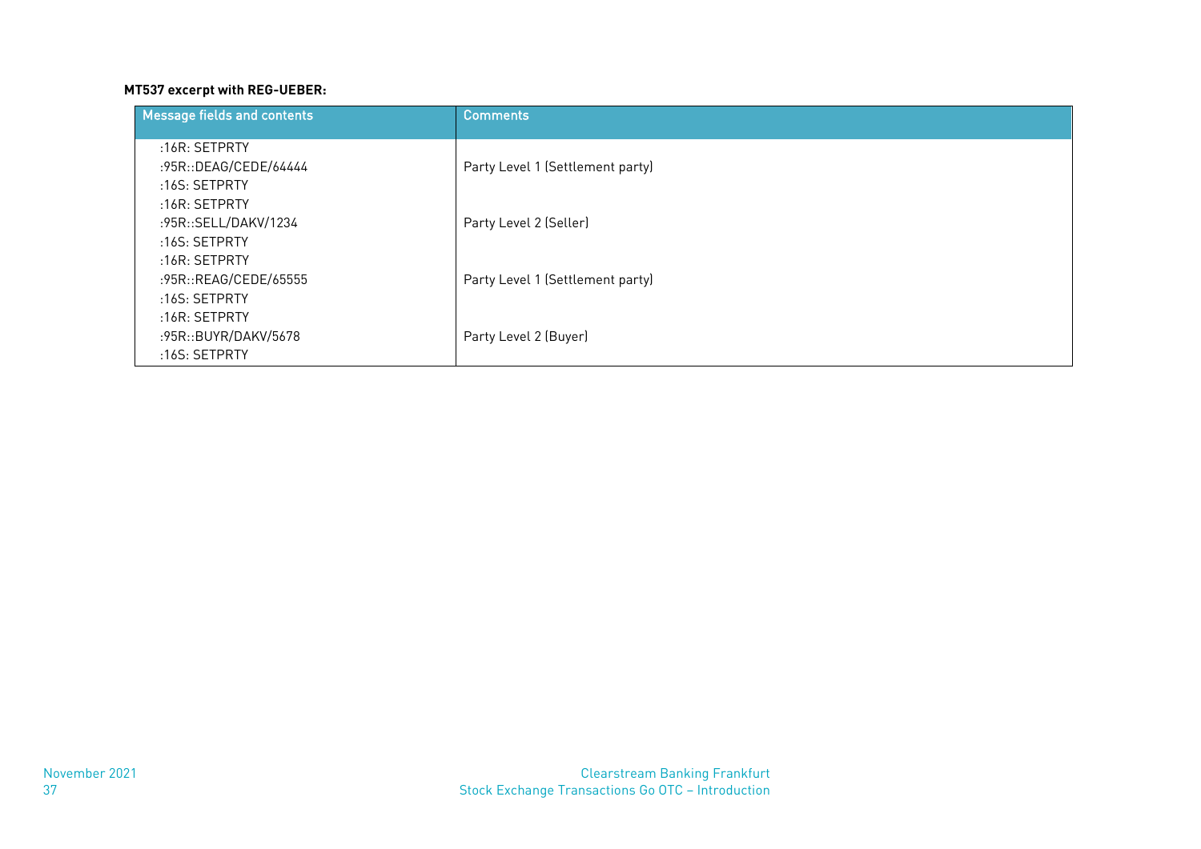**MT537 excerpt with REG-UEBER:**

| Message fields and contents | Comments |
| --- | --- |
| :16R: SETPRTY | |
| :95R::DEAG/CEDE/64444 | Party Level 1 (Settlement party) |
| :16S: SETPRTY | |
| :16R: SETPRTY | |
| :95R::SELL/DAKV/1234 | Party Level 2 (Seller) |
| :16S: SETPRTY | |
| :16R: SETPRTY | |
| :95R::REAG/CEDE/65555 | Party Level 1 (Settlement party) |
| :16S: SETPRTY | |
| :16R: SETPRTY | |
| :95R::BUYR/DAKV/5678 | Party Level 2 (Buyer) |
| :16S: SETPRTY | |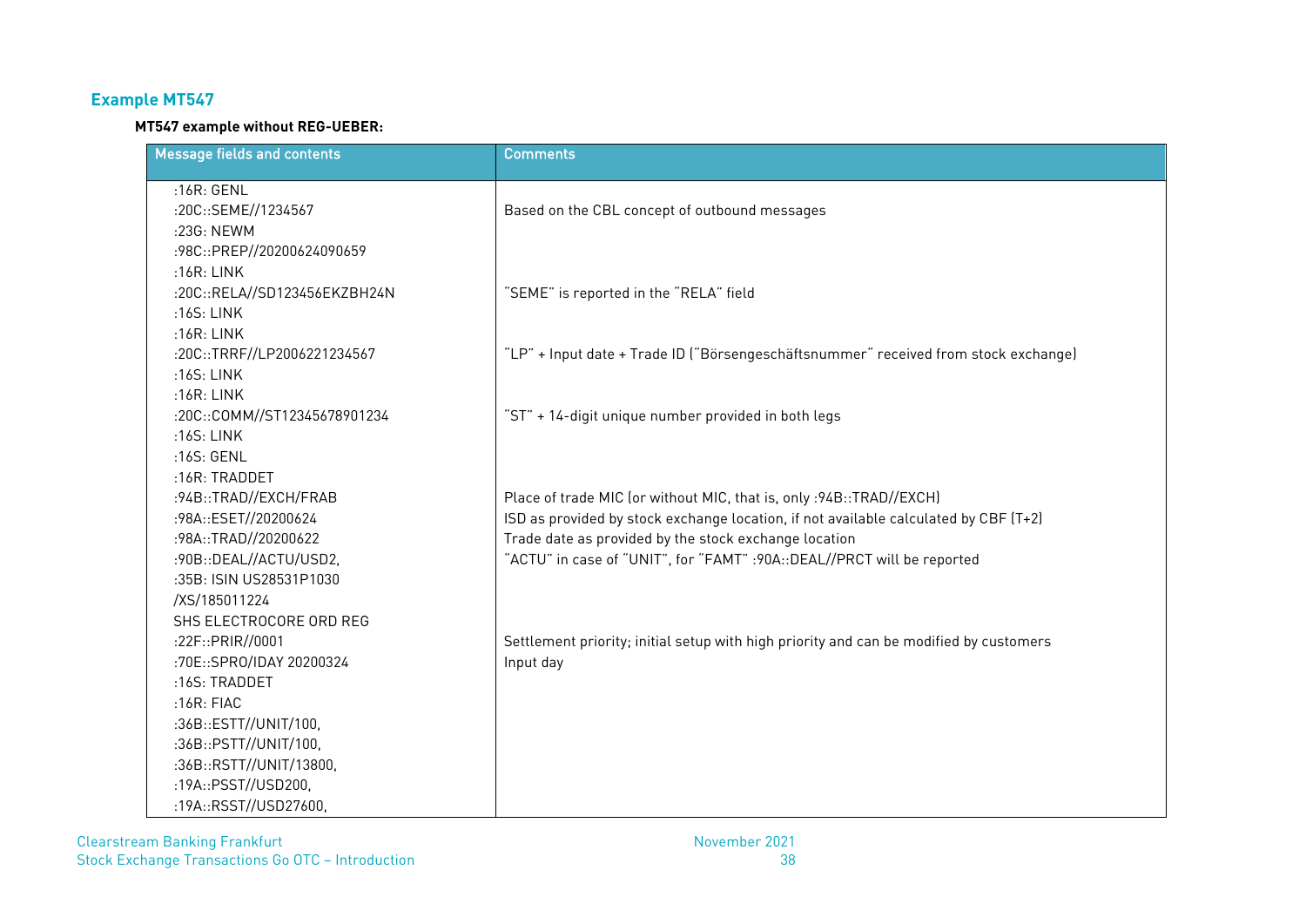## Example MT547

**MT547 example without REG-UEBER:**

| Message fields and contents | Comments |
|---|---|
| :16R: GENL | |
| :20C::SEME//1234567 | Based on the CBL concept of outbound messages |
| :23G: NEWM | |
| :98C::PREP//20200624090659 | |
| :16R: LINK | |
| :20C::RELA//SD123456EKZBH24N | "SEME" is reported in the "RELA" field |
| :16S: LINK | |
| :16R: LINK | |
| :20C::TRRF//LP2006221234567 | "LP" + Input date + Trade ID ("Börsengeschäftsnummer" received from stock exchange) |
| :16S: LINK | |
| :16R: LINK | |
| :20C::COMM//ST12345678901234 | "ST" + 14-digit unique number provided in both legs |
| :16S: LINK | |
| :16S: GENL | |
| :16R: TRADDET | |
| :94B::TRAD//EXCH/FRAB | Place of trade MIC (or without MIC, that is, only :94B::TRAD//EXCH) |
| :98A::ESET//20200624 | ISD as provided by stock exchange location, if not available calculated by CBF (T+2) |
| :98A::TRAD//20200622 | Trade date as provided by the stock exchange location |
| :90B::DEAL//ACTU/USD2, | "ACTU" in case of "UNIT", for "FAMT" :90A::DEAL//PRCT will be reported |
| :35B: ISIN US28531P1030 | |
| /XS/185011224 | |
| SHS ELECTROCORE ORD REG | |
| :22F::PRIR//0001 | Settlement priority; initial setup with high priority and can be modified by customers |
| :70E::SPRO/IDAY 20200324 | Input day |
| :16S: TRADDET | |
| :16R: FIAC | |
| :36B::ESTT//UNIT/100, | |
| :36B::PSTT//UNIT/100, | |
| :36B::RSTT//UNIT/13800, | |
| :19A::PSST//USD200, | |
| :19A::RSST//USD27600, | |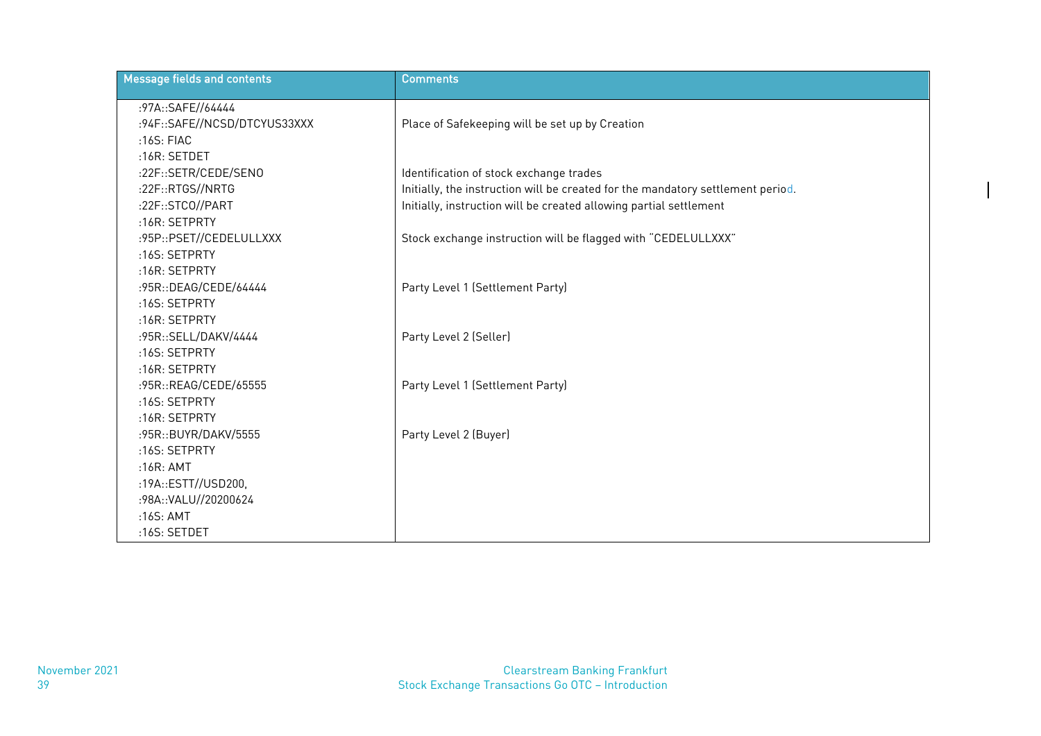| Message fields and contents | Comments |
|---|---|
| :97A::SAFE//64444 | |
| :94F::SAFE//NCSD/DTCYUS33XXX | Place of Safekeeping will be set up by Creation |
| :16S: FIAC | |
| :16R: SETDET | |
| :22F::SETR/CEDE/SENO | Identification of stock exchange trades |
| :22F::RTGS//NRTG | Initially, the instruction will be created for the mandatory settlement period. |
| :22F::STCO//PART | Initially, instruction will be created allowing partial settlement |
| :16R: SETPRTY | |
| :95P::PSET//CEDELULLXXX | Stock exchange instruction will be flagged with "CEDELULLXXX" |
| :16S: SETPRTY | |
| :16R: SETPRTY | |
| :95R::DEAG/CEDE/64444 | Party Level 1 (Settlement Party) |
| :16S: SETPRTY | |
| :16R: SETPRTY | |
| :95R::SELL/DAKV/4444 | Party Level 2 (Seller) |
| :16S: SETPRTY | |
| :16R: SETPRTY | |
| :95R::REAG/CEDE/65555 | Party Level 1 (Settlement Party) |
| :16S: SETPRTY | |
| :16R: SETPRTY | |
| :95R::BUYR/DAKV/5555 | Party Level 2 (Buyer) |
| :16S: SETPRTY | |
| :16R: AMT | |
| :19A::ESTT//USD200, | |
| :98A::VALU//20200624 | |
| :16S: AMT | |
| :16S: SETDET | |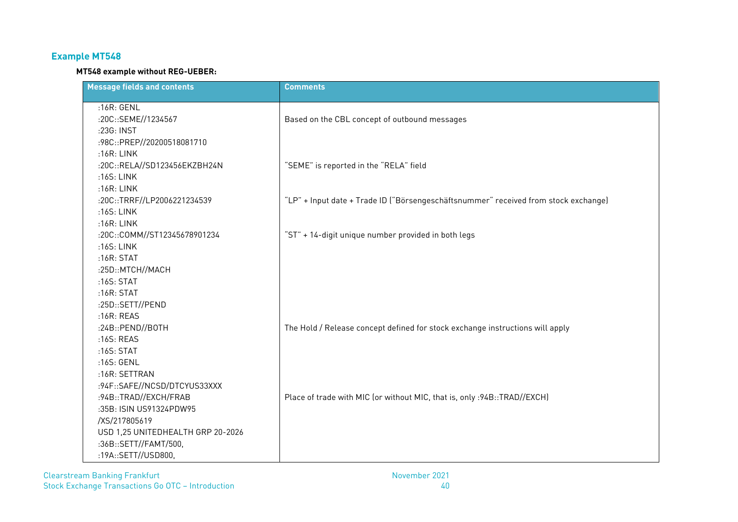## Example MT548

**MT548 example without REG-UEBER:**

| Message fields and contents | Comments |
|---|---|
| :16R: GENL | |
| :20C::SEME//1234567 | Based on the CBL concept of outbound messages |
| :23G: INST | |
| :98C::PREP//20200518081710 | |
| :16R: LINK | |
| :20C::RELA//SD123456EKZBH24N | "SEME" is reported in the "RELA" field |
| :16S: LINK | |
| :16R: LINK | |
| :20C::TRRF//LP2006221234539 | "LP" + Input date + Trade ID ("Börsengeschäftsnummer" received from stock exchange) |
| :16S: LINK | |
| :16R: LINK | |
| :20C::COMM//ST12345678901234 | "ST" + 14-digit unique number provided in both legs |
| :16S: LINK | |
| :16R: STAT | |
| :25D::MTCH//MACH | |
| :16S: STAT | |
| :16R: STAT | |
| :25D::SETT//PEND | |
| :16R: REAS | |
| :24B::PEND//BOTH | The Hold / Release concept defined for stock exchange instructions will apply |
| :16S: REAS | |
| :16S: STAT | |
| :16S: GENL | |
| :16R: SETTRAN | |
| :94F::SAFE//NCSD/DTCYUS33XXX | |
| :94B::TRAD//EXCH/FRAB | Place of trade with MIC (or without MIC, that is, only :94B::TRAD//EXCH) |
| :35B: ISIN US91324PDW95 | |
| /XS/217805619 | |
| USD 1,25 UNITEDHEALTH GRP 20-2026 | |
| :36B::SETT//FAMT/500, | |
| :19A::SETT//USD800, | |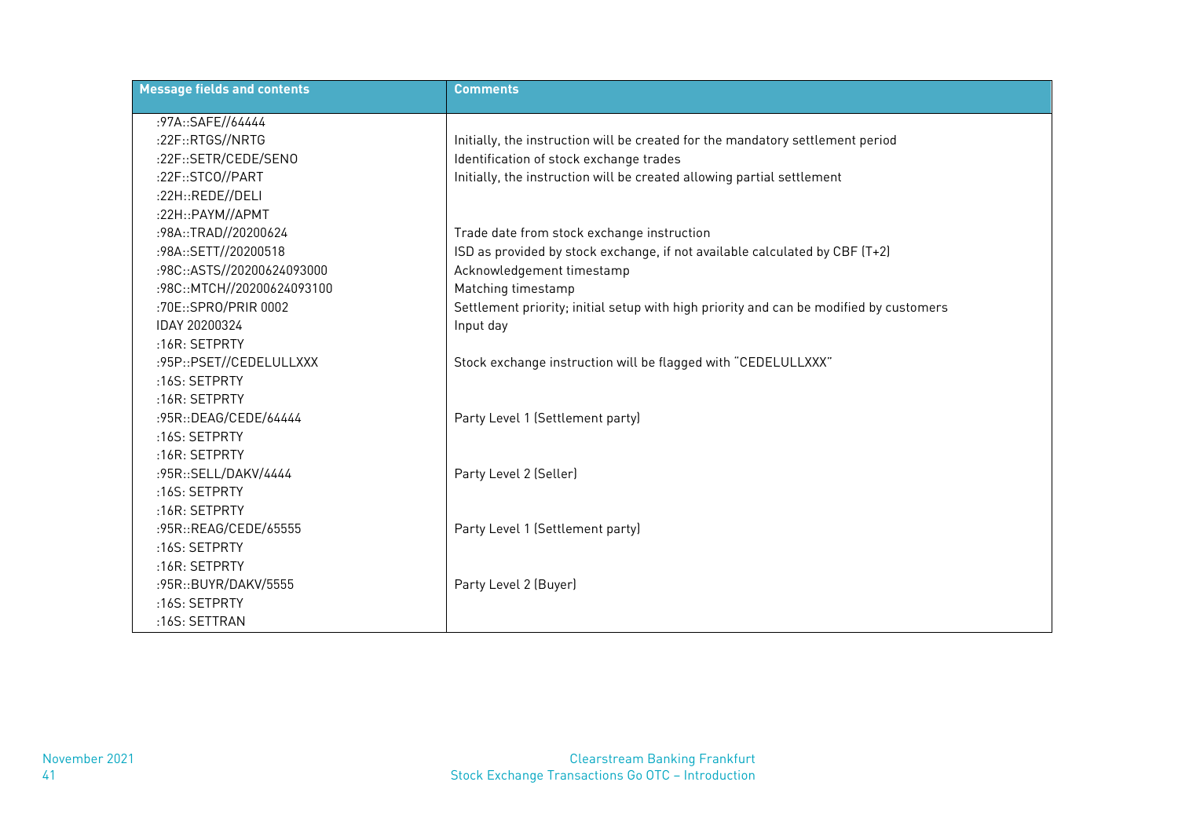| Message fields and contents | Comments |
|---|---|
| :97A::SAFE//64444 | |
| :22F::RTGS//NRTG | Initially, the instruction will be created for the mandatory settlement period |
| :22F::SETR/CEDE/SENO | Identification of stock exchange trades |
| :22F::STCO//PART | Initially, the instruction will be created allowing partial settlement |
| :22H::REDE//DELI | |
| :22H::PAYM//APMT | |
| :98A::TRAD//20200624 | Trade date from stock exchange instruction |
| :98A::SETT//20200518 | ISD as provided by stock exchange, if not available calculated by CBF (T+2) |
| :98C::ASTS//20200624093000 | Acknowledgement timestamp |
| :98C::MTCH//20200624093100 | Matching timestamp |
| :70E::SPRO/PRIR 0002 | Settlement priority; initial setup with high priority and can be modified by customers |
| IDAY 20200324 | Input day |
| :16R: SETPRTY | |
| :95P::PSET//CEDELULLXXX | Stock exchange instruction will be flagged with "CEDELULLXXX" |
| :16S: SETPRTY | |
| :16R: SETPRTY | |
| :95R::DEAG/CEDE/64444 | Party Level 1 (Settlement party) |
| :16S: SETPRTY | |
| :16R: SETPRTY | |
| :95R::SELL/DAKV/4444 | Party Level 2 (Seller) |
| :16S: SETPRTY | |
| :16R: SETPRTY | |
| :95R::REAG/CEDE/65555 | Party Level 1 (Settlement party) |
| :16S: SETPRTY | |
| :16R: SETPRTY | |
| :95R::BUYR/DAKV/5555 | Party Level 2 (Buyer) |
| :16S: SETPRTY | |
| :16S: SETTRAN | |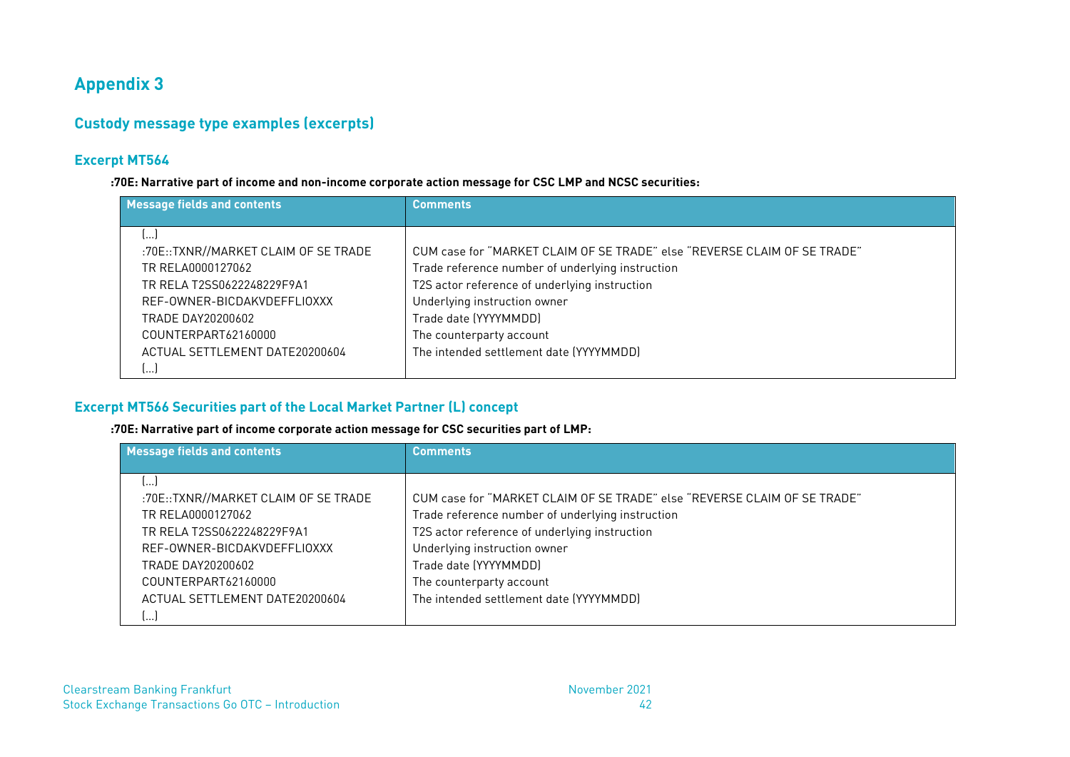# Appendix 3

## Custody message type examples (excerpts)

### Excerpt MT564

**:70E: Narrative part of income and non-income corporate action message for CSC LMP and NCSC securities:**

| Message fields and contents | Comments |
|---|---|
| (...) | |
| :70E::TXNR//MARKET CLAIM OF SE TRADE | CUM case for "MARKET CLAIM OF SE TRADE" else "REVERSE CLAIM OF SE TRADE" |
| TR RELA0000127062 | Trade reference number of underlying instruction |
| TR RELA T2SS0622248229F9A1 | T2S actor reference of underlying instruction |
| REF-OWNER-BICDAKVDEFFLIOXXX | Underlying instruction owner |
| TRADE DAY20200602 | Trade date (YYYYMMDD) |
| COUNTERPART62160000 | The counterparty account |
| ACTUAL SETTLEMENT DATE20200604 | The intended settlement date (YYYYMMDD) |
| (...) | |

### Excerpt MT566 Securities part of the Local Market Partner (L) concept

**:70E: Narrative part of income corporate action message for CSC securities part of LMP:**

| Message fields and contents | Comments |
|---|---|
| (...) | |
| :70E::TXNR//MARKET CLAIM OF SE TRADE | CUM case for "MARKET CLAIM OF SE TRADE" else "REVERSE CLAIM OF SE TRADE" |
| TR RELA0000127062 | Trade reference number of underlying instruction |
| TR RELA T2SS0622248229F9A1 | T2S actor reference of underlying instruction |
| REF-OWNER-BICDAKVDEFFLIOXXX | Underlying instruction owner |
| TRADE DAY20200602 | Trade date (YYYYMMDD) |
| COUNTERPART62160000 | The counterparty account |
| ACTUAL SETTLEMENT DATE20200604 | The intended settlement date (YYYYMMDD) |
| (...) | |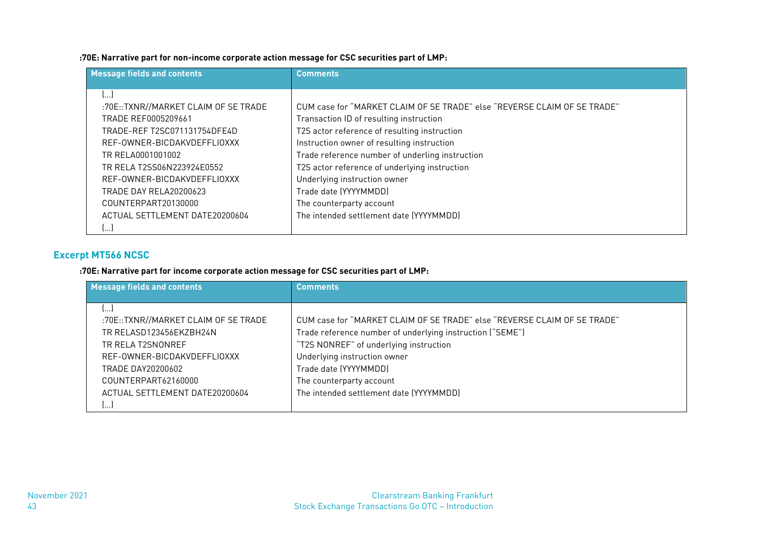**:70E: Narrative part for non-income corporate action message for CSC securities part of LMP:**

| Message fields and contents | Comments |
|---|---|
| (...) | |
| :70E::TXNR//MARKET CLAIM OF SE TRADE | CUM case for "MARKET CLAIM OF SE TRADE" else "REVERSE CLAIM OF SE TRADE" |
| TRADE REF0005209661 | Transaction ID of resulting instruction |
| TRADE-REF T2SC071131754DFE4D | T2S actor reference of resulting instruction |
| REF-OWNER-BICDAKVDEFFLIOXXX | Instruction owner of resulting instruction |
| TR RELA0001001002 | Trade reference number of underling instruction |
| TR RELA T2SS06N223924E0552 | T2S actor reference of underlying instruction |
| REF-OWNER-BICDAKVDEFFLIOXXX | Underlying instruction owner |
| TRADE DAY RELA20200623 | Trade date (YYYYMMDD) |
| COUNTERPART20130000 | The counterparty account |
| ACTUAL SETTLEMENT DATE20200604 | The intended settlement date (YYYYMMDD) |
| (...) | |

## Excerpt MT566 NCSC

**:70E: Narrative part for income corporate action message for CSC securities part of LMP:**

| Message fields and contents | Comments |
|---|---|
| (...) | |
| :70E::TXNR//MARKET CLAIM OF SE TRADE | CUM case for "MARKET CLAIM OF SE TRADE" else "REVERSE CLAIM OF SE TRADE" |
| TR RELASD123456EKZBH24N | Trade reference number of underlying instruction ("SEME") |
| TR RELA T2SNONREF | "T2S NONREF" of underlying instruction |
| REF-OWNER-BICDAKVDEFFLIOXXX | Underlying instruction owner |
| TRADE DAY20200602 | Trade date (YYYYMMDD) |
| COUNTERPART62160000 | The counterparty account |
| ACTUAL SETTLEMENT DATE20200604 | The intended settlement date (YYYYMMDD) |
| (...) | |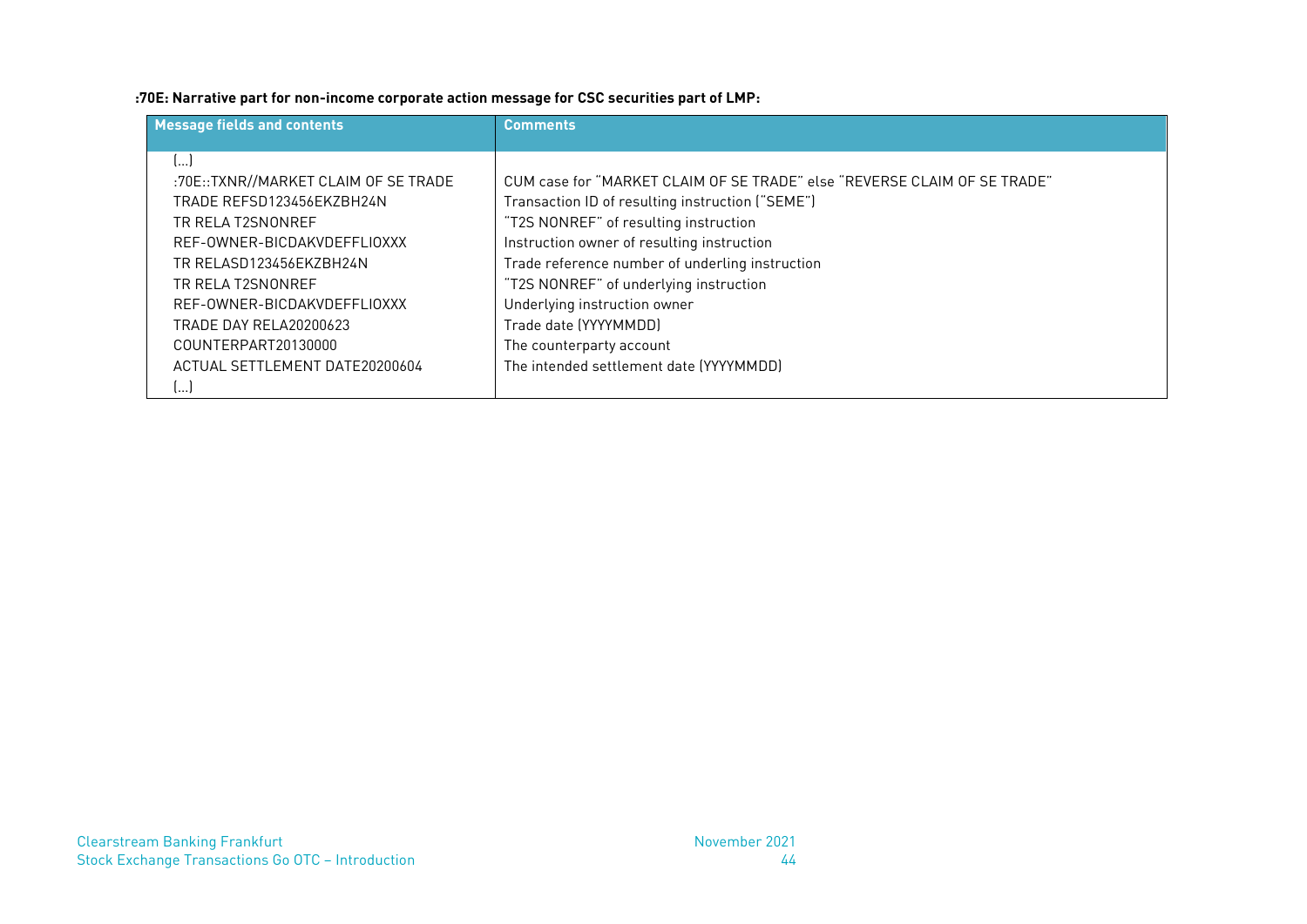**:70E: Narrative part for non-income corporate action message for CSC securities part of LMP:**

| Message fields and contents | Comments |
|---|---|
| (…) | |
| :70E::TXNR//MARKET CLAIM OF SE TRADE | CUM case for "MARKET CLAIM OF SE TRADE" else "REVERSE CLAIM OF SE TRADE" |
| TRADE REFSD123456EKZBH24N | Transaction ID of resulting instruction ("SEME") |
| TR RELA T2SNONREF | "T2S NONREF" of resulting instruction |
| REF-OWNER-BICDAKVDEFFLIOXXX | Instruction owner of resulting instruction |
| TR RELASD123456EKZBH24N | Trade reference number of underling instruction |
| TR RELA T2SNONREF | "T2S NONREF" of underlying instruction |
| REF-OWNER-BICDAKVDEFFLIOXXX | Underlying instruction owner |
| TRADE DAY RELA20200623 | Trade date (YYYYMMDD) |
| COUNTERPART20130000 | The counterparty account |
| ACTUAL SETTLEMENT DATE20200604 | The intended settlement date (YYYYMMDD) |
| (…) | |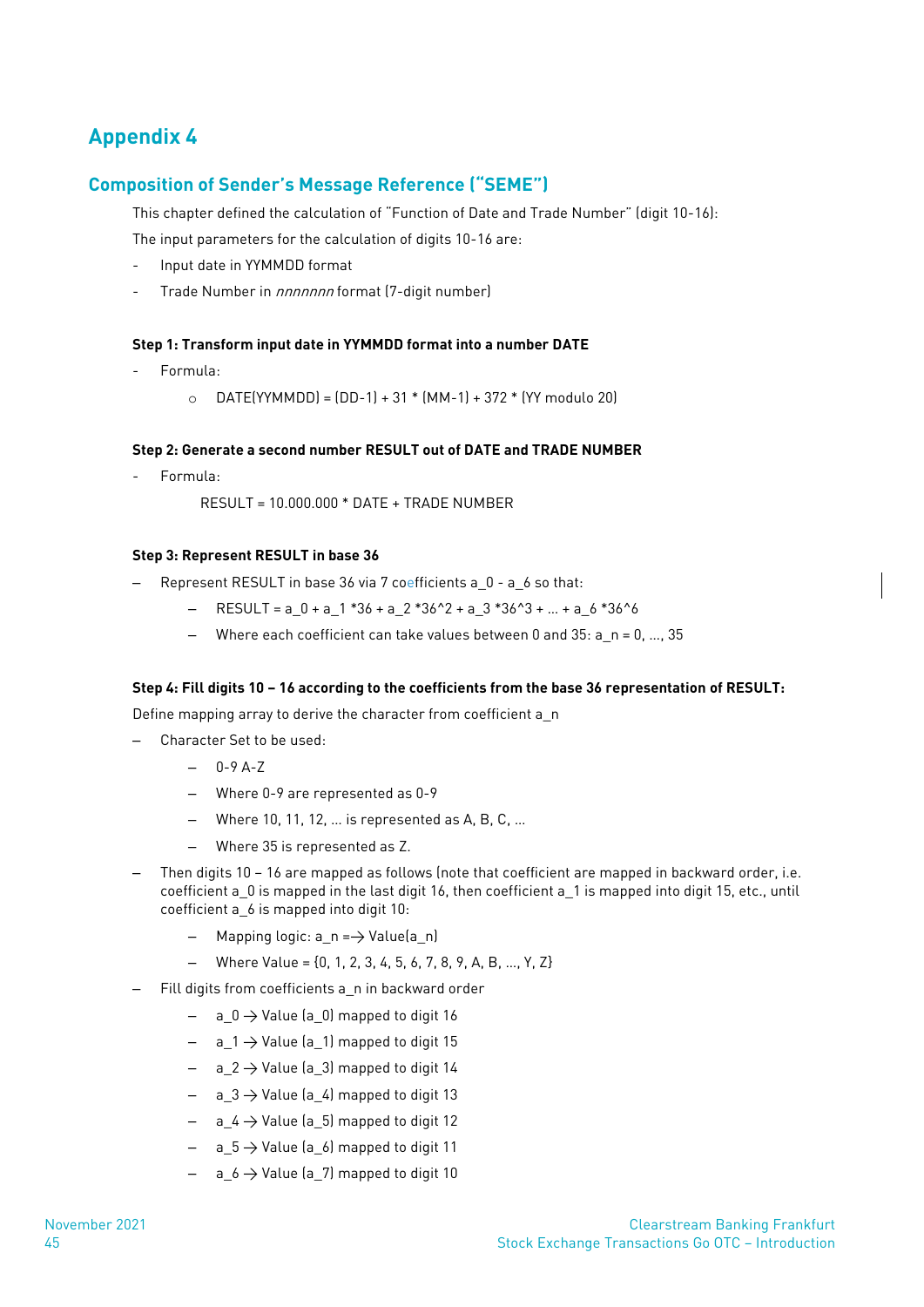# Appendix 4

## Composition of Sender's Message Reference ("SEME")

This chapter defined the calculation of "Function of Date and Trade Number" (digit 10-16):

The input parameters for the calculation of digits 10-16 are:

- Input date in YYMMDD format
- Trade Number in *nnnnnnn* format (7-digit number)

**Step 1: Transform input date in YYMMDD format into a number DATE**

- Formula:
  - DATE(YYMMDD) = (DD-1) + 31 * (MM-1) + 372 * (YY modulo 20)

**Step 2: Generate a second number RESULT out of DATE and TRADE NUMBER**

- Formula:

  RESULT = 10.000.000 * DATE + TRADE NUMBER

**Step 3: Represent RESULT in base 36**

- Represent RESULT in base 36 via 7 coefficients a_0 - a_6 so that:
  - RESULT = a_0 + a_1 *36 + a_2 *36^2 + a_3 *36^3 + ... + a_6 *36^6
  - Where each coefficient can take values between 0 and 35: a_n = 0, ..., 35

**Step 4: Fill digits 10 – 16 according to the coefficients from the base 36 representation of RESULT:**

Define mapping array to derive the character from coefficient a_n

- Character Set to be used:
  - 0-9 A-Z
  - Where 0-9 are represented as 0-9
  - Where 10, 11, 12, ... is represented as A, B, C, ...
  - Where 35 is represented as Z.
- Then digits 10 – 16 are mapped as follows (note that coefficient are mapped in backward order, i.e. coefficient a_0 is mapped in the last digit 16, then coefficient a_1 is mapped into digit 15, etc., until coefficient a_6 is mapped into digit 10:
  - Mapping logic: a_n =→ Value(a_n)
  - Where Value = {0, 1, 2, 3, 4, 5, 6, 7, 8, 9, A, B, ..., Y, Z}
- Fill digits from coefficients a_n in backward order
  - a_0 → Value (a_0) mapped to digit 16
  - a_1 → Value (a_1) mapped to digit 15
  - a_2 → Value (a_3) mapped to digit 14
  - a_3 → Value (a_4) mapped to digit 13
  - a_4 → Value (a_5) mapped to digit 12
  - a_5 → Value (a_6) mapped to digit 11
  - a_6 → Value (a_7) mapped to digit 10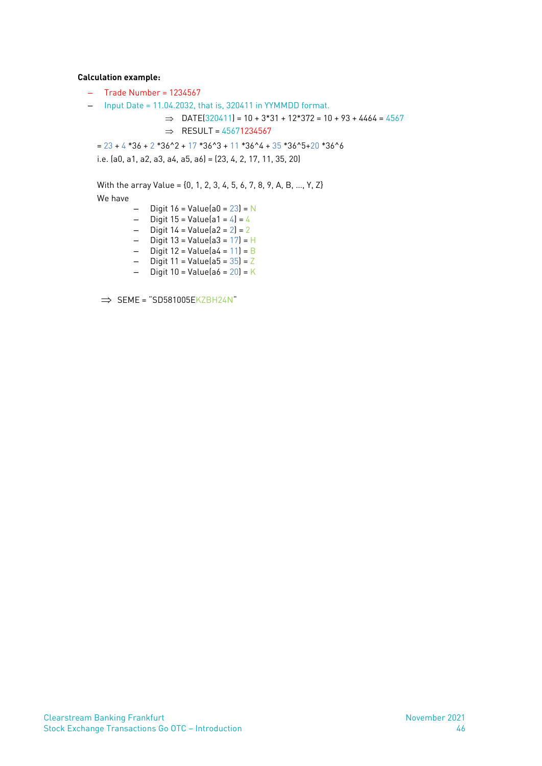**Calculation example:**

- Trade Number = 1234567
- Input Date = 11.04.2032, that is, 320411 in YYMMDD format.

  ⇒ DATE(320411) = 10 + 3*31 + 12*372 = 10 + 93 + 4464 = 4567

  ⇒ RESULT = 45671234567

= 23 + 4 *36 + 2 *36^2 + 17 *36^3 + 11 *36^4 + 35 *36^5+20 *36^6

i.e. (a0, a1, a2, a3, a4, a5, a6) = (23, 4, 2, 17, 11, 35, 20)

With the array Value = {0, 1, 2, 3, 4, 5, 6, 7, 8, 9, A, B, ..., Y, Z}

We have

- Digit 16 = Value(a0 = 23) = N
- Digit 15 = Value(a1 = 4) = 4
- Digit 14 = Value(a2 = 2) = 2
- Digit 13 = Value(a3 = 17) = H
- Digit 12 = Value(a4 = 11) = B
- Digit 11 = Value(a5 = 35) = Z
- Digit 10 = Value(a6 = 20) = K

⇒ SEME = "SD581005EKZBH24N"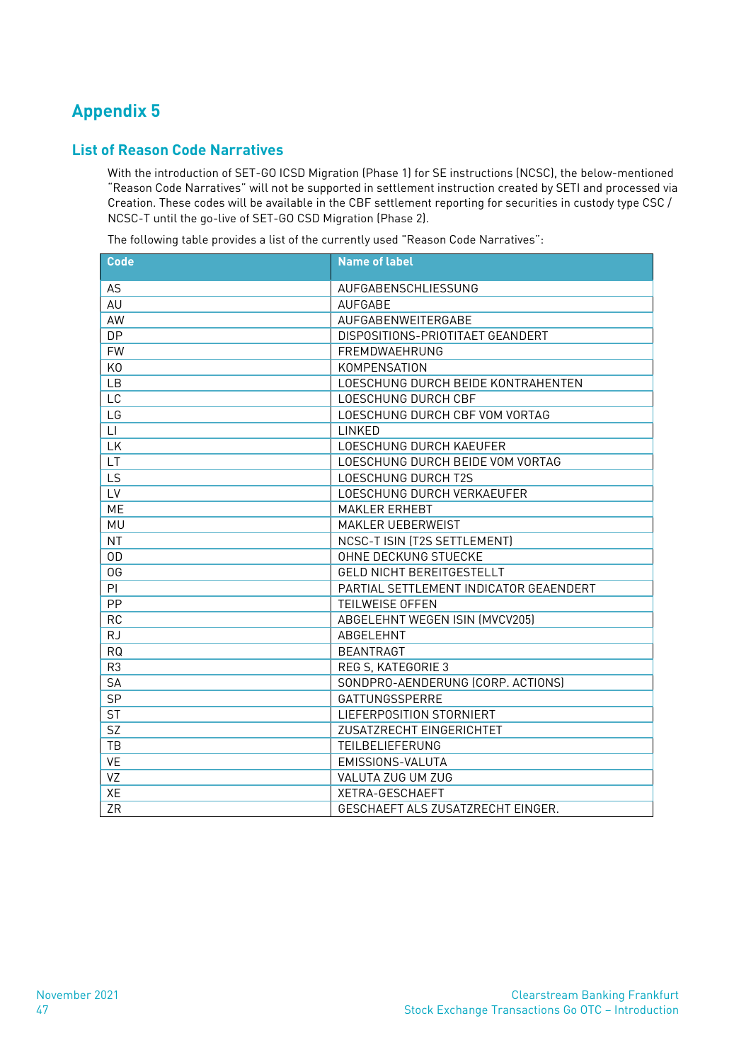# Appendix 5

## List of Reason Code Narratives

With the introduction of SET-GO ICSD Migration (Phase 1) for SE instructions (NCSC), the below-mentioned "Reason Code Narratives" will not be supported in settlement instruction created by SETI and processed via Creation. These codes will be available in the CBF settlement reporting for securities in custody type CSC / NCSC-T until the go-live of SET-GO CSD Migration (Phase 2).

The following table provides a list of the currently used "Reason Code Narratives":

| Code | Name of label |
|---|---|
| AS | AUFGABENSCHLIESSUNG |
| AU | AUFGABE |
| AW | AUFGABENWEITERGABE |
| DP | DISPOSITIONS-PRIOTITAET GEAENDERT |
| FW | FREMDWAEHRUNG |
| KO | KOMPENSATION |
| LB | LOESCHUNG DURCH BEIDE KONTRAHENTEN |
| LC | LOESCHUNG DURCH CBF |
| LG | LOESCHUNG DURCH CBF VOM VORTAG |
| LI | LINKED |
| LK | LOESCHUNG DURCH KAEUFER |
| LT | LOESCHUNG DURCH BEIDE VOM VORTAG |
| LS | LOESCHUNG DURCH T2S |
| LV | LOESCHUNG DURCH VERKAEUFER |
| ME | MAKLER ERHEBT |
| MU | MAKLER UEBERWEIST |
| NT | NCSC-T ISIN (T2S SETTLEMENT) |
| OD | OHNE DECKUNG STUECKE |
| OG | GELD NICHT BEREITGESTELLT |
| PI | PARTIAL SETTLEMENT INDICATOR GEAENDERT |
| PP | TEILWEISE OFFEN |
| RC | ABGELEHNT WEGEN ISIN (MVCV205) |
| RJ | ABGELEHNT |
| RQ | BEANTRAGT |
| R3 | REG S, KATEGORIE 3 |
| SA | SONDPRO-AENDERUNG (CORP. ACTIONS) |
| SP | GATTUNGSSPERRE |
| ST | LIEFERPOSITION STORNIERT |
| SZ | ZUSATZRECHT EINGERICHTET |
| TB | TEILBELIEFERUNG |
| VE | EMISSIONS-VALUTA |
| VZ | VALUTA ZUG UM ZUG |
| XE | XETRA-GESCHAEFT |
| ZR | GESCHAEFT ALS ZUSATZRECHT EINGER. |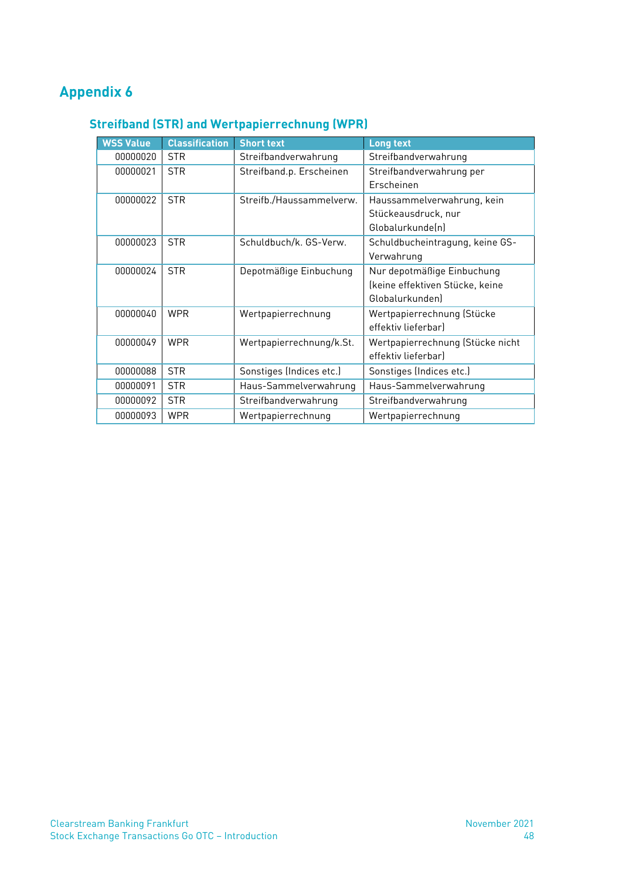# Appendix 6

## Streifband (STR) and Wertpapierrechnung (WPR)

| WSS Value | Classification | Short text | Long text |
|---|---|---|---|
| 00000020 | STR | Streifbandverwahrung | Streifbandverwahrung |
| 00000021 | STR | Streifband.p. Erscheinen | Streifbandverwahrung per Erscheinen |
| 00000022 | STR | Streifb./Haussammelverw. | Haussammelverwahrung, kein Stückeausdruck, nur Globalurkunde(n) |
| 00000023 | STR | Schuldbuch/k. GS-Verw. | Schuldbucheintragung, keine GS-Verwahrung |
| 00000024 | STR | Depotmäßige Einbuchung | Nur depotmäßige Einbuchung (keine effektiven Stücke, keine Globalurkunden) |
| 00000040 | WPR | Wertpapierrechnung | Wertpapierrechnung (Stücke effektiv lieferbar) |
| 00000049 | WPR | Wertpapierrechnung/k.St. | Wertpapierrechnung (Stücke nicht effektiv lieferbar) |
| 00000088 | STR | Sonstiges (Indices etc.) | Sonstiges (Indices etc.) |
| 00000091 | STR | Haus-Sammelverwahrung | Haus-Sammelverwahrung |
| 00000092 | STR | Streifbandverwahrung | Streifbandverwahrung |
| 00000093 | WPR | Wertpapierrechnung | Wertpapierrechnung |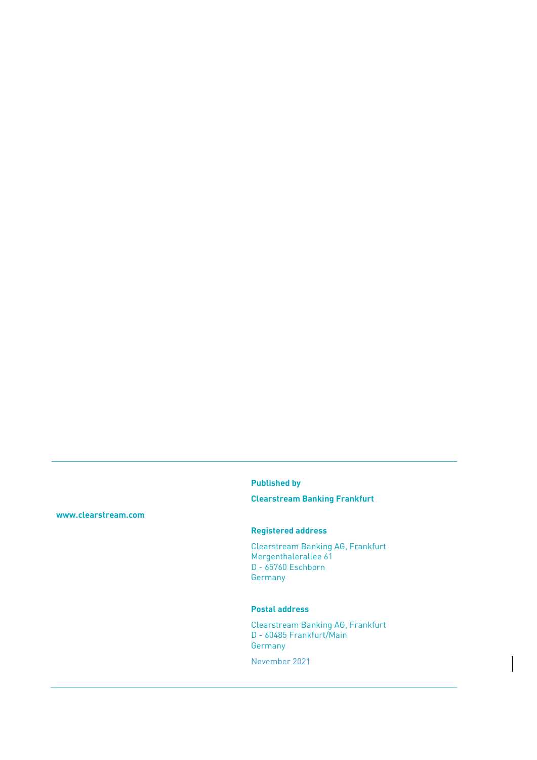**Published by**

**Clearstream Banking Frankfurt**

**www.clearstream.com**

**Registered address**

Clearstream Banking AG, Frankfurt
Mergenthalerallee 61
D - 65760 Eschborn
Germany

**Postal address**

Clearstream Banking AG, Frankfurt
D - 60485 Frankfurt/Main
Germany

November 2021